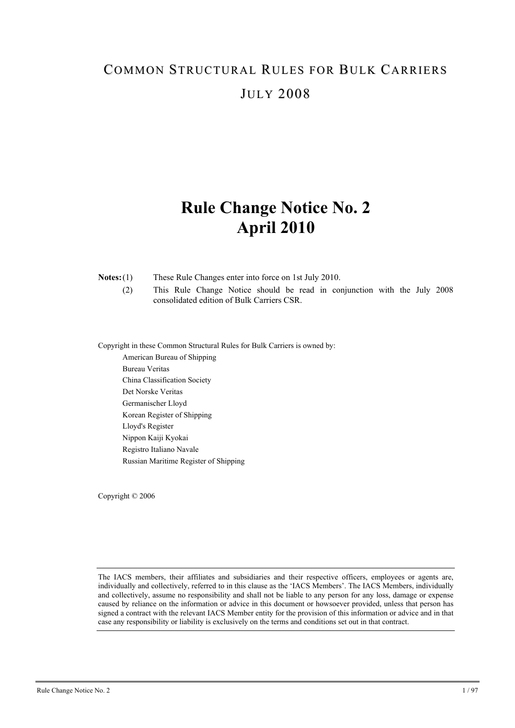# COMMON STRUCTURAL RULES FOR BULK CARRIERS

# JULY 2008

# Rule Change Notice No. 2
# April 2010

**Notes:** (1) These Rule Changes enter into force on 1st July 2010.

(2) This Rule Change Notice should be read in conjunction with the July 2008 consolidated edition of Bulk Carriers CSR.

Copyright in these Common Structural Rules for Bulk Carriers is owned by:

American Bureau of Shipping
Bureau Veritas
China Classification Society
Det Norske Veritas
Germanischer Lloyd
Korean Register of Shipping
Lloyd's Register
Nippon Kaiji Kyokai
Registro Italiano Navale
Russian Maritime Register of Shipping

Copyright © 2006

---

The IACS members, their affiliates and subsidiaries and their respective officers, employees or agents are, individually and collectively, referred to in this clause as the 'IACS Members'. The IACS Members, individually and collectively, assume no responsibility and shall not be liable to any person for any loss, damage or expense caused by reliance on the information or advice in this document or howsoever provided, unless that person has signed a contract with the relevant IACS Member entity for the provision of this information or advice and in that case any responsibility or liability is exclusively on the terms and conditions set out in that contract.

---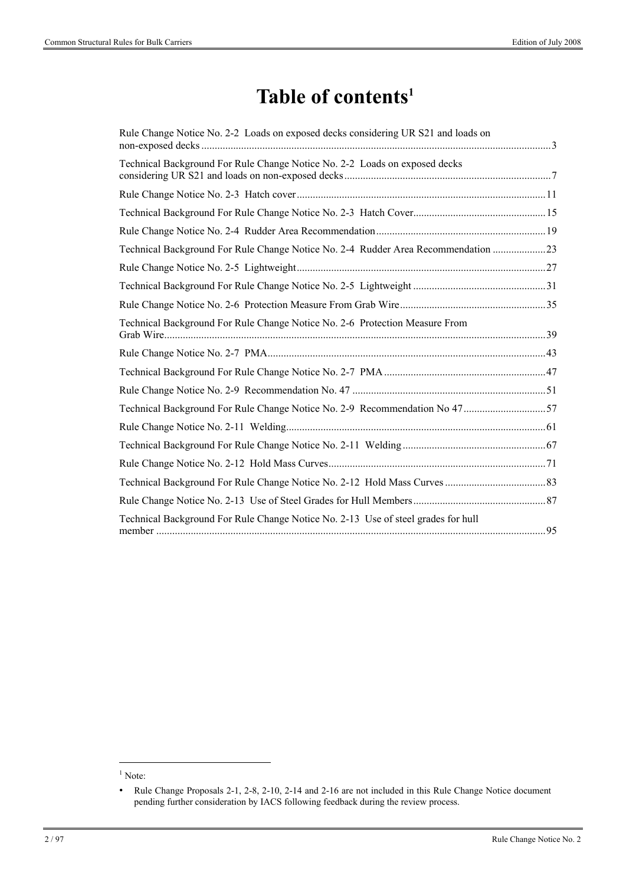# Table of contents[1]

Rule Change Notice No. 2-2 Loads on exposed decks considering UR S21 and loads on non-exposed decks ....... 3

Technical Background For Rule Change Notice No. 2-2 Loads on exposed decks considering UR S21 and loads on non-exposed decks ....... 7

Rule Change Notice No. 2-3 Hatch cover ....... 11

Technical Background For Rule Change Notice No. 2-3 Hatch Cover ....... 15

Rule Change Notice No. 2-4 Rudder Area Recommendation ....... 19

Technical Background For Rule Change Notice No. 2-4 Rudder Area Recommendation ....... 23

Rule Change Notice No. 2-5 Lightweight ....... 27

Technical Background For Rule Change Notice No. 2-5 Lightweight ....... 31

Rule Change Notice No. 2-6 Protection Measure From Grab Wire ....... 35

Technical Background For Rule Change Notice No. 2-6 Protection Measure From Grab Wire ....... 39

Rule Change Notice No. 2-7 PMA ....... 43

Technical Background For Rule Change Notice No. 2-7 PMA ....... 47

Rule Change Notice No. 2-9 Recommendation No. 47 ....... 51

Technical Background For Rule Change Notice No. 2-9 Recommendation No 47 ....... 57

Rule Change Notice No. 2-11 Welding ....... 61

Technical Background For Rule Change Notice No. 2-11 Welding ....... 67

Rule Change Notice No. 2-12 Hold Mass Curves ....... 71

Technical Background For Rule Change Notice No. 2-12 Hold Mass Curves ....... 83

Rule Change Notice No. 2-13 Use of Steel Grades for Hull Members ....... 87

Technical Background For Rule Change Notice No. 2-13 Use of steel grades for hull member ....... 95

---

[1] Note:

- Rule Change Proposals 2-1, 2-8, 2-10, 2-14 and 2-16 are not included in this Rule Change Notice document pending further consideration by IACS following feedback during the review process.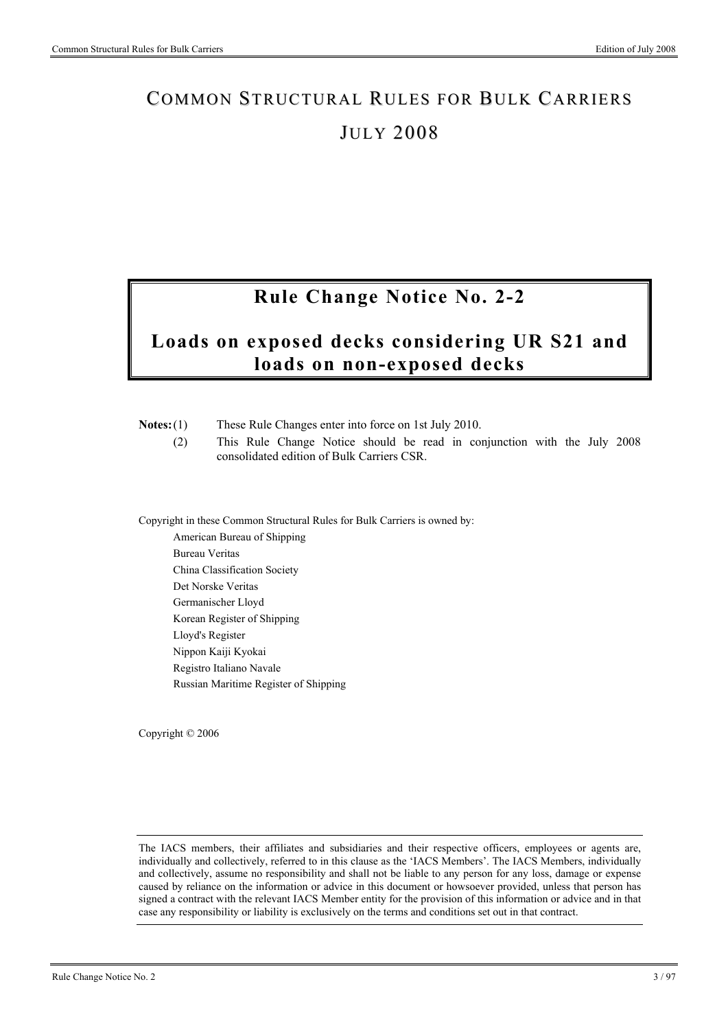# COMMON STRUCTURAL RULES FOR BULK CARRIERS

# JULY 2008

## Rule Change Notice No. 2-2

## Loads on exposed decks considering UR S21 and loads on non-exposed decks

**Notes:** (1) These Rule Changes enter into force on 1st July 2010.

(2) This Rule Change Notice should be read in conjunction with the July 2008 consolidated edition of Bulk Carriers CSR.

Copyright in these Common Structural Rules for Bulk Carriers is owned by:

American Bureau of Shipping
Bureau Veritas
China Classification Society
Det Norske Veritas
Germanischer Lloyd
Korean Register of Shipping
Lloyd's Register
Nippon Kaiji Kyokai
Registro Italiano Navale
Russian Maritime Register of Shipping

Copyright © 2006

The IACS members, their affiliates and subsidiaries and their respective officers, employees or agents are, individually and collectively, referred to in this clause as the 'IACS Members'. The IACS Members, individually and collectively, assume no responsibility and shall not be liable to any person for any loss, damage or expense caused by reliance on the information or advice in this document or howsoever provided, unless that person has signed a contract with the relevant IACS Member entity for the provision of this information or advice and in that case any responsibility or liability is exclusively on the terms and conditions set out in that contract.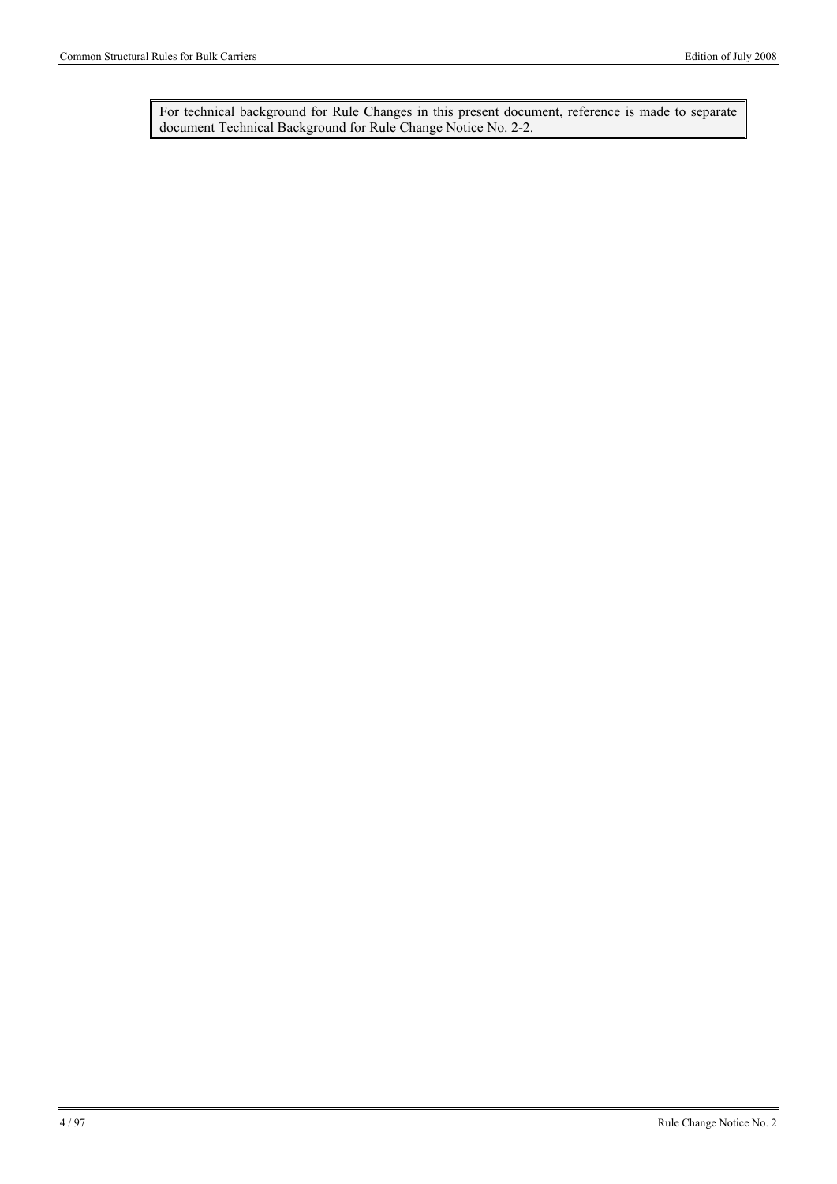For technical background for Rule Changes in this present document, reference is made to separate document Technical Background for Rule Change Notice No. 2-2.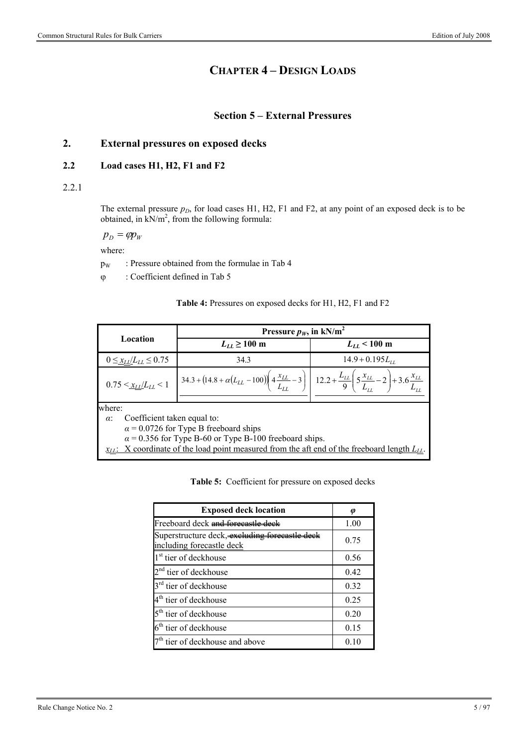# CHAPTER 4 – DESIGN LOADS

## Section 5 – External Pressures

## 2. External pressures on exposed decks

### 2.2 Load cases H1, H2, F1 and F2

2.2.1

The external pressure $p_D$, for load cases H1, H2, F1 and F2, at any point of an exposed deck is to be obtained, in kN/m$^2$, from the following formula:

$$p_D = \varphi p_W$$

where:

$p_W$ : Pressure obtained from the formulae in Tab 4

$\varphi$ : Coefficient defined in Tab 5

**Table 4:** Pressures on exposed decks for H1, H2, F1 and F2

| Location | Pressure $p_W$, in kN/m$^2$ | |
|---|---|---|
| | $L_{LL} \geq 100$ m | $L_{LL} < 100$ m |
| $0 \leq x_{LL}/L_{LL} \leq 0.75$ | 34.3 | $14.9 + 0.195 L_{LL}$ |
| $0.75 < x_{LL}/L_{LL} < 1$ | $34.3 + \left(14.8 + \alpha\left(L_{LL} - 100\right)\right)\left(4\dfrac{x_{LL}}{L_{LL}} - 3\right)$ | $12.2 + \dfrac{L_{LL}}{9}\left(5\dfrac{x_{LL}}{L_{LL}} - 2\right) + 3.6\dfrac{x_{LL}}{L_{LL}}$ |

where:

$\alpha$: Coefficient taken equal to:
- $\alpha = 0.0726$ for Type B freeboard ships
- $\alpha = 0.356$ for Type B-60 or Type B-100 freeboard ships.

$x_{LL}$: X coordinate of the load point measured from the aft end of the freeboard length $L_{LL}$.

**Table 5:** Coefficient for pressure on exposed decks

| Exposed deck location | $\varphi$ |
|---|---|
| Freeboard deck ~~and forecastle deck~~ | 1.00 |
| Superstructure deck, ~~excluding forecastle deck~~ including forecastle deck | 0.75 |
| 1st tier of deckhouse | 0.56 |
| 2nd tier of deckhouse | 0.42 |
| 3rd tier of deckhouse | 0.32 |
| 4th tier of deckhouse | 0.25 |
| 5th tier of deckhouse | 0.20 |
| 6th tier of deckhouse | 0.15 |
| 7th tier of deckhouse and above | 0.10 |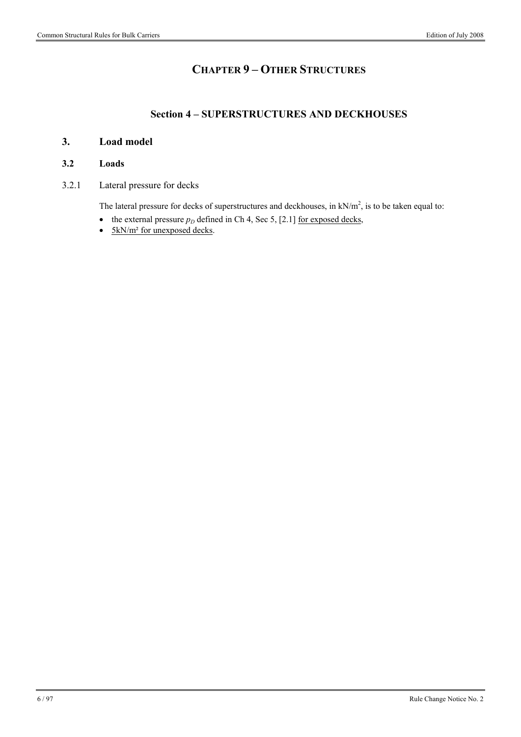# CHAPTER 9 – OTHER STRUCTURES

## Section 4 – SUPERSTRUCTURES AND DECKHOUSES

### 3. Load model

#### 3.2 Loads

3.2.1 Lateral pressure for decks

The lateral pressure for decks of superstructures and deckhouses, in $kN/m^2$, is to be taken equal to:

- the external pressure $p_D$ defined in Ch 4, Sec 5, [2.1] <u>for exposed decks</u>,
- <u>5kN/m² for unexposed decks</u>.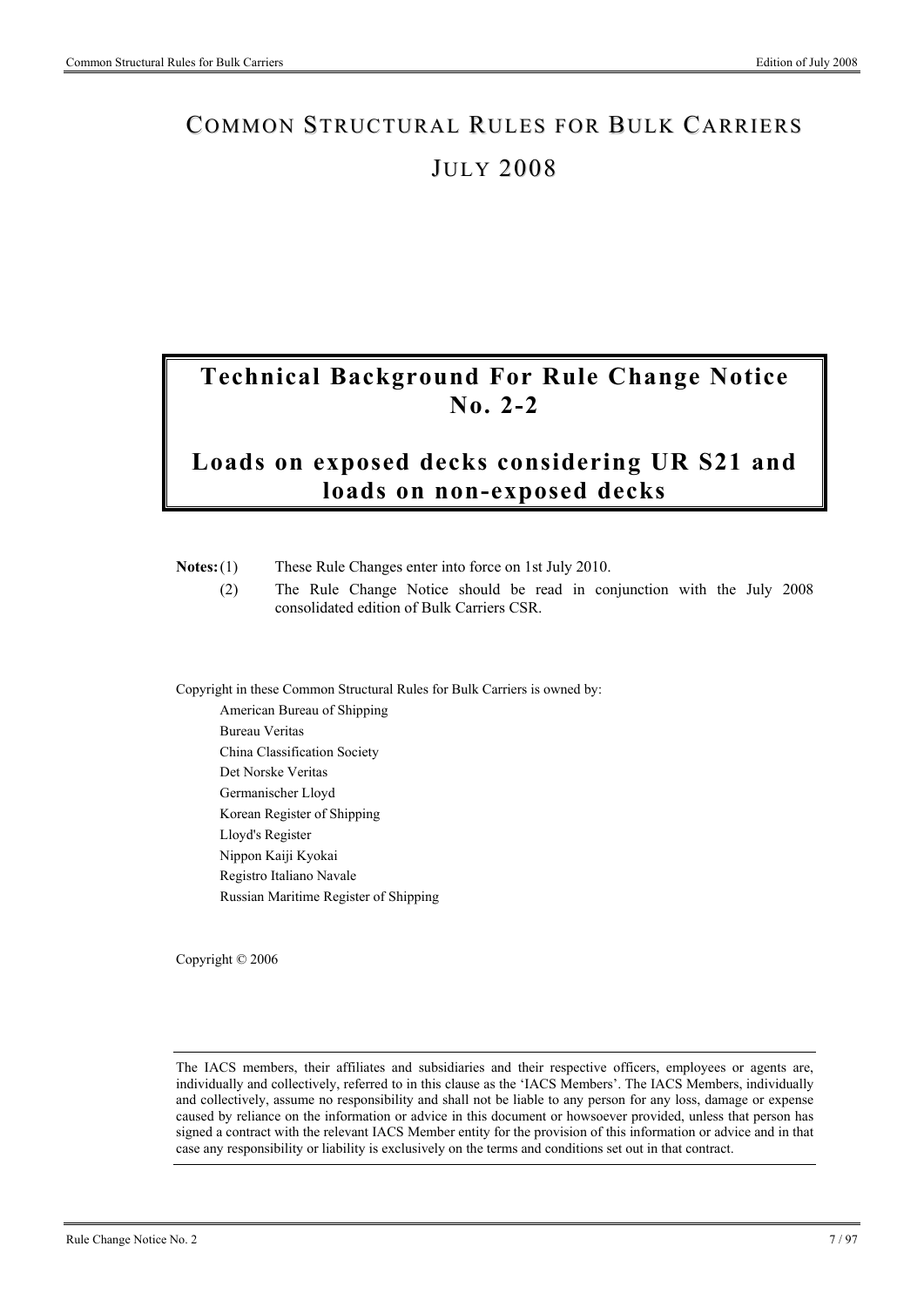# COMMON STRUCTURAL RULES FOR BULK CARRIERS

# JULY 2008

## Technical Background For Rule Change Notice No. 2-2

## Loads on exposed decks considering UR S21 and loads on non-exposed decks

**Notes:** (1) These Rule Changes enter into force on 1st July 2010.

(2) The Rule Change Notice should be read in conjunction with the July 2008 consolidated edition of Bulk Carriers CSR.

Copyright in these Common Structural Rules for Bulk Carriers is owned by:

American Bureau of Shipping
Bureau Veritas
China Classification Society
Det Norske Veritas
Germanischer Lloyd
Korean Register of Shipping
Lloyd's Register
Nippon Kaiji Kyokai
Registro Italiano Navale
Russian Maritime Register of Shipping

Copyright © 2006

---

The IACS members, their affiliates and subsidiaries and their respective officers, employees or agents are, individually and collectively, referred to in this clause as the 'IACS Members'. The IACS Members, individually and collectively, assume no responsibility and shall not be liable to any person for any loss, damage or expense caused by reliance on the information or advice in this document or howsoever provided, unless that person has signed a contract with the relevant IACS Member entity for the provision of this information or advice and in that case any responsibility or liability is exclusively on the terms and conditions set out in that contract.

---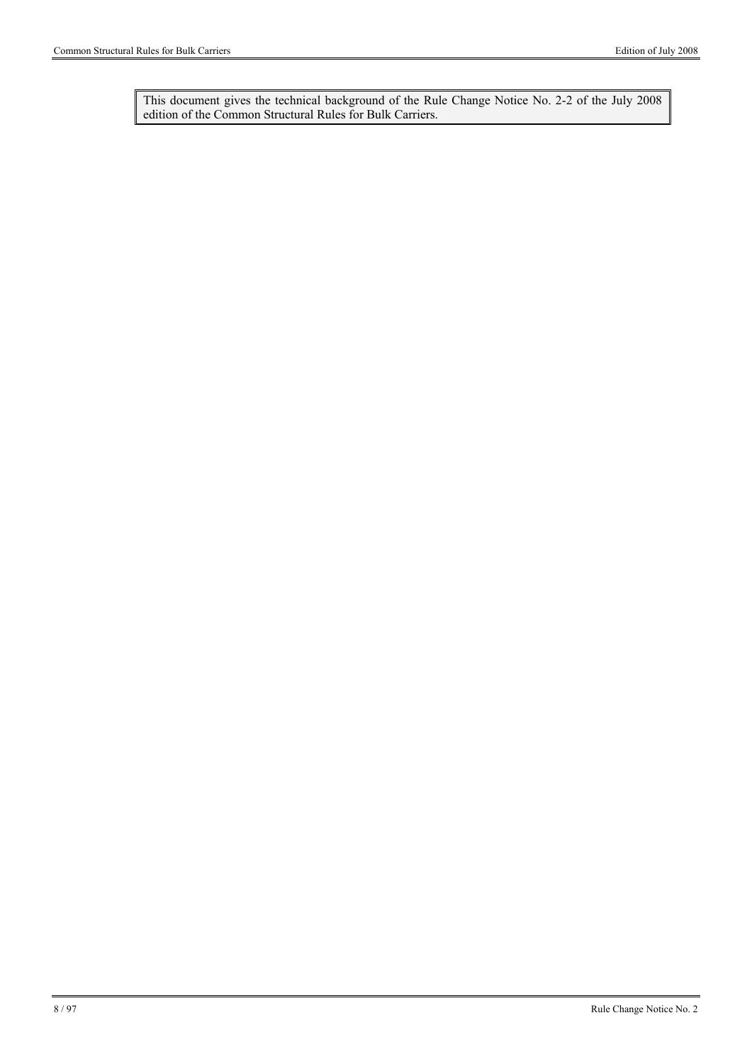This document gives the technical background of the Rule Change Notice No. 2-2 of the July 2008 edition of the Common Structural Rules for Bulk Carriers.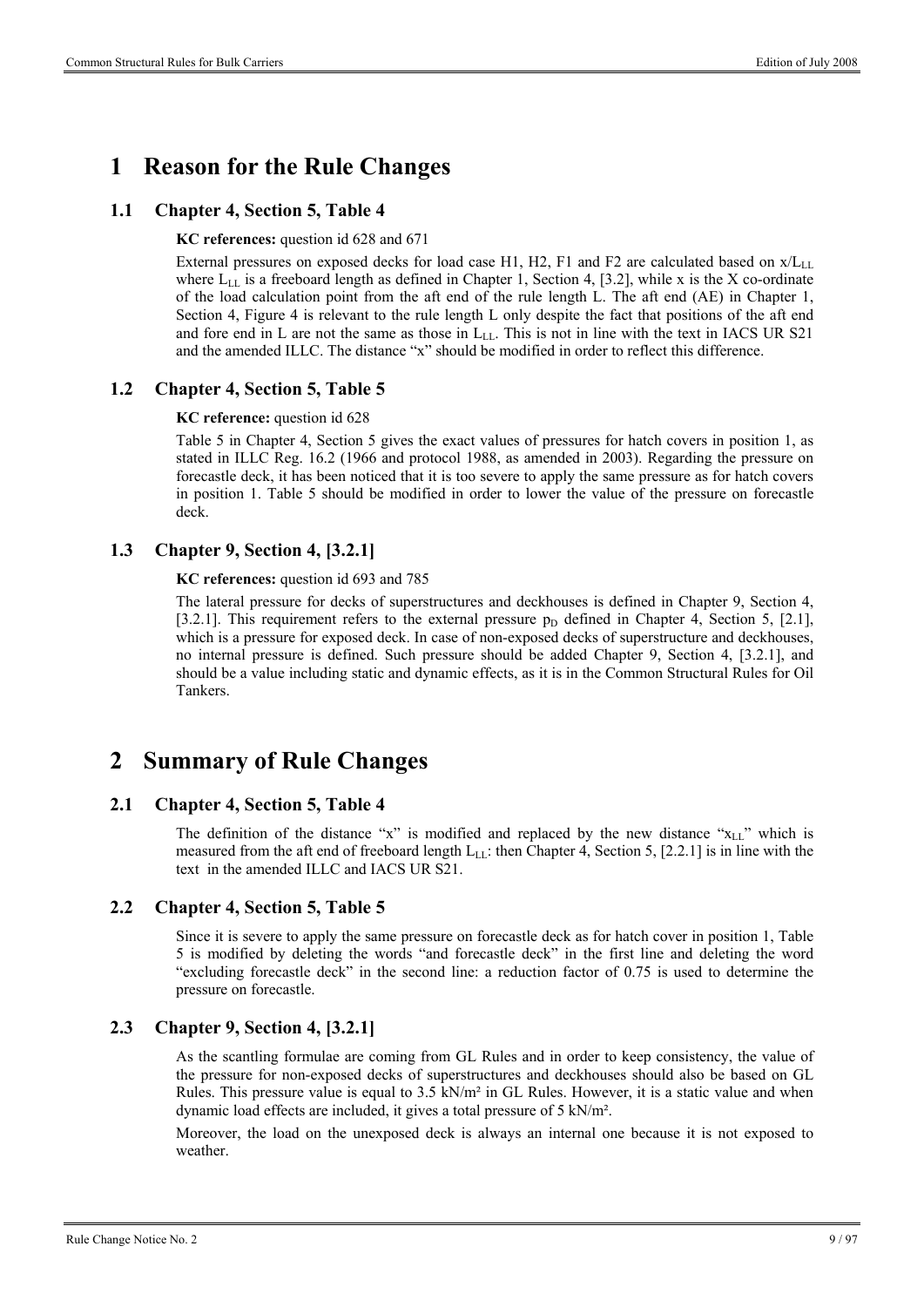# 1 Reason for the Rule Changes

## 1.1 Chapter 4, Section 5, Table 4

**KC references:** question id 628 and 671

External pressures on exposed decks for load case H1, H2, F1 and F2 are calculated based on $x/L_{LL}$ where $L_{LL}$ is a freeboard length as defined in Chapter 1, Section 4, [3.2], while x is the X co-ordinate of the load calculation point from the aft end of the rule length L. The aft end (AE) in Chapter 1, Section 4, Figure 4 is relevant to the rule length L only despite the fact that positions of the aft end and fore end in L are not the same as those in $L_{LL}$. This is not in line with the text in IACS UR S21 and the amended ILLC. The distance "x" should be modified in order to reflect this difference.

## 1.2 Chapter 4, Section 5, Table 5

**KC reference:** question id 628

Table 5 in Chapter 4, Section 5 gives the exact values of pressures for hatch covers in position 1, as stated in ILLC Reg. 16.2 (1966 and protocol 1988, as amended in 2003). Regarding the pressure on forecastle deck, it has been noticed that it is too severe to apply the same pressure as for hatch covers in position 1. Table 5 should be modified in order to lower the value of the pressure on forecastle deck.

## 1.3 Chapter 9, Section 4, [3.2.1]

**KC references:** question id 693 and 785

The lateral pressure for decks of superstructures and deckhouses is defined in Chapter 9, Section 4, [3.2.1]. This requirement refers to the external pressure $p_D$ defined in Chapter 4, Section 5, [2.1], which is a pressure for exposed deck. In case of non-exposed decks of superstructures and deckhouses, no internal pressure is defined. Such pressure should be added Chapter 9, Section 4, [3.2.1], and should be a value including static and dynamic effects, as it is in the Common Structural Rules for Oil Tankers.

# 2 Summary of Rule Changes

## 2.1 Chapter 4, Section 5, Table 4

The definition of the distance "x" is modified and replaced by the new distance "$x_{LL}$" which is measured from the aft end of freeboard length $L_{LL}$: then Chapter 4, Section 5, [2.2.1] is in line with the text in the amended ILLC and IACS UR S21.

## 2.2 Chapter 4, Section 5, Table 5

Since it is severe to apply the same pressure on forecastle deck as for hatch cover in position 1, Table 5 is modified by deleting the words "and forecastle deck" in the first line and deleting the word "excluding forecastle deck" in the second line: a reduction factor of 0.75 is used to determine the pressure on forecastle.

## 2.3 Chapter 9, Section 4, [3.2.1]

As the scantling formulae are coming from GL Rules and in order to keep consistency, the value of the pressure for non-exposed decks of superstructures and deckhouses should also be based on GL Rules. This pressure value is equal to 3.5 kN/m² in GL Rules. However, it is a static value and when dynamic load effects are included, it gives a total pressure of 5 kN/m².

Moreover, the load on the unexposed deck is always an internal one because it is not exposed to weather.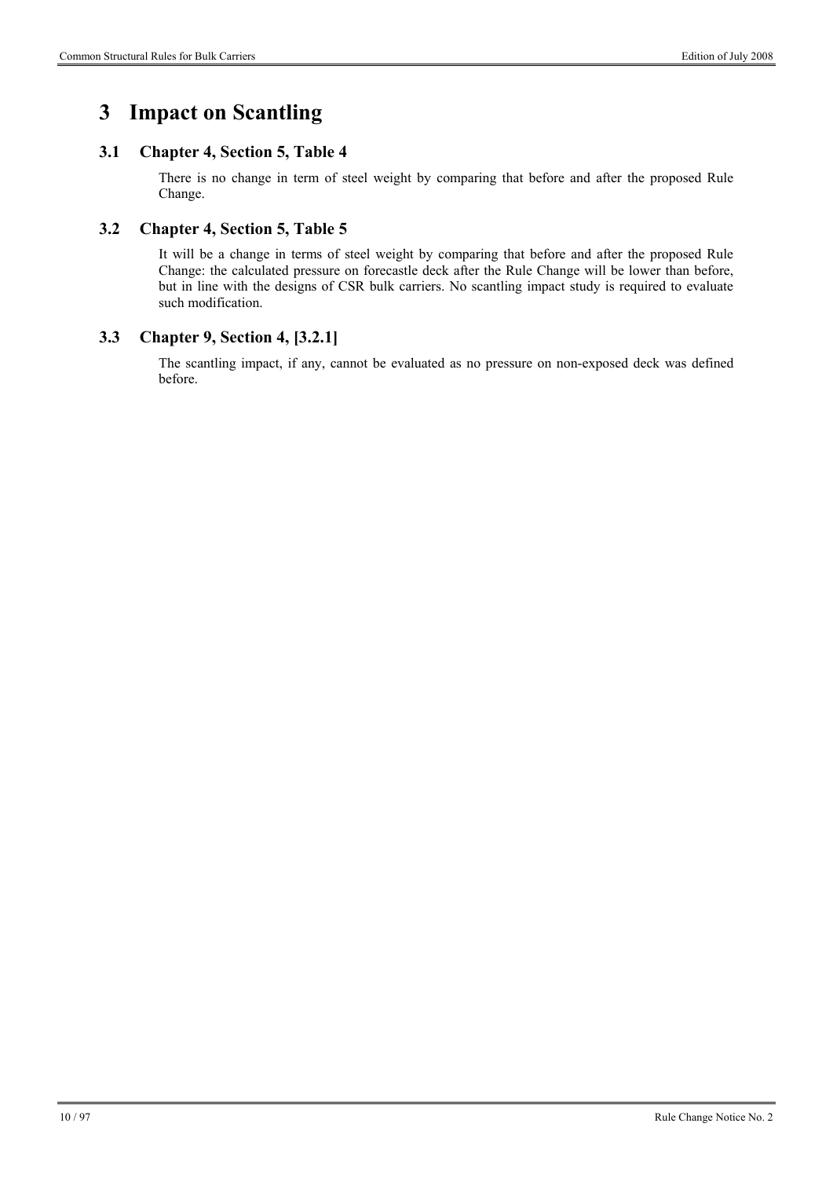# 3 Impact on Scantling

## 3.1 Chapter 4, Section 5, Table 4

There is no change in term of steel weight by comparing that before and after the proposed Rule Change.

## 3.2 Chapter 4, Section 5, Table 5

It will be a change in terms of steel weight by comparing that before and after the proposed Rule Change: the calculated pressure on forecastle deck after the Rule Change will be lower than before, but in line with the designs of CSR bulk carriers. No scantling impact study is required to evaluate such modification.

## 3.3 Chapter 9, Section 4, [3.2.1]

The scantling impact, if any, cannot be evaluated as no pressure on non-exposed deck was defined before.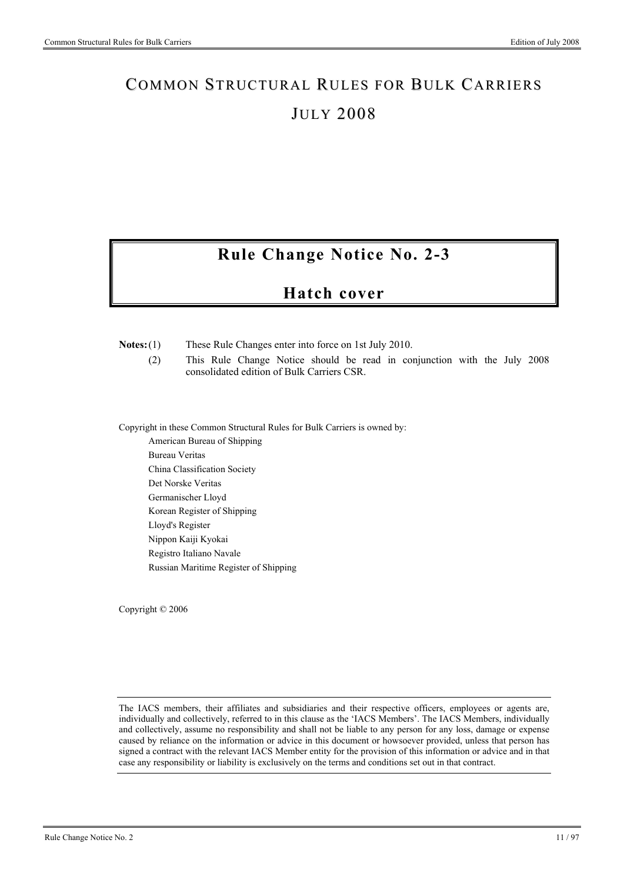# COMMON STRUCTURAL RULES FOR BULK CARRIERS

# JULY 2008

## Rule Change Notice No. 2-3

## Hatch cover

**Notes:** (1) These Rule Changes enter into force on 1st July 2010.

(2) This Rule Change Notice should be read in conjunction with the July 2008 consolidated edition of Bulk Carriers CSR.

Copyright in these Common Structural Rules for Bulk Carriers is owned by:

American Bureau of Shipping
Bureau Veritas
China Classification Society
Det Norske Veritas
Germanischer Lloyd
Korean Register of Shipping
Lloyd's Register
Nippon Kaiji Kyokai
Registro Italiano Navale
Russian Maritime Register of Shipping

Copyright © 2006

The IACS members, their affiliates and subsidiaries and their respective officers, employees or agents are, individually and collectively, referred to in this clause as the 'IACS Members'. The IACS Members, individually and collectively, assume no responsibility and shall not be liable to any person for any loss, damage or expense caused by reliance on the information or advice in this document or howsoever provided, unless that person has signed a contract with the relevant IACS Member entity for the provision of this information or advice and in that case any responsibility or liability is exclusively on the terms and conditions set out in that contract.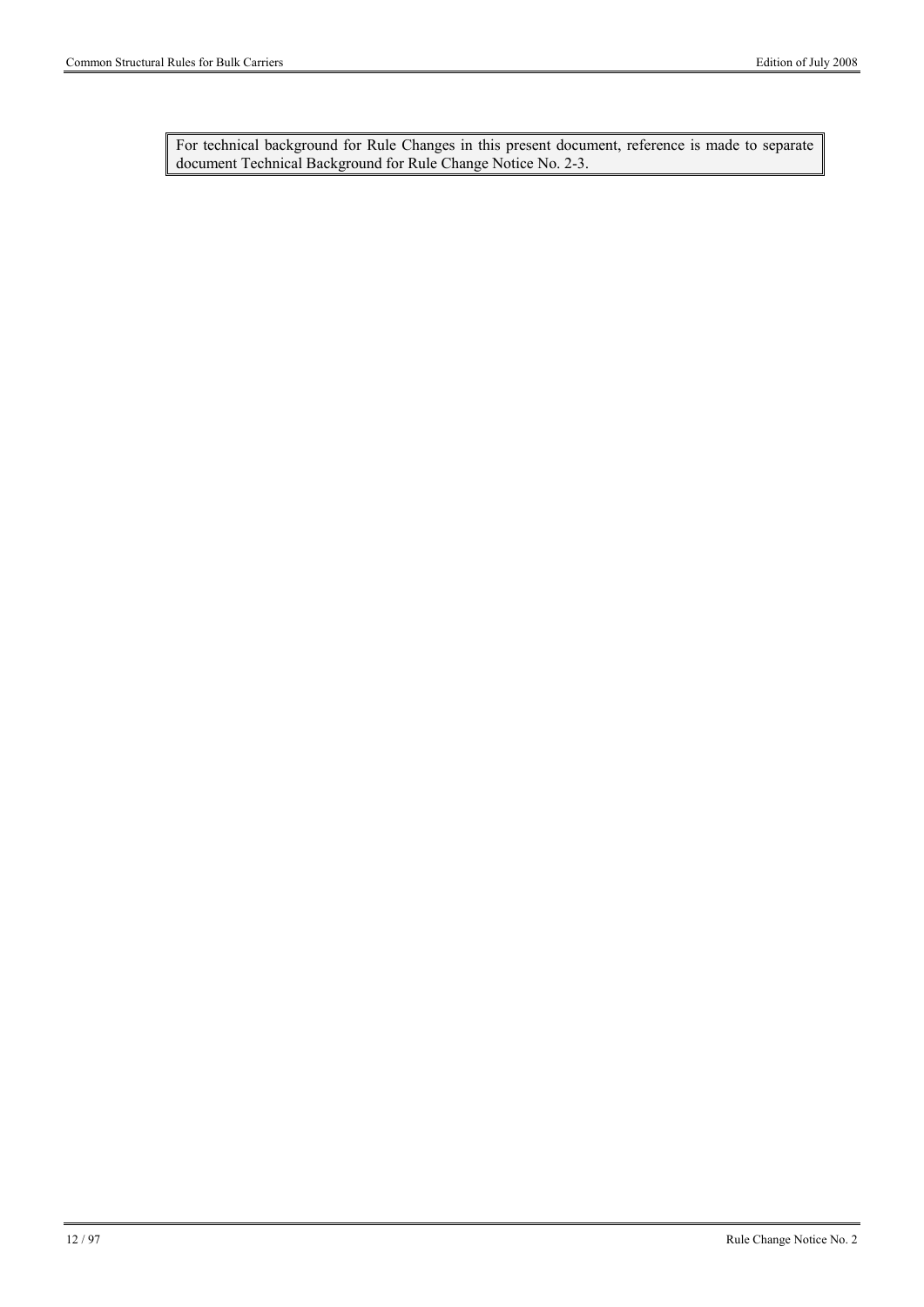For technical background for Rule Changes in this present document, reference is made to separate document Technical Background for Rule Change Notice No. 2-3.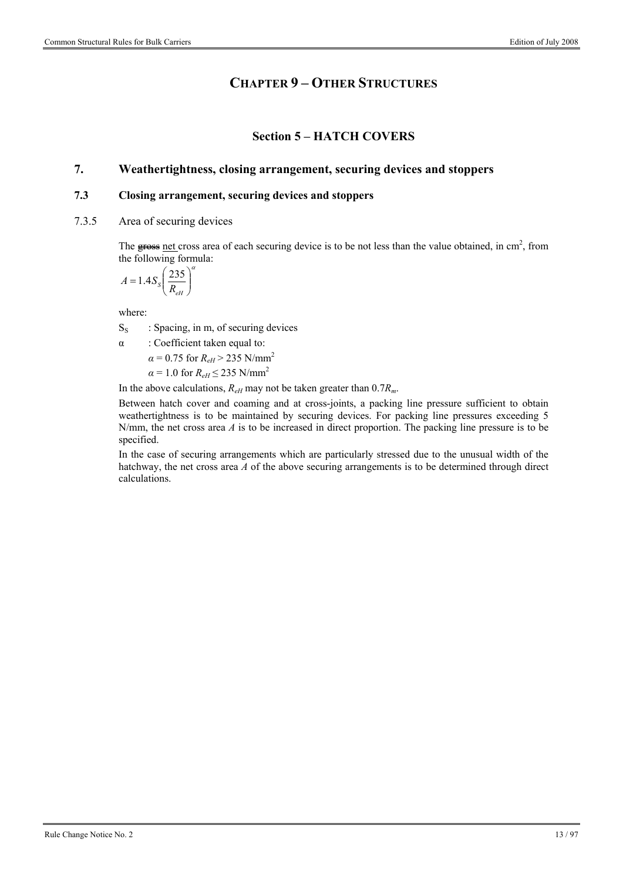# CHAPTER 9 – OTHER STRUCTURES

## Section 5 – HATCH COVERS

### 7. Weathertightness, closing arrangement, securing devices and stoppers

#### 7.3 Closing arrangement, securing devices and stoppers

7.3.5 Area of securing devices

The ~~gross~~ net cross area of each securing device is to be not less than the value obtained, in cm$^2$, from the following formula:

$$A = 1.4 S_S \left( \frac{235}{R_{eH}} \right)^{\alpha}$$

where:

$S_S$ : Spacing, in m, of securing devices

$\alpha$ : Coefficient taken equal to:

$\alpha = 0.75$ for $R_{eH} > 235$ N/mm$^2$

$\alpha = 1.0$ for $R_{eH} \leq 235$ N/mm$^2$

In the above calculations, $R_{eH}$ may not be taken greater than $0.7R_m$.

Between hatch cover and coaming and at cross-joints, a packing line pressure sufficient to obtain weathertightness is to be maintained by securing devices. For packing line pressures exceeding 5 N/mm, the net cross area $A$ is to be increased in direct proportion. The packing line pressure is to be specified.

In the case of securing arrangements which are particularly stressed due to the unusual width of the hatchway, the net cross area $A$ of the above securing arrangements is to be determined through direct calculations.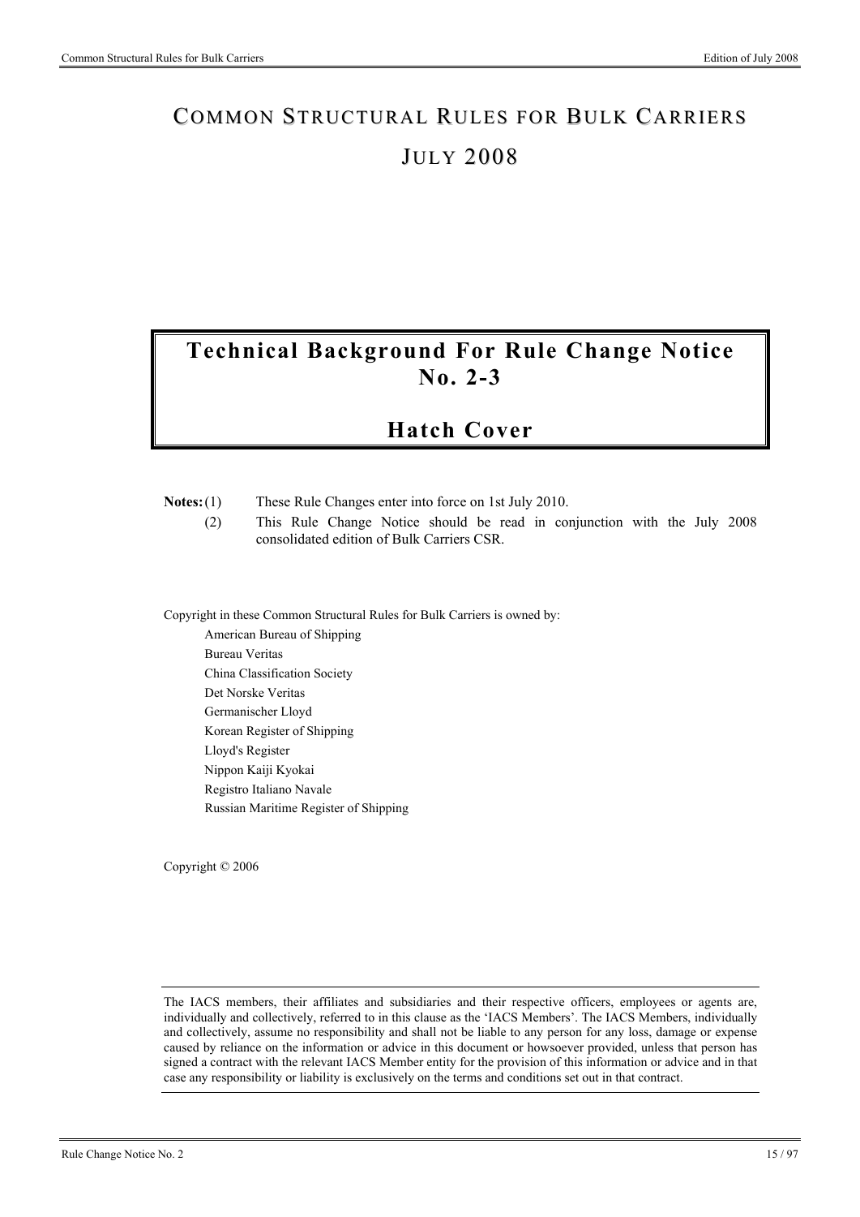# COMMON STRUCTURAL RULES FOR BULK CARRIERS

# JULY 2008

# Technical Background For Rule Change Notice No. 2-3

# Hatch Cover

**Notes:** (1) These Rule Changes enter into force on 1st July 2010.

(2) This Rule Change Notice should be read in conjunction with the July 2008 consolidated edition of Bulk Carriers CSR.

Copyright in these Common Structural Rules for Bulk Carriers is owned by:

American Bureau of Shipping
Bureau Veritas
China Classification Society
Det Norske Veritas
Germanischer Lloyd
Korean Register of Shipping
Lloyd's Register
Nippon Kaiji Kyokai
Registro Italiano Navale
Russian Maritime Register of Shipping

Copyright © 2006

The IACS members, their affiliates and subsidiaries and their respective officers, employees or agents are, individually and collectively, referred to in this clause as the 'IACS Members'. The IACS Members, individually and collectively, assume no responsibility and shall not be liable to any person for any loss, damage or expense caused by reliance on the information or advice in this document or howsoever provided, unless that person has signed a contract with the relevant IACS Member entity for the provision of this information or advice and in that case any responsibility or liability is exclusively on the terms and conditions set out in that contract.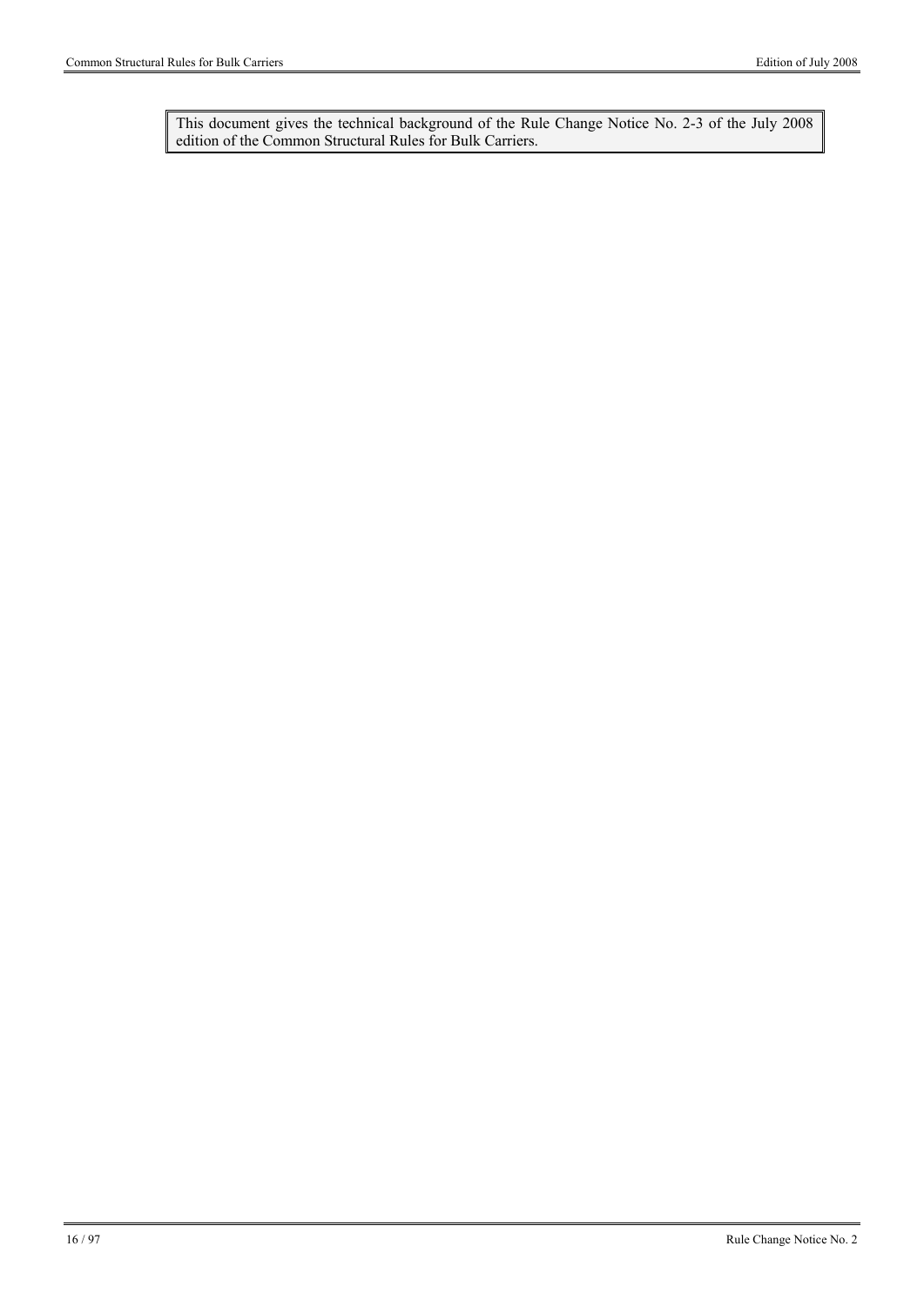This document gives the technical background of the Rule Change Notice No. 2-3 of the July 2008 edition of the Common Structural Rules for Bulk Carriers.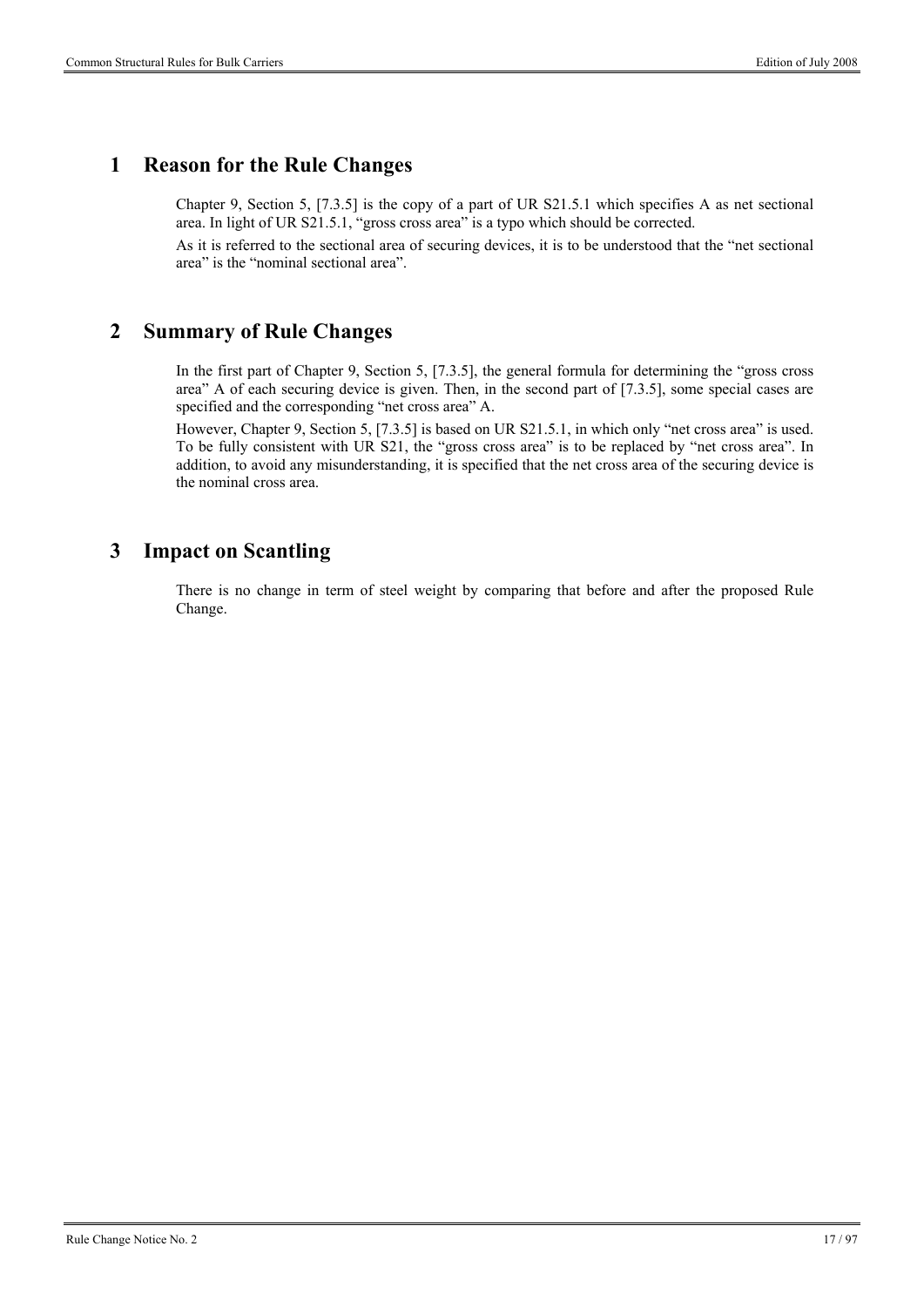# 1 Reason for the Rule Changes

Chapter 9, Section 5, [7.3.5] is the copy of a part of UR S21.5.1 which specifies A as net sectional area. In light of UR S21.5.1, "gross cross area" is a typo which should be corrected.

As it is referred to the sectional area of securing devices, it is to be understood that the "net sectional area" is the "nominal sectional area".

# 2 Summary of Rule Changes

In the first part of Chapter 9, Section 5, [7.3.5], the general formula for determining the "gross cross area" A of each securing device is given. Then, in the second part of [7.3.5], some special cases are specified and the corresponding "net cross area" A.

However, Chapter 9, Section 5, [7.3.5] is based on UR S21.5.1, in which only "net cross area" is used. To be fully consistent with UR S21, the "gross cross area" is to be replaced by "net cross area". In addition, to avoid any misunderstanding, it is specified that the net cross area of the securing device is the nominal cross area.

# 3 Impact on Scantling

There is no change in term of steel weight by comparing that before and after the proposed Rule Change.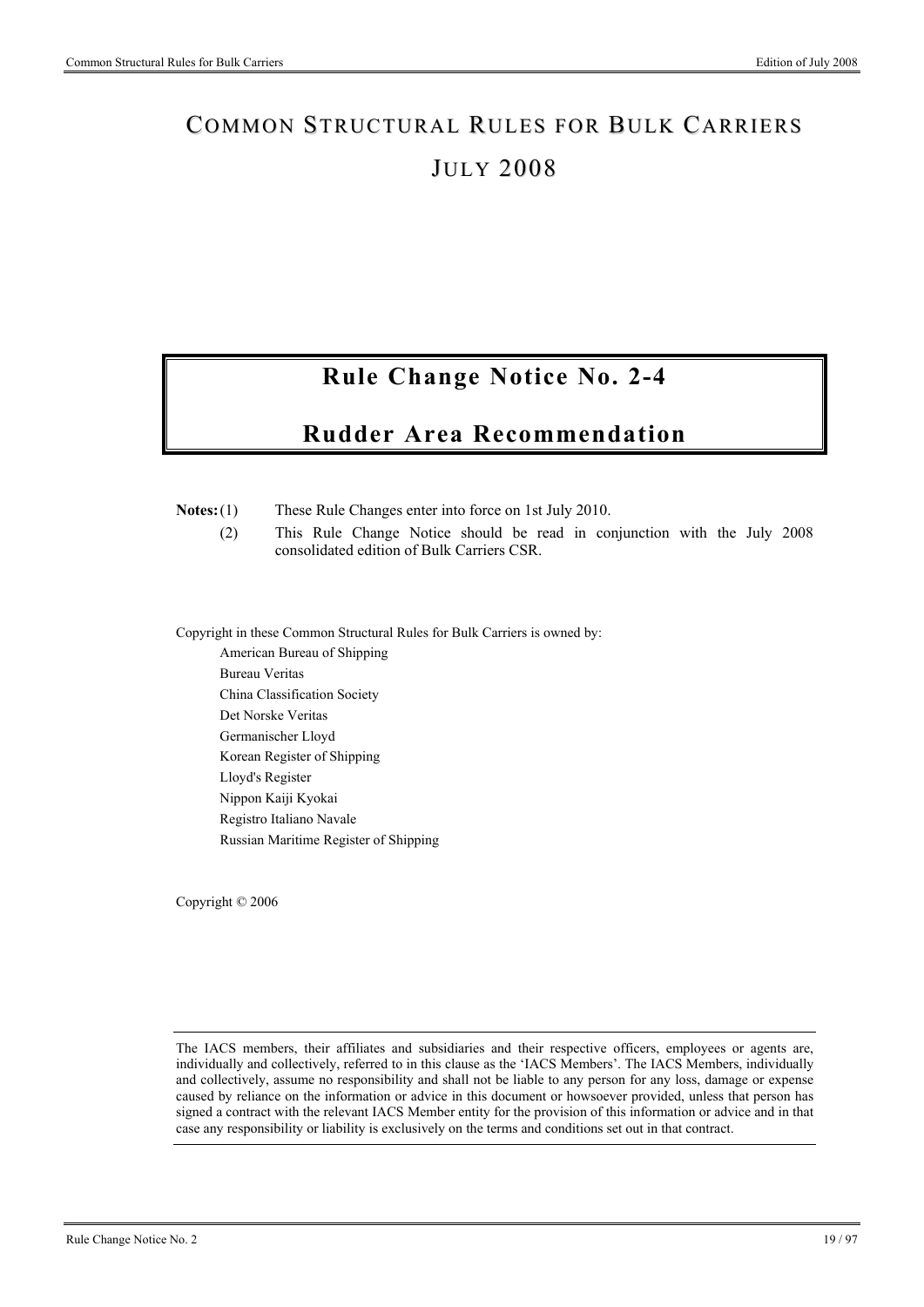# COMMON STRUCTURAL RULES FOR BULK CARRIERS

# JULY 2008

## Rule Change Notice No. 2-4

## Rudder Area Recommendation

**Notes:** (1) These Rule Changes enter into force on 1st July 2010.

(2) This Rule Change Notice should be read in conjunction with the July 2008 consolidated edition of Bulk Carriers CSR.

Copyright in these Common Structural Rules for Bulk Carriers is owned by:

American Bureau of Shipping
Bureau Veritas
China Classification Society
Det Norske Veritas
Germanischer Lloyd
Korean Register of Shipping
Lloyd's Register
Nippon Kaiji Kyokai
Registro Italiano Navale
Russian Maritime Register of Shipping

Copyright © 2006

---

The IACS members, their affiliates and subsidiaries and their respective officers, employees or agents are, individually and collectively, referred to in this clause as the 'IACS Members'. The IACS Members, individually and collectively, assume no responsibility and shall not be liable to any person for any loss, damage or expense caused by reliance on the information or advice in this document or howsoever provided, unless that person has signed a contract with the relevant IACS Member entity for the provision of this information or advice and in that case any responsibility or liability is exclusively on the terms and conditions set out in that contract.

---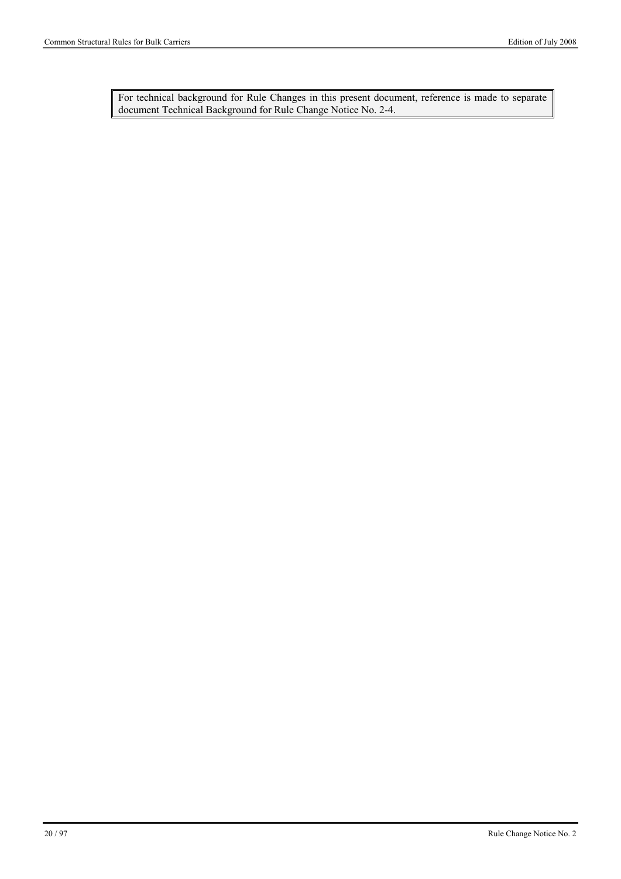For technical background for Rule Changes in this present document, reference is made to separate document Technical Background for Rule Change Notice No. 2-4.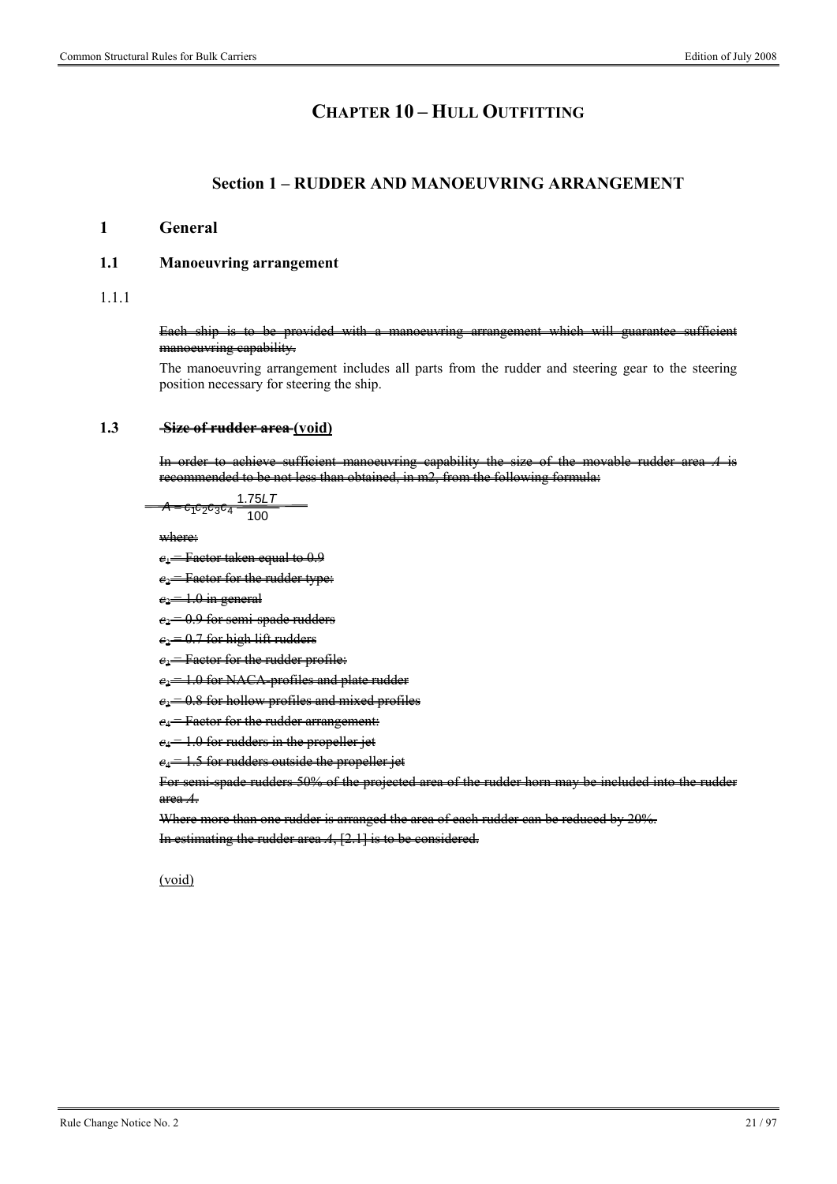# CHAPTER 10 – HULL OUTFITTING

## Section 1 – RUDDER AND MANOEUVRING ARRANGEMENT

### 1 General

#### 1.1 Manoeuvring arrangement

1.1.1

~~Each ship is to be provided with a manoeuvring arrangement which will guarantee sufficient manoeuvring capability.~~

The manoeuvring arrangement includes all parts from the rudder and steering gear to the steering position necessary for steering the ship.

#### 1.3 ~~Size of rudder area~~ (void)

~~In order to achieve sufficient manoeuvring capability the size of the movable rudder area *A* is recommended to be not less than obtained, in m2, from the following formula:~~

$$A = c_1 c_2 c_3 c_4 \frac{1.75LT}{100}$$

~~where:~~

~~$c_1$ = Factor taken equal to 0.9~~

~~$c_2$ = Factor for the rudder type:~~

~~$c_2$ = 1.0 in general~~

~~$c_2$ = 0.9 for semi-spade rudders~~

~~$c_2$ = 0.7 for high lift rudders~~

~~$c_3$ = Factor for the rudder profile:~~

~~$c_3$ = 1.0 for NACA-profiles and plate rudder~~

~~$c_3$ = 0.8 for hollow profiles and mixed profiles~~

~~$c_4$ = Factor for the rudder arrangement:~~

~~$c_4$ = 1.0 for rudders in the propeller jet~~

~~$c_4$ = 1.5 for rudders outside the propeller jet~~

~~For semi-spade rudders 50% of the projected area of the rudder horn may be included into the rudder area *A*.~~

~~Where more than one rudder is arranged the area of each rudder can be reduced by 20%.~~

~~In estimating the rudder area *A*, [2.1] is to be considered.~~

(void)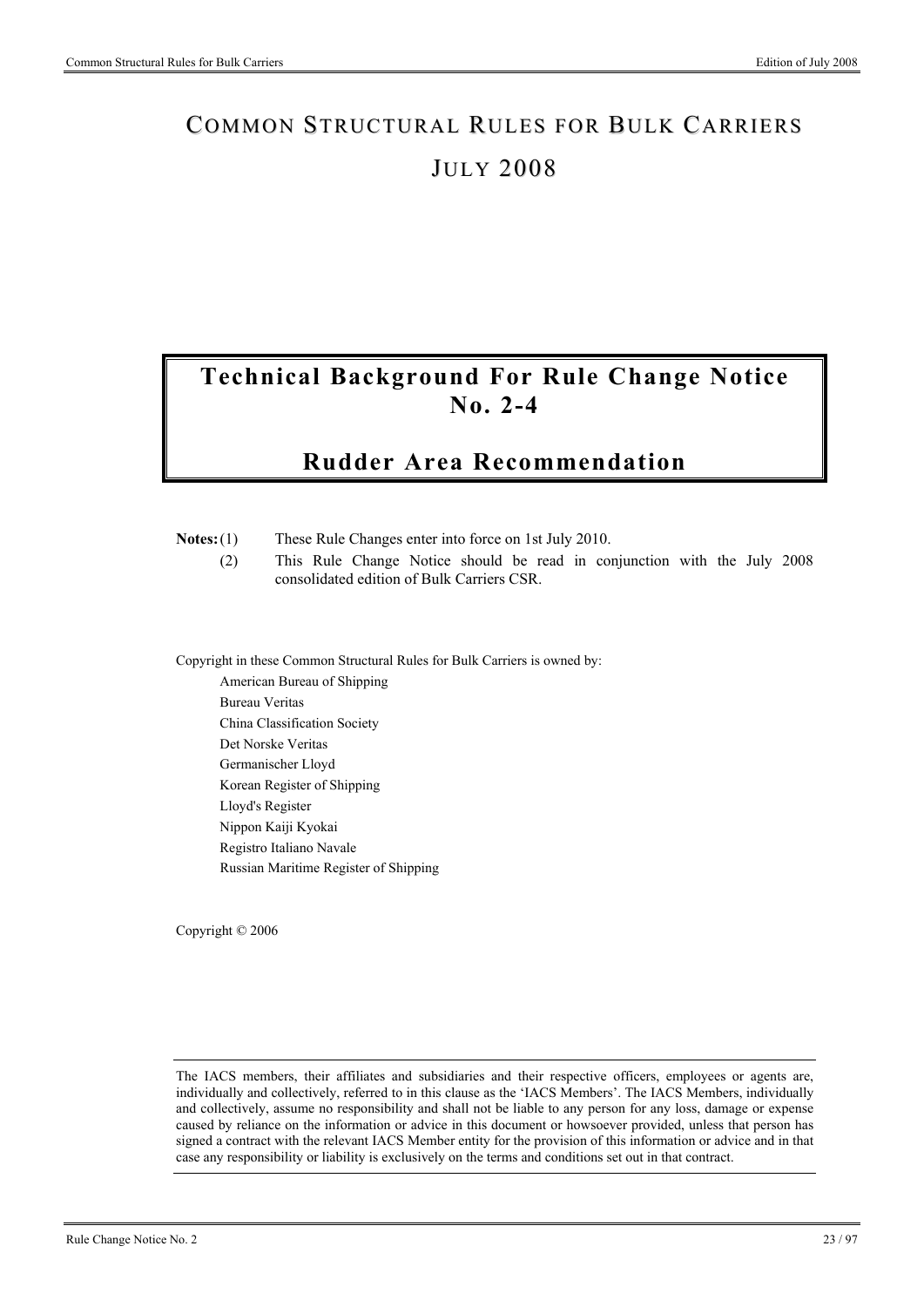# COMMON STRUCTURAL RULES FOR BULK CARRIERS

# JULY 2008

## Technical Background For Rule Change Notice No. 2-4

## Rudder Area Recommendation

**Notes:** (1) These Rule Changes enter into force on 1st July 2010.

(2) This Rule Change Notice should be read in conjunction with the July 2008 consolidated edition of Bulk Carriers CSR.

Copyright in these Common Structural Rules for Bulk Carriers is owned by:

American Bureau of Shipping
Bureau Veritas
China Classification Society
Det Norske Veritas
Germanischer Lloyd
Korean Register of Shipping
Lloyd's Register
Nippon Kaiji Kyokai
Registro Italiano Navale
Russian Maritime Register of Shipping

Copyright © 2006

The IACS members, their affiliates and subsidiaries and their respective officers, employees or agents are, individually and collectively, referred to in this clause as the 'IACS Members'. The IACS Members, individually and collectively, assume no responsibility and shall not be liable to any person for any loss, damage or expense caused by reliance on the information or advice in this document or howsoever provided, unless that person has signed a contract with the relevant IACS Member entity for the provision of this information or advice and in that case any responsibility or liability is exclusively on the terms and conditions set out in that contract.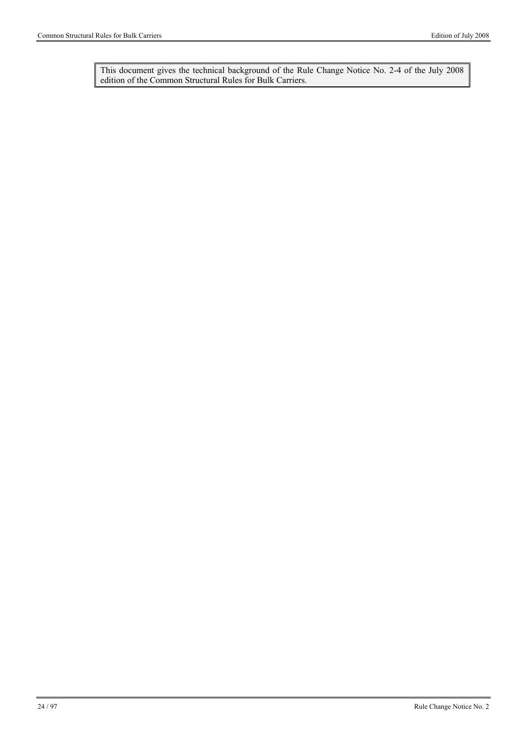This document gives the technical background of the Rule Change Notice No. 2-4 of the July 2008 edition of the Common Structural Rules for Bulk Carriers.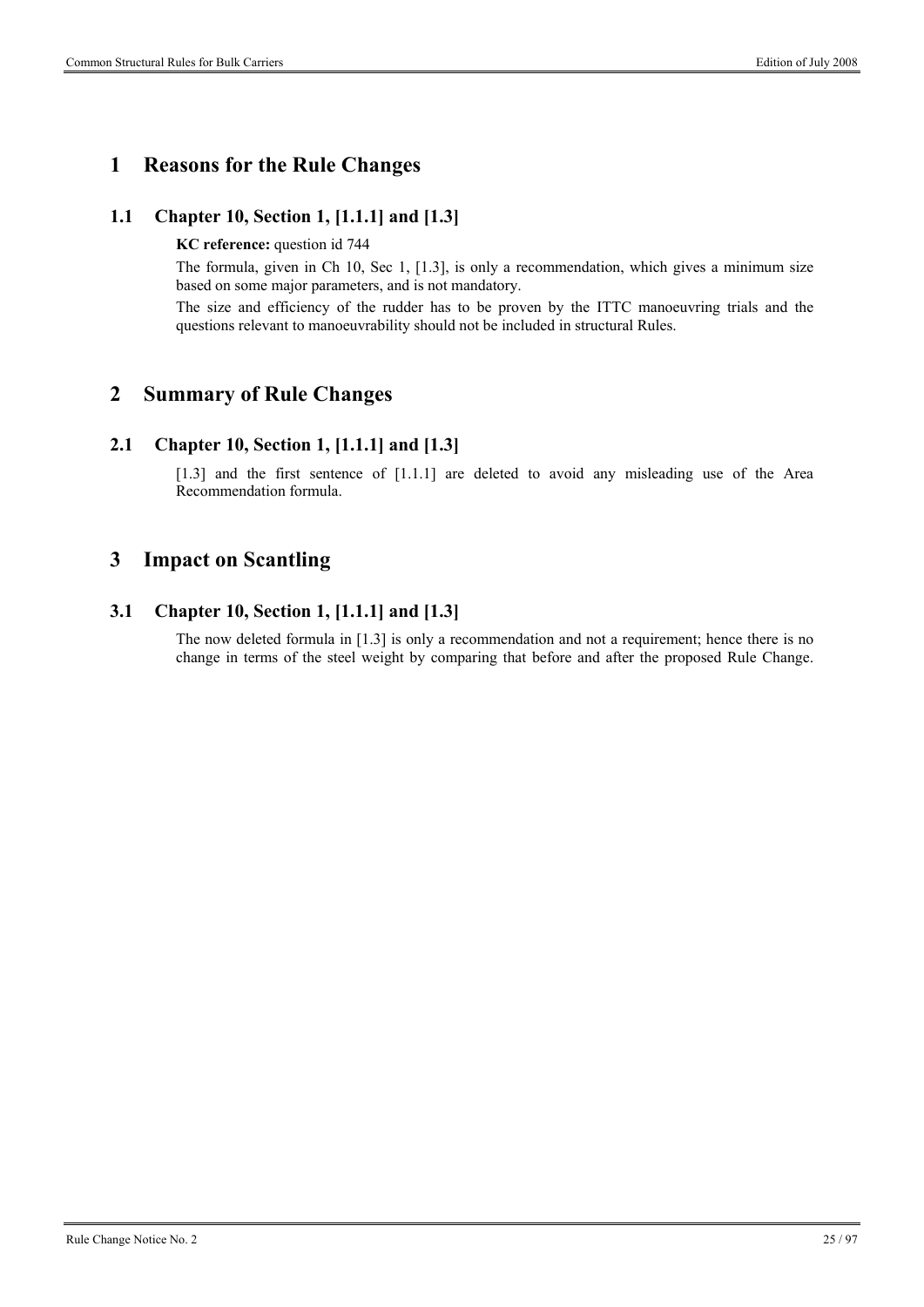# 1 Reasons for the Rule Changes

## 1.1 Chapter 10, Section 1, [1.1.1] and [1.3]

**KC reference:** question id 744

The formula, given in Ch 10, Sec 1, [1.3], is only a recommendation, which gives a minimum size based on some major parameters, and is not mandatory.

The size and efficiency of the rudder has to be proven by the ITTC manoeuvring trials and the questions relevant to manoeuvrability should not be included in structural Rules.

# 2 Summary of Rule Changes

## 2.1 Chapter 10, Section 1, [1.1.1] and [1.3]

[1.3] and the first sentence of [1.1.1] are deleted to avoid any misleading use of the Area Recommendation formula.

# 3 Impact on Scantling

## 3.1 Chapter 10, Section 1, [1.1.1] and [1.3]

The now deleted formula in [1.3] is only a recommendation and not a requirement; hence there is no change in terms of the steel weight by comparing that before and after the proposed Rule Change.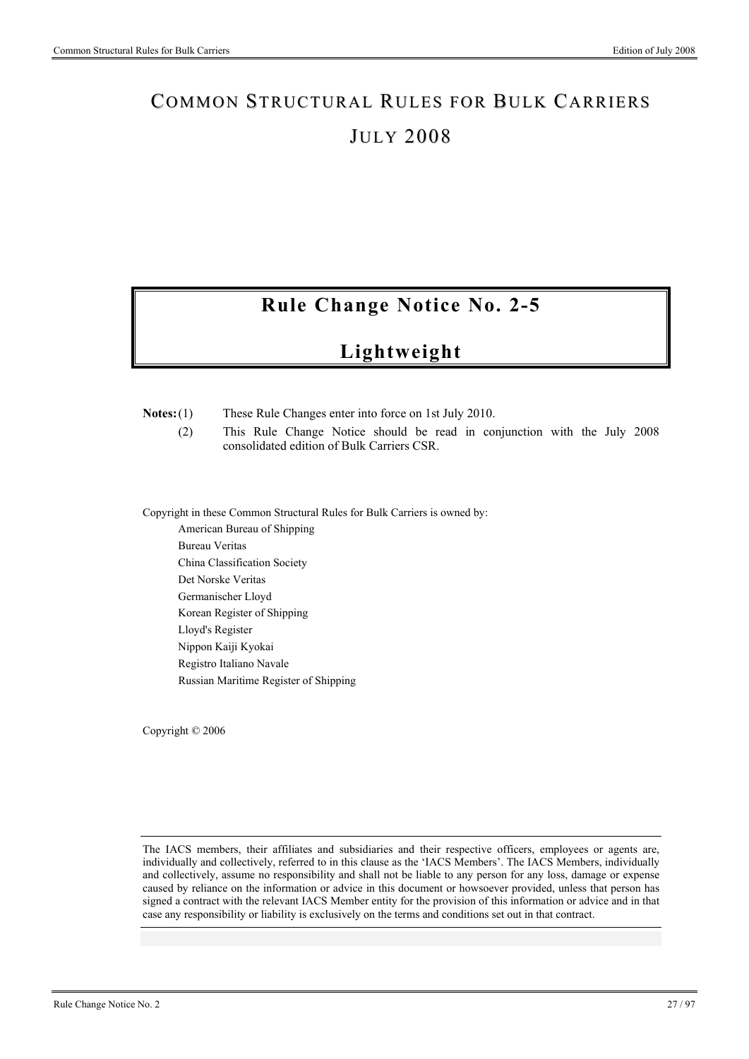# Common Structural Rules for Bulk Carriers

# July 2008

## Rule Change Notice No. 2-5

## Lightweight

**Notes:** (1) These Rule Changes enter into force on 1st July 2010.

(2) This Rule Change Notice should be read in conjunction with the July 2008 consolidated edition of Bulk Carriers CSR.

Copyright in these Common Structural Rules for Bulk Carriers is owned by:

American Bureau of Shipping
Bureau Veritas
China Classification Society
Det Norske Veritas
Germanischer Lloyd
Korean Register of Shipping
Lloyd's Register
Nippon Kaiji Kyokai
Registro Italiano Navale
Russian Maritime Register of Shipping

Copyright © 2006

The IACS members, their affiliates and subsidiaries and their respective officers, employees or agents are, individually and collectively, referred to in this clause as the 'IACS Members'. The IACS Members, individually and collectively, assume no responsibility and shall not be liable to any person for any loss, damage or expense caused by reliance on the information or advice in this document or howsoever provided, unless that person has signed a contract with the relevant IACS Member entity for the provision of this information or advice and in that case any responsibility or liability is exclusively on the terms and conditions set out in that contract.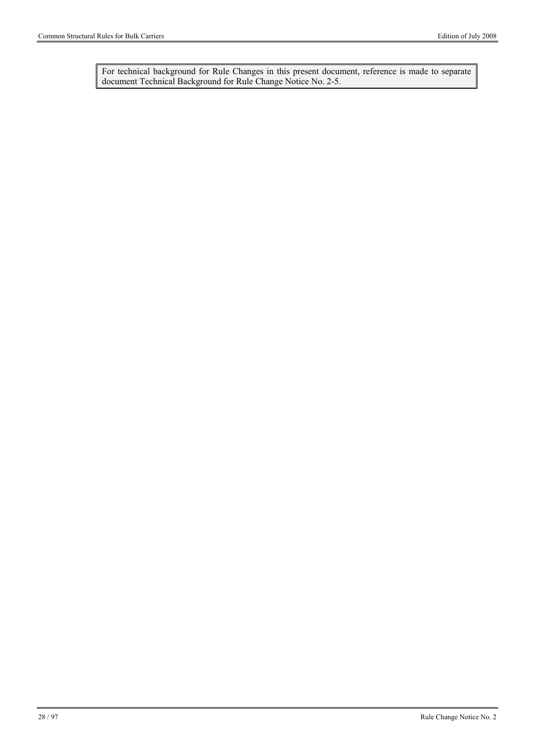For technical background for Rule Changes in this present document, reference is made to separate document Technical Background for Rule Change Notice No. 2-5.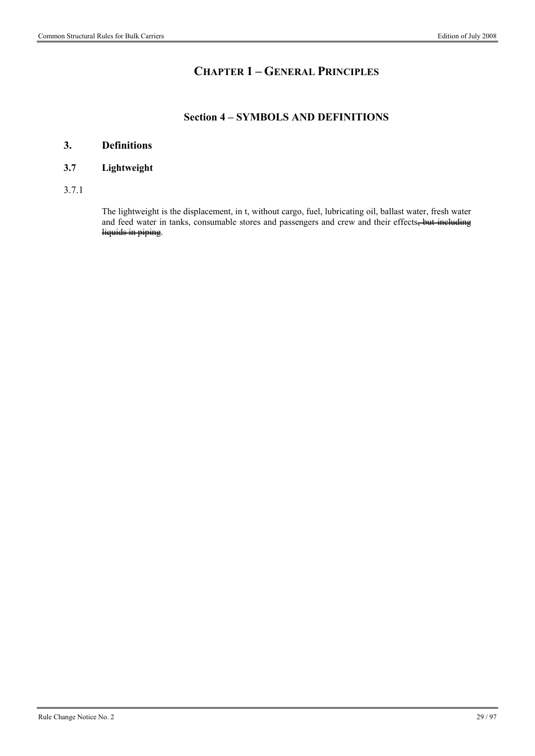# CHAPTER 1 – GENERAL PRINCIPLES

## Section 4 – SYMBOLS AND DEFINITIONS

### 3. Definitions

### 3.7 Lightweight

3.7.1

The lightweight is the displacement, in t, without cargo, fuel, lubricating oil, ballast water, fresh water and feed water in tanks, consumable stores and passengers and crew and their effects~~, but including liquids in piping~~.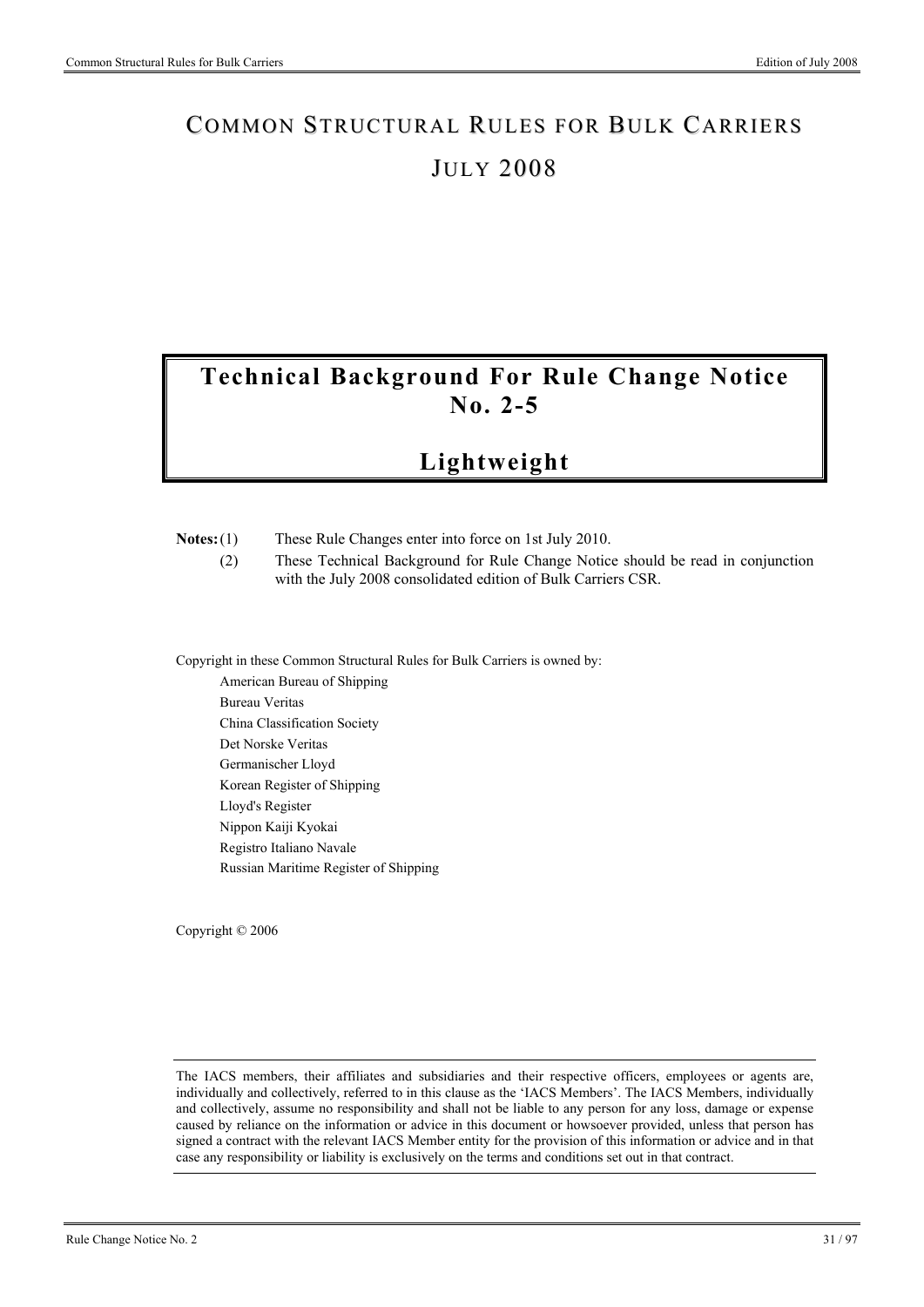# COMMON STRUCTURAL RULES FOR BULK CARRIERS

# JULY 2008

# Technical Background For Rule Change Notice No. 2-5

# Lightweight

**Notes:** (1) These Rule Changes enter into force on 1st July 2010.

(2) These Technical Background for Rule Change Notice should be read in conjunction with the July 2008 consolidated edition of Bulk Carriers CSR.

Copyright in these Common Structural Rules for Bulk Carriers is owned by:

American Bureau of Shipping
Bureau Veritas
China Classification Society
Det Norske Veritas
Germanischer Lloyd
Korean Register of Shipping
Lloyd's Register
Nippon Kaiji Kyokai
Registro Italiano Navale
Russian Maritime Register of Shipping

Copyright © 2006

The IACS members, their affiliates and subsidiaries and their respective officers, employees or agents are, individually and collectively, referred to in this clause as the 'IACS Members'. The IACS Members, individually and collectively, assume no responsibility and shall not be liable to any person for any loss, damage or expense caused by reliance on the information or advice in this document or howsoever provided, unless that person has signed a contract with the relevant IACS Member entity for the provision of this information or advice and in that case any responsibility or liability is exclusively on the terms and conditions set out in that contract.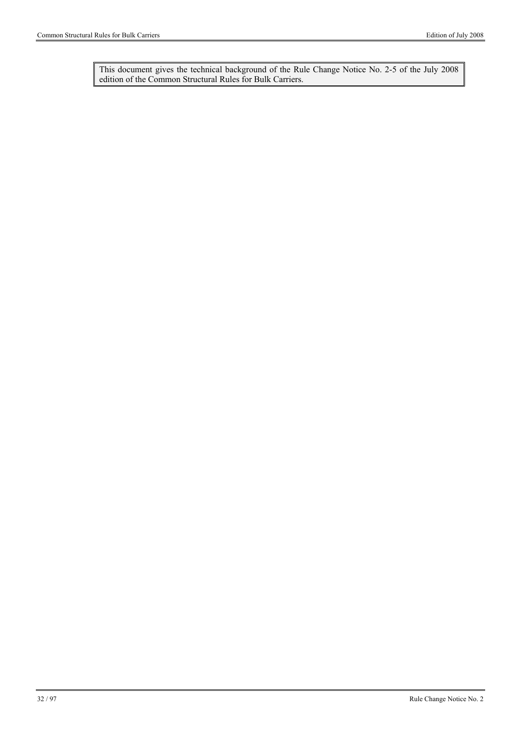This document gives the technical background of the Rule Change Notice No. 2-5 of the July 2008 edition of the Common Structural Rules for Bulk Carriers.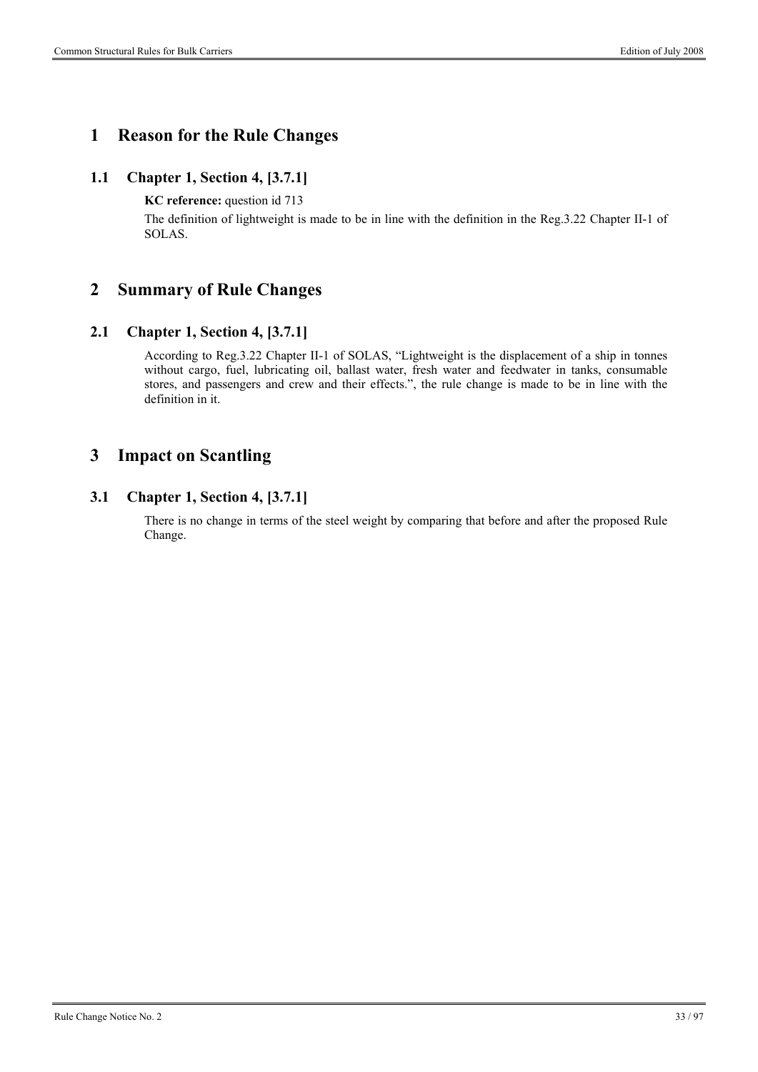# 1 Reason for the Rule Changes

## 1.1 Chapter 1, Section 4, [3.7.1]

**KC reference:** question id 713

The definition of lightweight is made to be in line with the definition in the Reg.3.22 Chapter II-1 of SOLAS.

# 2 Summary of Rule Changes

## 2.1 Chapter 1, Section 4, [3.7.1]

According to Reg.3.22 Chapter II-1 of SOLAS, "Lightweight is the displacement of a ship in tonnes without cargo, fuel, lubricating oil, ballast water, fresh water and feedwater in tanks, consumable stores, and passengers and crew and their effects.", the rule change is made to be in line with the definition in it.

# 3 Impact on Scantling

## 3.1 Chapter 1, Section 4, [3.7.1]

There is no change in terms of the steel weight by comparing that before and after the proposed Rule Change.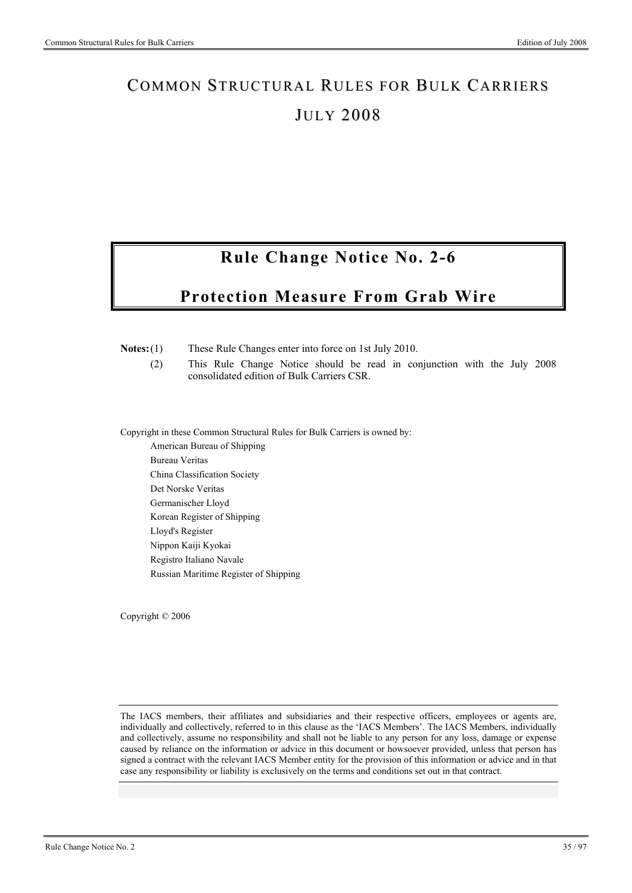# COMMON STRUCTURAL RULES FOR BULK CARRIERS

# JULY 2008

## Rule Change Notice No. 2-6

## Protection Measure From Grab Wire

**Notes:** (1) These Rule Changes enter into force on 1st July 2010.

(2) This Rule Change Notice should be read in conjunction with the July 2008 consolidated edition of Bulk Carriers CSR.

Copyright in these Common Structural Rules for Bulk Carriers is owned by:

American Bureau of Shipping
Bureau Veritas
China Classification Society
Det Norske Veritas
Germanischer Lloyd
Korean Register of Shipping
Lloyd's Register
Nippon Kaiji Kyokai
Registro Italiano Navale
Russian Maritime Register of Shipping

Copyright © 2006

The IACS members, their affiliates and subsidiaries and their respective officers, employees or agents are, individually and collectively, referred to in this clause as the 'IACS Members'. The IACS Members, individually and collectively, assume no responsibility and shall not be liable to any person for any loss, damage or expense caused by reliance on the information or advice in this document or howsoever provided, unless that person has signed a contract with the relevant IACS Member entity for the provision of this information or advice and in that case any responsibility or liability is exclusively on the terms and conditions set out in that contract.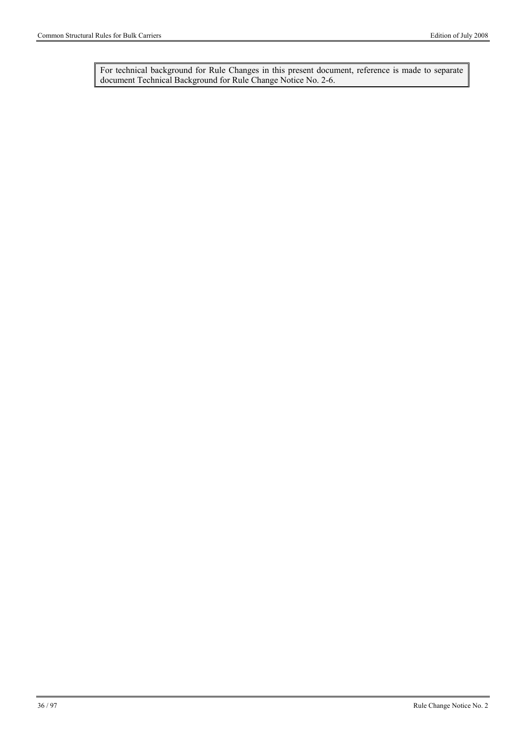For technical background for Rule Changes in this present document, reference is made to separate document Technical Background for Rule Change Notice No. 2-6.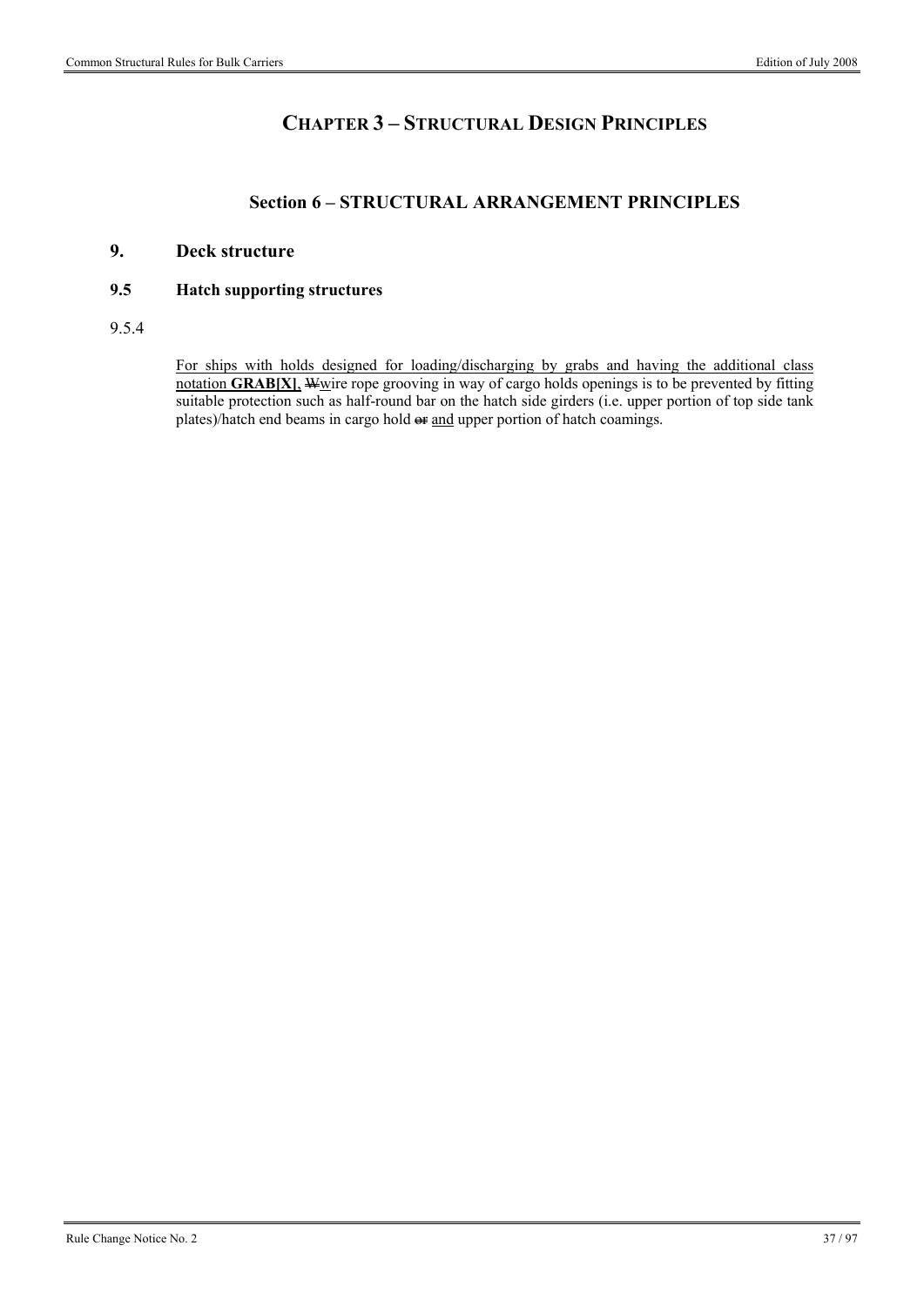# CHAPTER 3 – STRUCTURAL DESIGN PRINCIPLES

## Section 6 – STRUCTURAL ARRANGEMENT PRINCIPLES

### 9. Deck structure

#### 9.5 Hatch supporting structures

9.5.4

<u>For ships with holds designed for loading/discharging by grabs and having the additional class notation **GRAB[X]**,</u> ~~W~~<u>w</u>ire rope grooving in way of cargo holds openings is to be prevented by fitting suitable protection such as half-round bar on the hatch side girders (i.e. upper portion of top side tank plates)/hatch end beams in cargo hold ~~or~~ <u>and</u> upper portion of hatch coamings.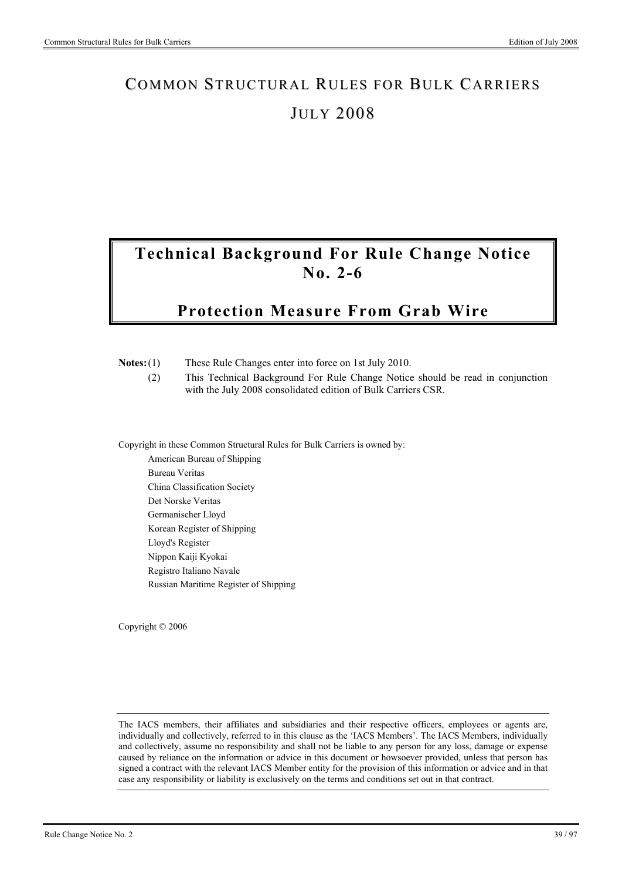# COMMON STRUCTURAL RULES FOR BULK CARRIERS

# JULY 2008

## Technical Background For Rule Change Notice No. 2-6

## Protection Measure From Grab Wire

**Notes:** (1) These Rule Changes enter into force on 1st July 2010.

(2) This Technical Background For Rule Change Notice should be read in conjunction with the July 2008 consolidated edition of Bulk Carriers CSR.

Copyright in these Common Structural Rules for Bulk Carriers is owned by:

American Bureau of Shipping
Bureau Veritas
China Classification Society
Det Norske Veritas
Germanischer Lloyd
Korean Register of Shipping
Lloyd's Register
Nippon Kaiji Kyokai
Registro Italiano Navale
Russian Maritime Register of Shipping

Copyright © 2006

The IACS members, their affiliates and subsidiaries and their respective officers, employees or agents are, individually and collectively, referred to in this clause as the 'IACS Members'. The IACS Members, individually and collectively, assume no responsibility and shall not be liable to any person for any loss, damage or expense caused by reliance on the information or advice in this document or howsoever provided, unless that person has signed a contract with the relevant IACS Member entity for the provision of this information or advice and in that case any responsibility or liability is exclusively on the terms and conditions set out in that contract.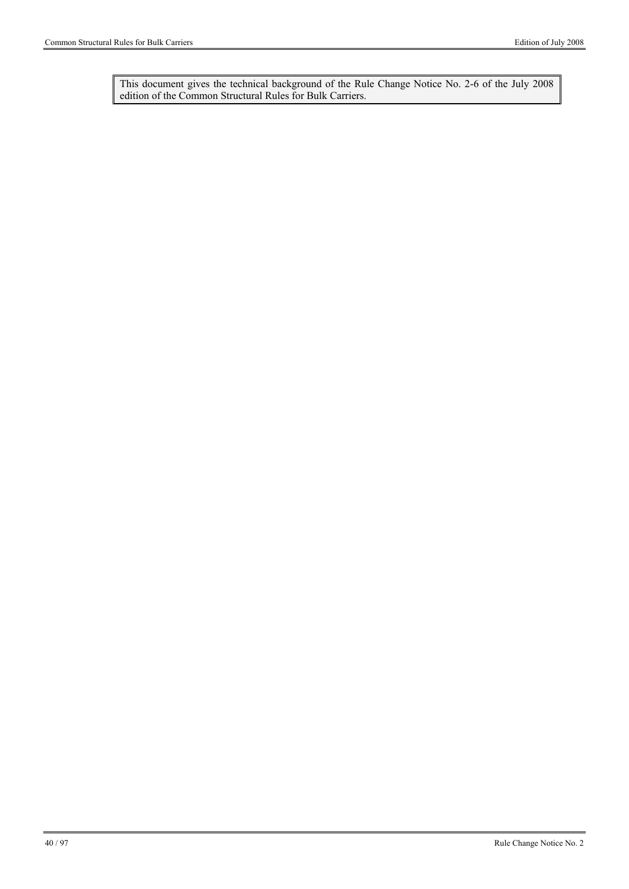This document gives the technical background of the Rule Change Notice No. 2-6 of the July 2008 edition of the Common Structural Rules for Bulk Carriers.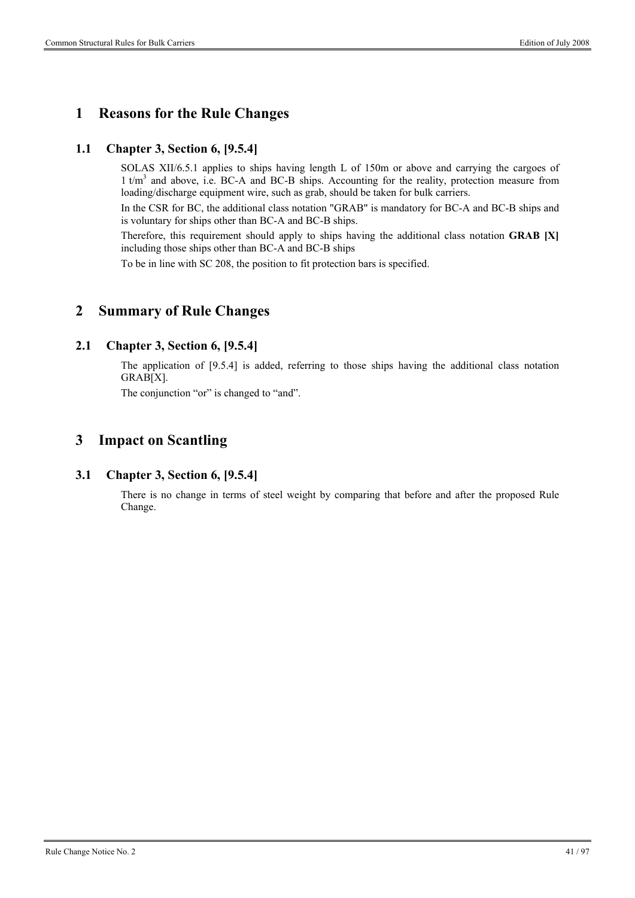# 1 Reasons for the Rule Changes

## 1.1 Chapter 3, Section 6, [9.5.4]

SOLAS XII/6.5.1 applies to ships having length L of 150m or above and carrying the cargoes of 1 t/m$^3$ and above, i.e. BC-A and BC-B ships. Accounting for the reality, protection measure from loading/discharge equipment wire, such as grab, should be taken for bulk carriers.

In the CSR for BC, the additional class notation "GRAB" is mandatory for BC-A and BC-B ships and is voluntary for ships other than BC-A and BC-B ships.

Therefore, this requirement should apply to ships having the additional class notation **GRAB [X]** including those ships other than BC-A and BC-B ships

To be in line with SC 208, the position to fit protection bars is specified.

# 2 Summary of Rule Changes

## 2.1 Chapter 3, Section 6, [9.5.4]

The application of [9.5.4] is added, referring to those ships having the additional class notation GRAB[X].

The conjunction "or" is changed to "and".

# 3 Impact on Scantling

## 3.1 Chapter 3, Section 6, [9.5.4]

There is no change in terms of steel weight by comparing that before and after the proposed Rule Change.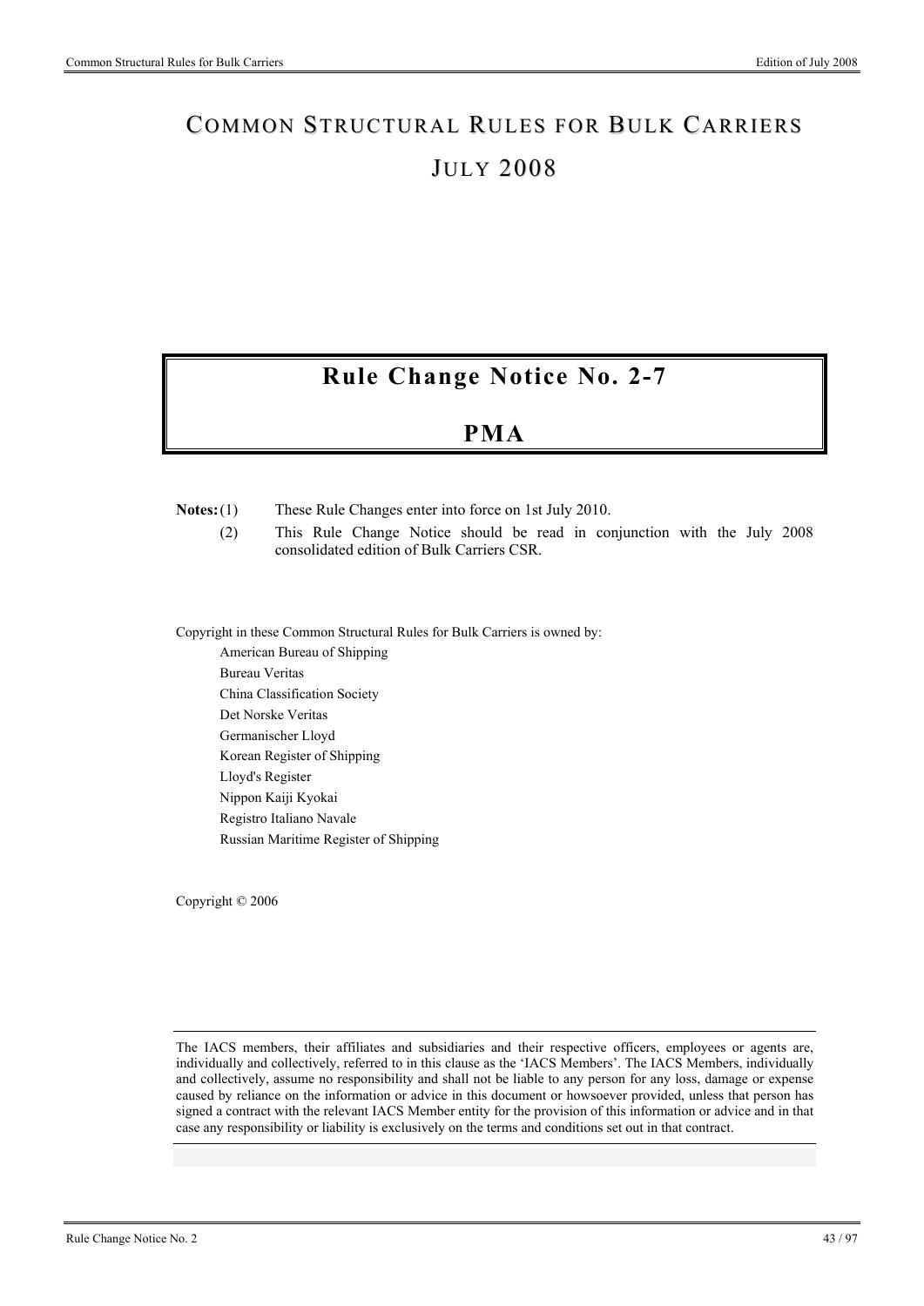# Common Structural Rules for Bulk Carriers

# July 2008

## Rule Change Notice No. 2-7

## PMA

**Notes:** (1) These Rule Changes enter into force on 1st July 2010.

(2) This Rule Change Notice should be read in conjunction with the July 2008 consolidated edition of Bulk Carriers CSR.

Copyright in these Common Structural Rules for Bulk Carriers is owned by:

American Bureau of Shipping
Bureau Veritas
China Classification Society
Det Norske Veritas
Germanischer Lloyd
Korean Register of Shipping
Lloyd's Register
Nippon Kaiji Kyokai
Registro Italiano Navale
Russian Maritime Register of Shipping

Copyright © 2006

The IACS members, their affiliates and subsidiaries and their respective officers, employees or agents are, individually and collectively, referred to in this clause as the 'IACS Members'. The IACS Members, individually and collectively, assume no responsibility and shall not be liable to any person for any loss, damage or expense caused by reliance on the information or advice in this document or howsoever provided, unless that person has signed a contract with the relevant IACS Member entity for the provision of this information or advice and in that case any responsibility or liability is exclusively on the terms and conditions set out in that contract.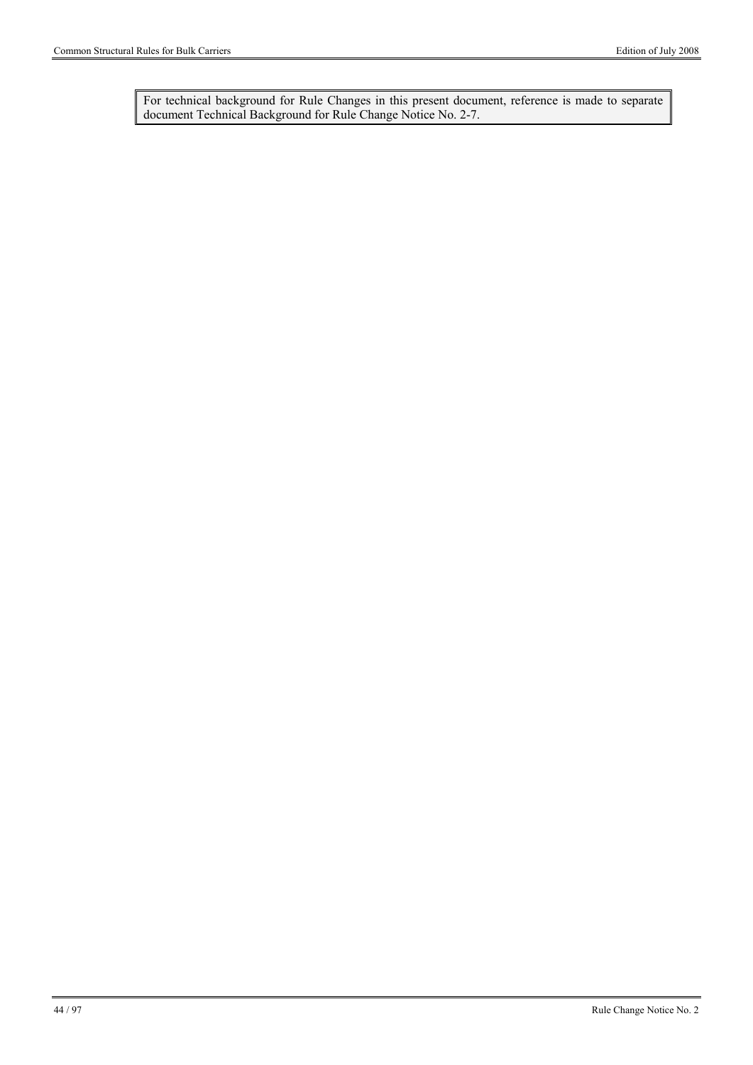For technical background for Rule Changes in this present document, reference is made to separate document Technical Background for Rule Change Notice No. 2-7.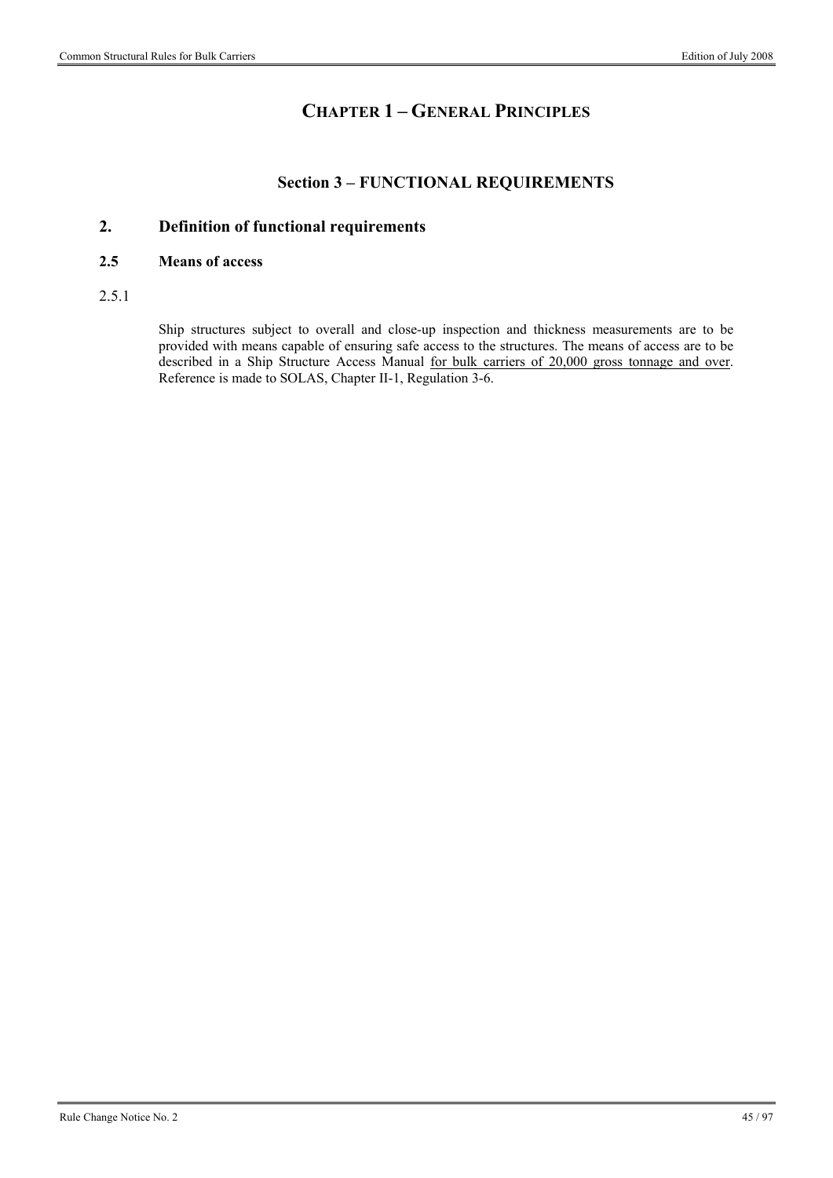# CHAPTER 1 – GENERAL PRINCIPLES

## Section 3 – FUNCTIONAL REQUIREMENTS

### 2. Definition of functional requirements

#### 2.5 Means of access

2.5.1

Ship structures subject to overall and close-up inspection and thickness measurements are to be provided with means capable of ensuring safe access to the structures. The means of access are to be described in a Ship Structure Access Manual <u>for bulk carriers of 20,000 gross tonnage and over</u>. Reference is made to SOLAS, Chapter II-1, Regulation 3-6.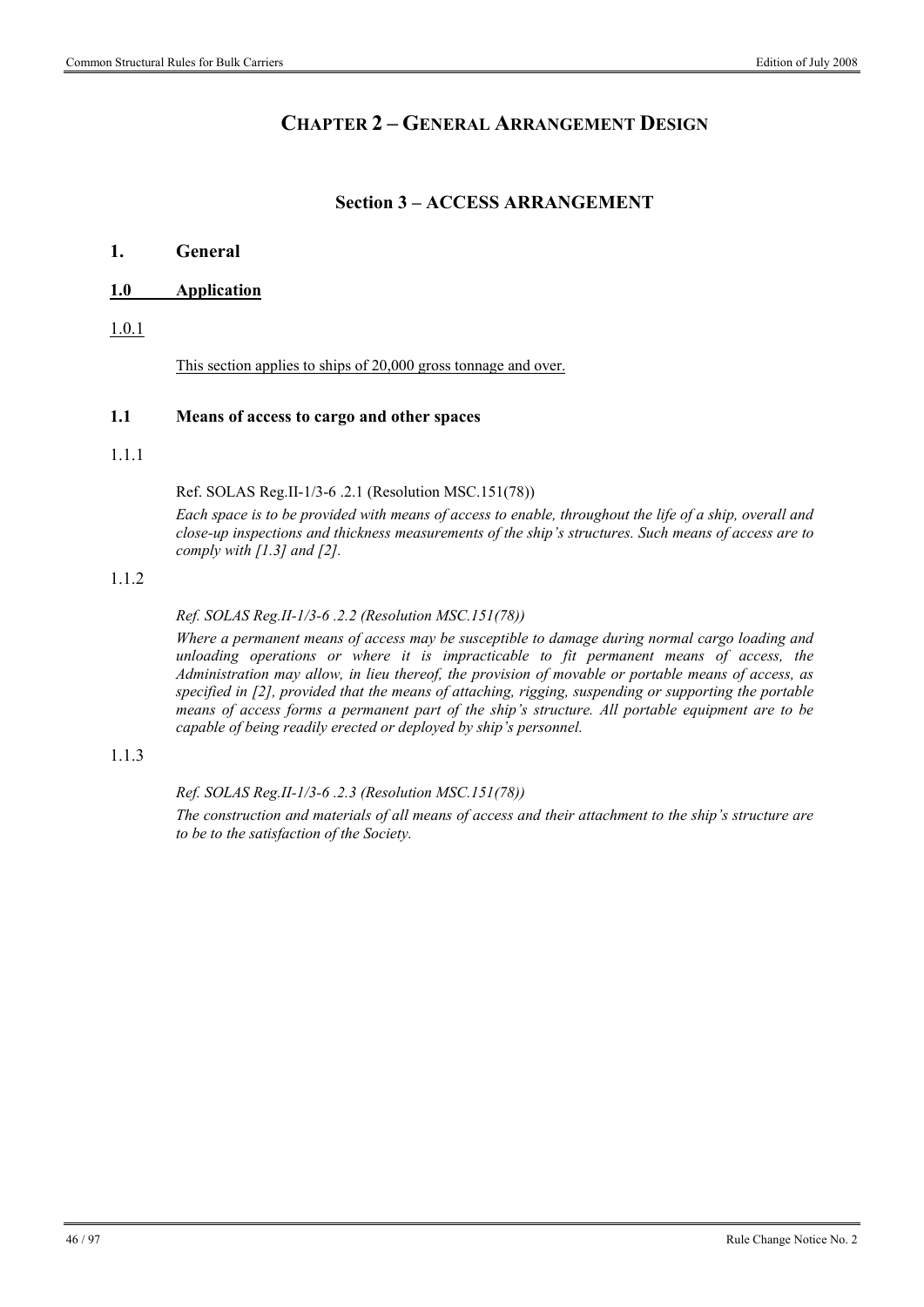# CHAPTER 2 – GENERAL ARRANGEMENT DESIGN

## Section 3 – ACCESS ARRANGEMENT

### 1. General

#### 1.0 Application

1.0.1

This section applies to ships of 20,000 gross tonnage and over.

#### 1.1 Means of access to cargo and other spaces

1.1.1

Ref. SOLAS Reg.II-1/3-6 .2.1 (Resolution MSC.151(78))

*Each space is to be provided with means of access to enable, throughout the life of a ship, overall and close-up inspections and thickness measurements of the ship's structures. Such means of access are to comply with [1.3] and [2].*

1.1.2

*Ref. SOLAS Reg.II-1/3-6 .2.2 (Resolution MSC.151(78))*

*Where a permanent means of access may be susceptible to damage during normal cargo loading and unloading operations or where it is impracticable to fit permanent means of access, the Administration may allow, in lieu thereof, the provision of movable or portable means of access, as specified in [2], provided that the means of attaching, rigging, suspending or supporting the portable means of access forms a permanent part of the ship's structure. All portable equipment are to be capable of being readily erected or deployed by ship's personnel.*

1.1.3

*Ref. SOLAS Reg.II-1/3-6 .2.3 (Resolution MSC.151(78))*

*The construction and materials of all means of access and their attachment to the ship's structure are to be to the satisfaction of the Society.*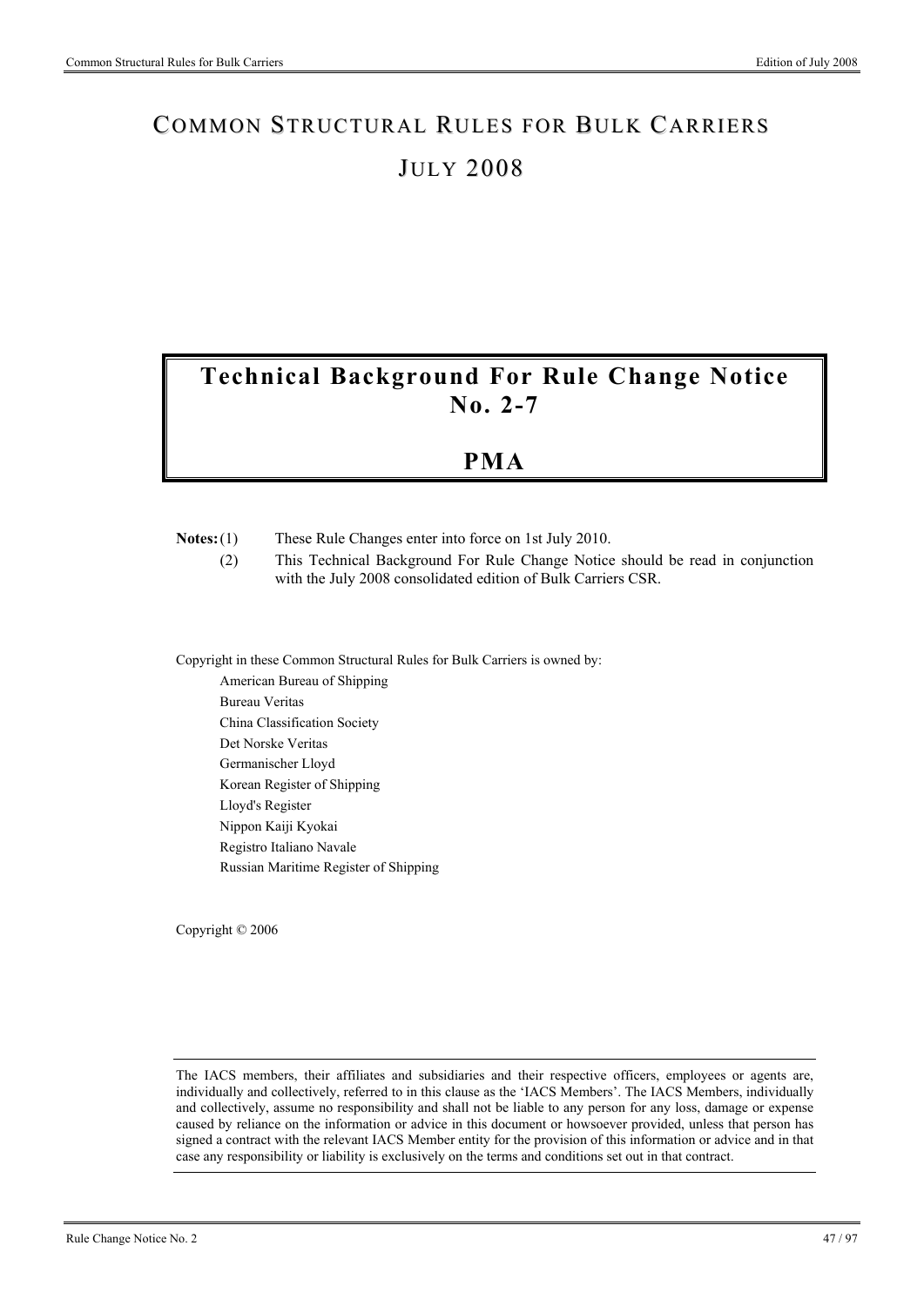# COMMON STRUCTURAL RULES FOR BULK CARRIERS

# JULY 2008

## Technical Background For Rule Change Notice No. 2-7

## PMA

**Notes:** (1) These Rule Changes enter into force on 1st July 2010.

(2) This Technical Background For Rule Change Notice should be read in conjunction with the July 2008 consolidated edition of Bulk Carriers CSR.

Copyright in these Common Structural Rules for Bulk Carriers is owned by:

American Bureau of Shipping
Bureau Veritas
China Classification Society
Det Norske Veritas
Germanischer Lloyd
Korean Register of Shipping
Lloyd's Register
Nippon Kaiji Kyokai
Registro Italiano Navale
Russian Maritime Register of Shipping

Copyright © 2006

The IACS members, their affiliates and subsidiaries and their respective officers, employees or agents are, individually and collectively, referred to in this clause as the 'IACS Members'. The IACS Members, individually and collectively, assume no responsibility and shall not be liable to any person for any loss, damage or expense caused by reliance on the information or advice in this document or howsoever provided, unless that person has signed a contract with the relevant IACS Member entity for the provision of this information or advice and in that case any responsibility or liability is exclusively on the terms and conditions set out in that contract.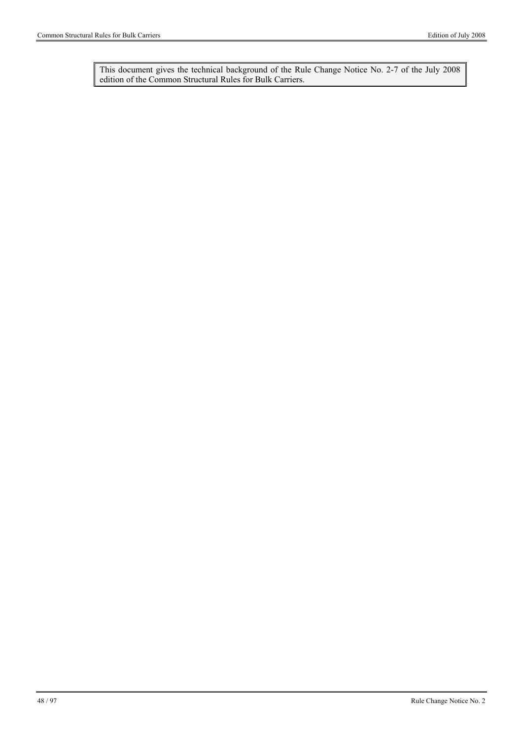This document gives the technical background of the Rule Change Notice No. 2-7 of the July 2008 edition of the Common Structural Rules for Bulk Carriers.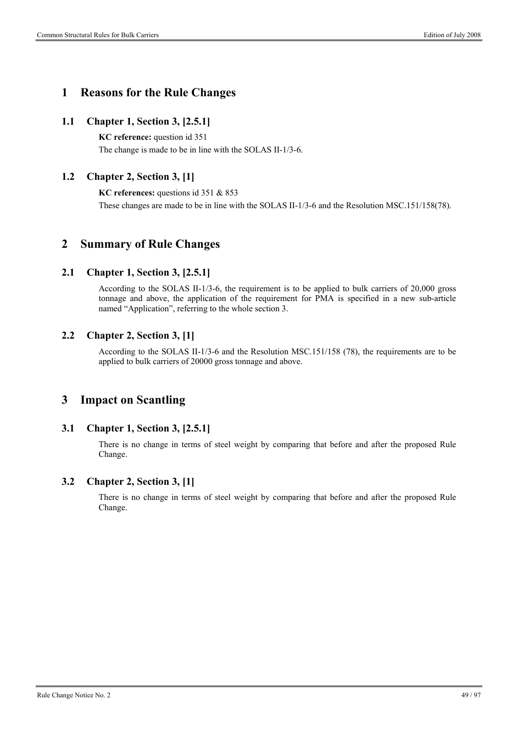# 1 Reasons for the Rule Changes

## 1.1 Chapter 1, Section 3, [2.5.1]

**KC reference:** question id 351

The change is made to be in line with the SOLAS II-1/3-6.

## 1.2 Chapter 2, Section 3, [1]

**KC references:** questions id 351 & 853

These changes are made to be in line with the SOLAS II-1/3-6 and the Resolution MSC.151/158(78).

# 2 Summary of Rule Changes

## 2.1 Chapter 1, Section 3, [2.5.1]

According to the SOLAS II-1/3-6, the requirement is to be applied to bulk carriers of 20,000 gross tonnage and above, the application of the requirement for PMA is specified in a new sub-article named "Application", referring to the whole section 3.

## 2.2 Chapter 2, Section 3, [1]

According to the SOLAS II-1/3-6 and the Resolution MSC.151/158 (78), the requirements are to be applied to bulk carriers of 20000 gross tonnage and above.

# 3 Impact on Scantling

## 3.1 Chapter 1, Section 3, [2.5.1]

There is no change in terms of steel weight by comparing that before and after the proposed Rule Change.

## 3.2 Chapter 2, Section 3, [1]

There is no change in terms of steel weight by comparing that before and after the proposed Rule Change.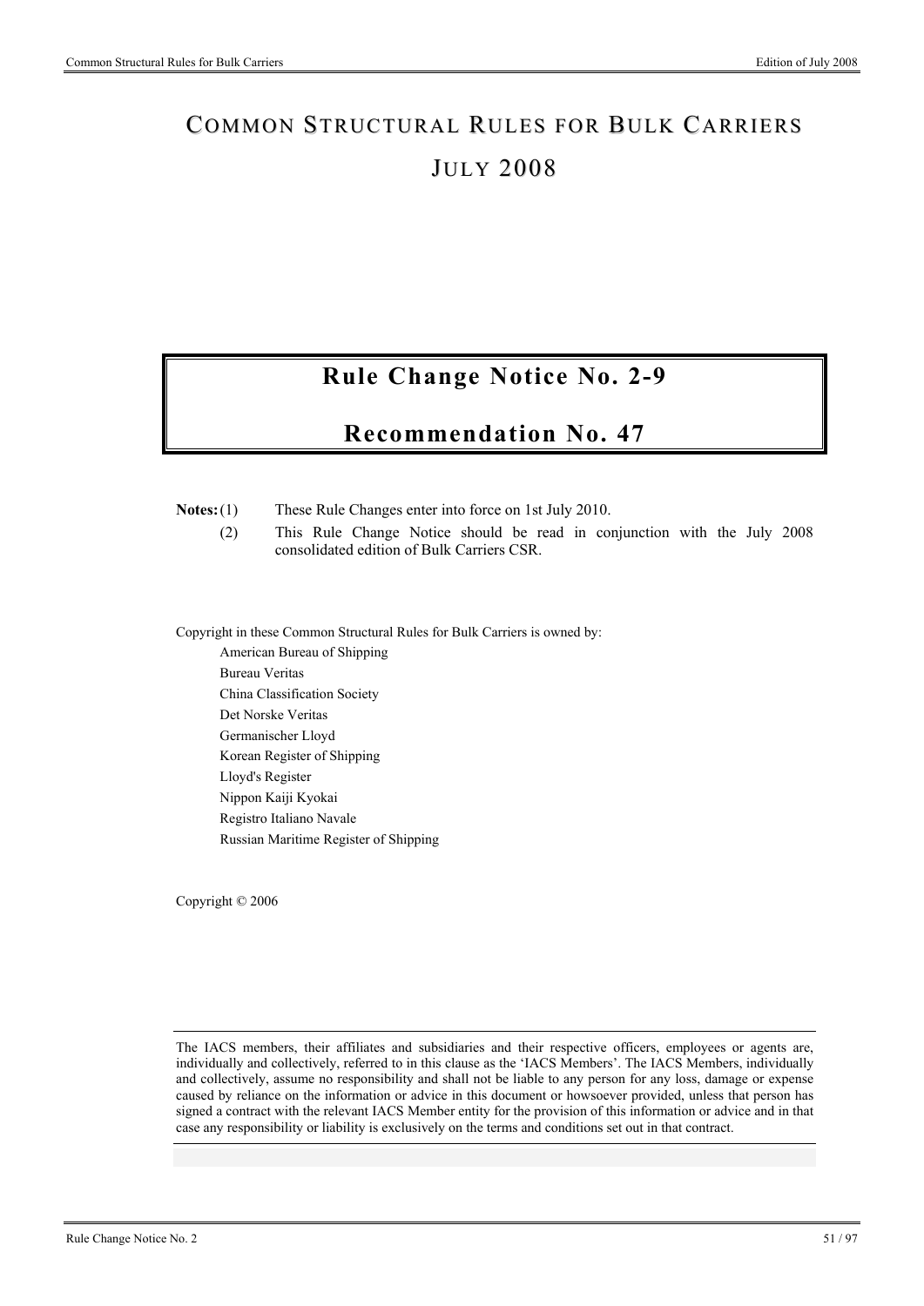# COMMON STRUCTURAL RULES FOR BULK CARRIERS

# JULY 2008

## Rule Change Notice No. 2-9

## Recommendation No. 47

**Notes:** (1) These Rule Changes enter into force on 1st July 2010.

(2) This Rule Change Notice should be read in conjunction with the July 2008 consolidated edition of Bulk Carriers CSR.

Copyright in these Common Structural Rules for Bulk Carriers is owned by:

American Bureau of Shipping
Bureau Veritas
China Classification Society
Det Norske Veritas
Germanischer Lloyd
Korean Register of Shipping
Lloyd's Register
Nippon Kaiji Kyokai
Registro Italiano Navale
Russian Maritime Register of Shipping

Copyright © 2006

The IACS members, their affiliates and subsidiaries and their respective officers, employees or agents are, individually and collectively, referred to in this clause as the 'IACS Members'. The IACS Members, individually and collectively, assume no responsibility and shall not be liable to any person for any loss, damage or expense caused by reliance on the information or advice in this document or howsoever provided, unless that person has signed a contract with the relevant IACS Member entity for the provision of this information or advice and in that case any responsibility or liability is exclusively on the terms and conditions set out in that contract.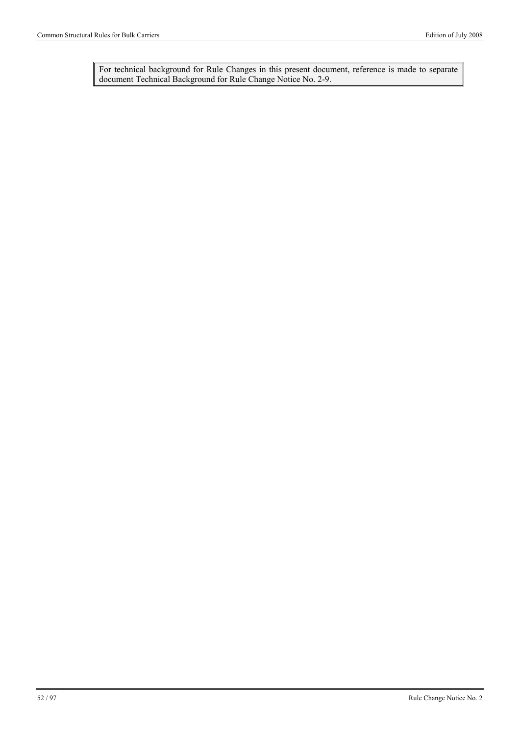For technical background for Rule Changes in this present document, reference is made to separate document Technical Background for Rule Change Notice No. 2-9.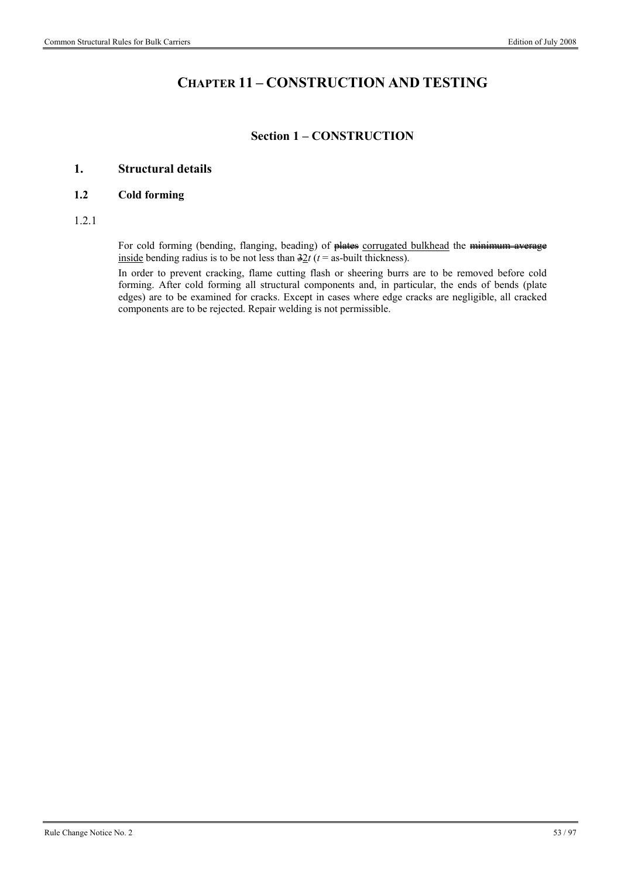# CHAPTER 11 – CONSTRUCTION AND TESTING

## Section 1 – CONSTRUCTION

### 1. Structural details

#### 1.2 Cold forming

1.2.1

For cold forming (bending, flanging, beading) of ~~plates~~ <u>corrugated bulkhead</u> the ~~minimum average~~ <u>inside</u> bending radius is to be not less than ~~3~~<u>2</u>*t* (*t* = as-built thickness).

In order to prevent cracking, flame cutting flash or sheering burrs are to be removed before cold forming. After cold forming all structural components and, in particular, the ends of bends (plate edges) are to be examined for cracks. Except in cases where edge cracks are negligible, all cracked components are to be rejected. Repair welding is not permissible.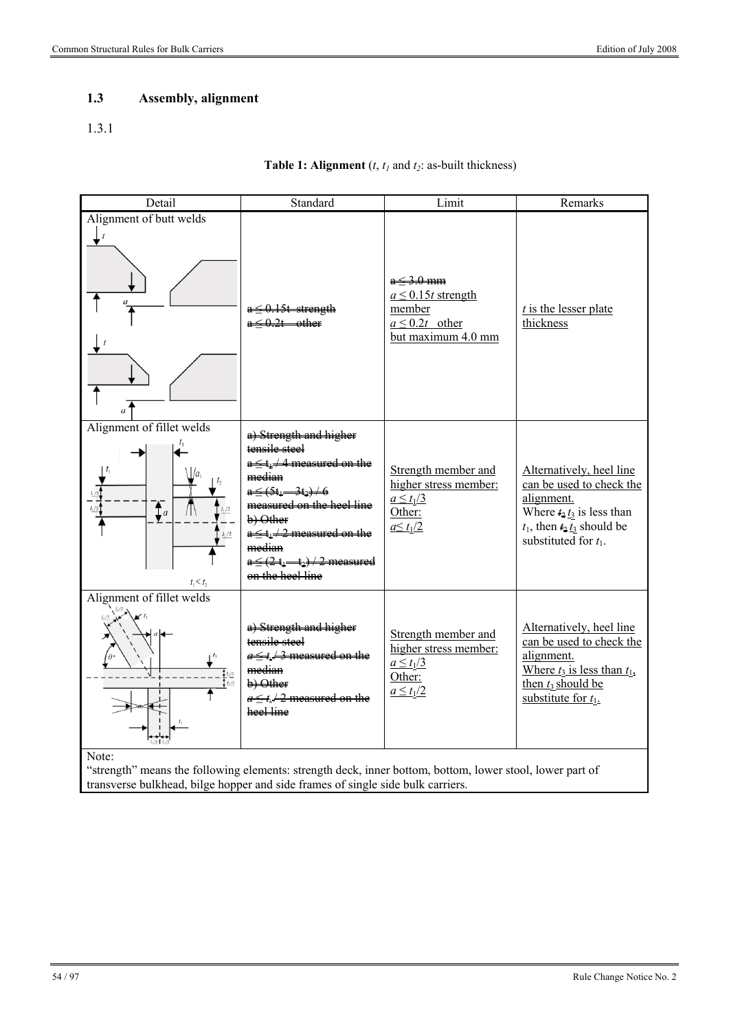### 1.3 Assembly, alignment

1.3.1

**Table 1: Alignment** ($t$, $t_1$ and $t_2$: as-built thickness)

| Detail | Standard | Limit | Remarks |
|---|---|---|---|
| Alignment of butt welds | ~~$a \le 0.15t$ strength~~ ~~$a \le 0.2t$ other~~ | ~~$a \le 3.0$ mm~~ $a \le 0.15t$ strength member $a \le 0.2t$ other but maximum 4.0 mm | $t$ is the lesser plate thickness |
| Alignment of fillet welds ($t_1 < t_2$) | ~~a) Strength and higher tensile steel $a \le t_1/4$ measured on the median $a \le (5t_1 - 3t_2)/6$ measured on the heel line b) Other $a \le t_1/2$ measured on the median $a \le (2t_1 - t_2)/2$ measured on the heel line~~ | Strength member and higher stress member: $a \le t_1/3$ Other: $a \le t_1/2$ | Alternatively, heel line can be used to check the alignment. Where ~~$t_2$~~ $t_3$ is less than $t_1$, then ~~$t_2$~~ $t_3$ should be substituted for $t_1$. |
| Alignment of fillet welds | ~~a) Strength and higher tensile steel $a \le t_1/3$ measured on the median b) Other $a \le t_1/2$ measured on the heel line~~ | Strength member and higher stress member: $a \le t_1/3$ Other: $a \le t_1/2$ | Alternatively, heel line can be used to check the alignment. Where $t_3$ is less than $t_1$, then $t_3$ should be substitute for $t_1$. |

Note:
"strength" means the following elements: strength deck, inner bottom, bottom, lower stool, lower part of transverse bulkhead, bilge hopper and side frames of single side bulk carriers.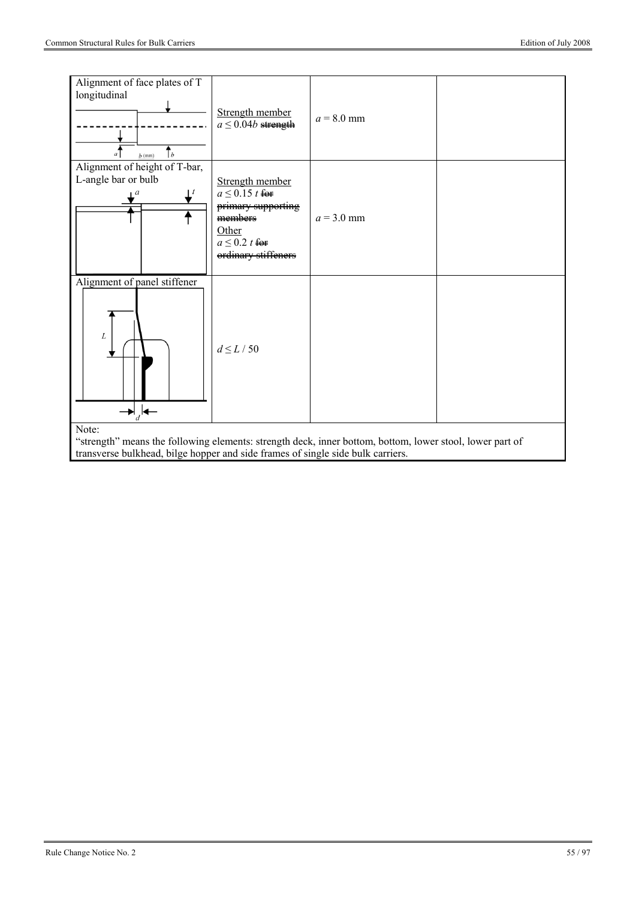| Alignment of face plates of T longitudinal | Strength member $a \leq 0.04b$ ~~strength~~ | $a$ = 8.0 mm | |
|---|---|---|---|
| Alignment of height of T-bar, L-angle bar or bulb | Strength member $a \leq 0.15\ t$ ~~for primary supporting members~~ Other $a \leq 0.2\ t$ ~~for ordinary stiffeners~~ | $a$ = 3.0 mm | |
| Alignment of panel stiffener | $d \leq L / 50$ | | |

Note:
"strength" means the following elements: strength deck, inner bottom, bottom, lower stool, lower part of transverse bulkhead, bilge hopper and side frames of single side bulk carriers.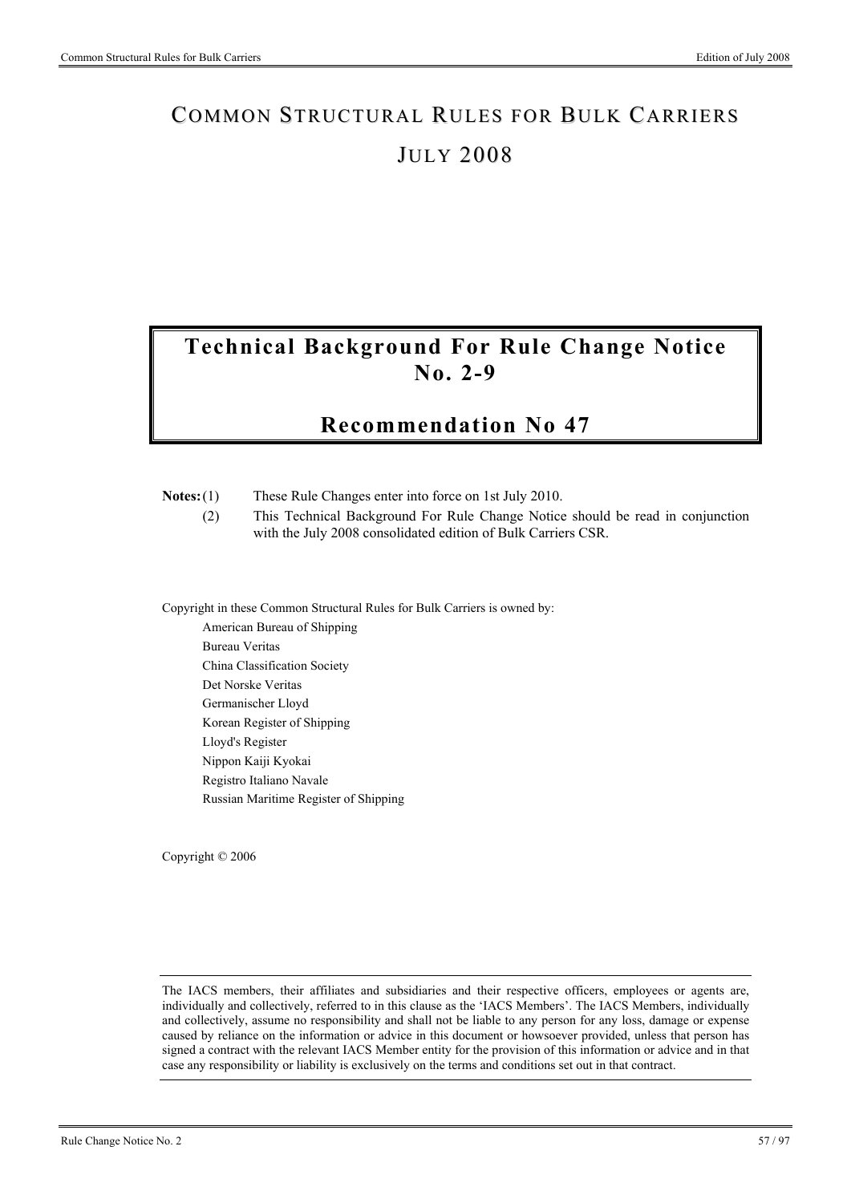# COMMON STRUCTURAL RULES FOR BULK CARRIERS

# JULY 2008

## Technical Background For Rule Change Notice No. 2-9

## Recommendation No 47

**Notes:** (1) These Rule Changes enter into force on 1st July 2010.

(2) This Technical Background For Rule Change Notice should be read in conjunction with the July 2008 consolidated edition of Bulk Carriers CSR.

Copyright in these Common Structural Rules for Bulk Carriers is owned by:

American Bureau of Shipping
Bureau Veritas
China Classification Society
Det Norske Veritas
Germanischer Lloyd
Korean Register of Shipping
Lloyd's Register
Nippon Kaiji Kyokai
Registro Italiano Navale
Russian Maritime Register of Shipping

Copyright © 2006

The IACS members, their affiliates and subsidiaries and their respective officers, employees or agents are, individually and collectively, referred to in this clause as the 'IACS Members'. The IACS Members, individually and collectively, assume no responsibility and shall not be liable to any person for any loss, damage or expense caused by reliance on the information or advice in this document or howsoever provided, unless that person has signed a contract with the relevant IACS Member entity for the provision of this information or advice and in that case any responsibility or liability is exclusively on the terms and conditions set out in that contract.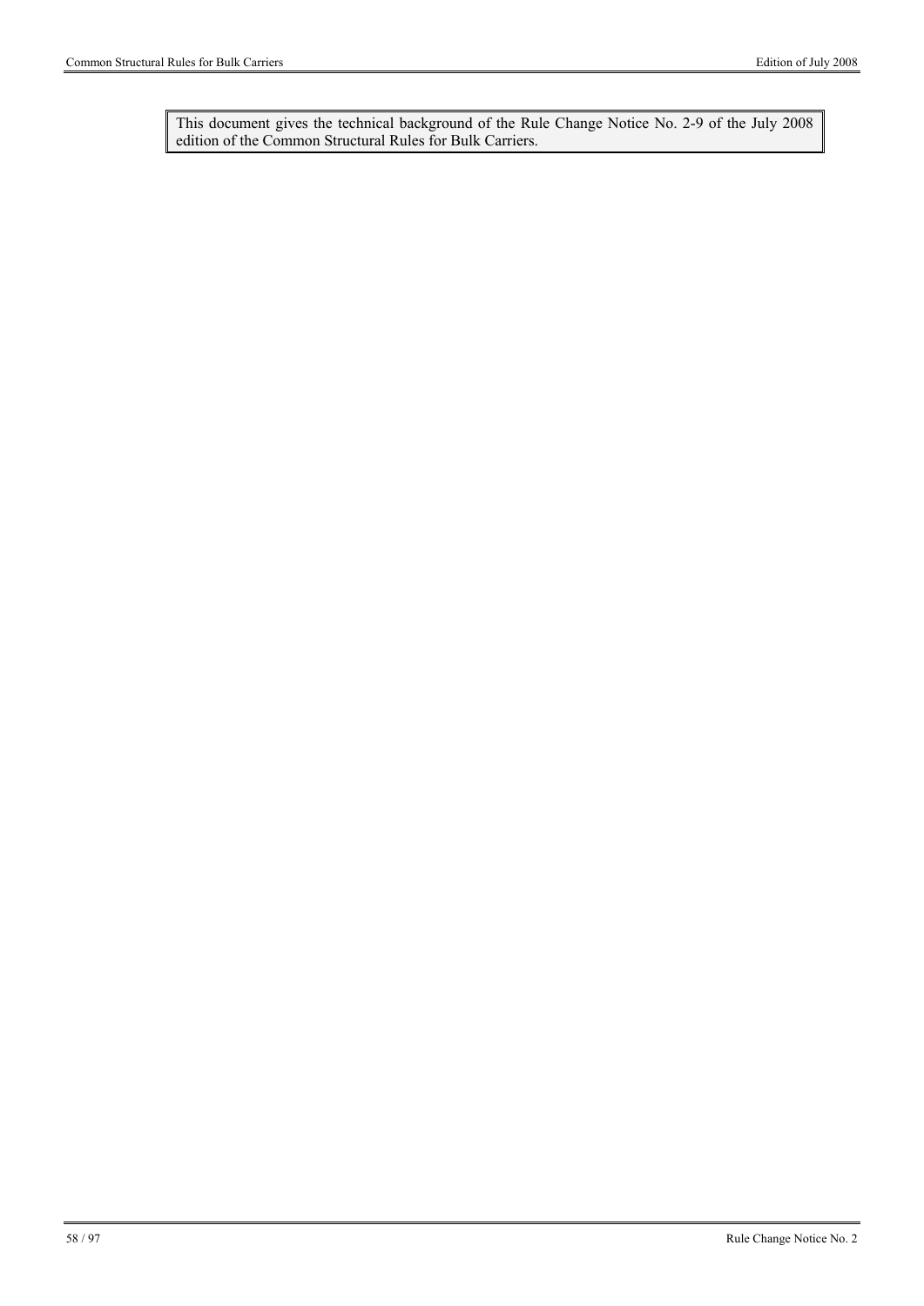This document gives the technical background of the Rule Change Notice No. 2-9 of the July 2008 edition of the Common Structural Rules for Bulk Carriers.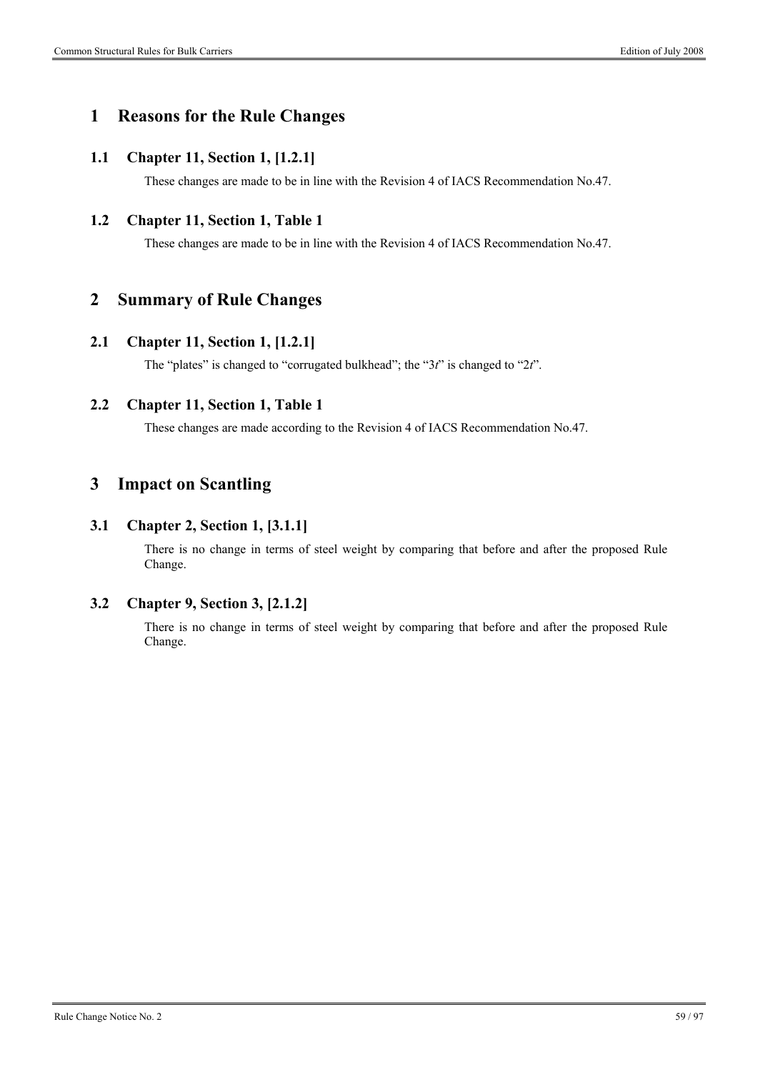# 1 Reasons for the Rule Changes

## 1.1 Chapter 11, Section 1, [1.2.1]

These changes are made to be in line with the Revision 4 of IACS Recommendation No.47.

## 1.2 Chapter 11, Section 1, Table 1

These changes are made to be in line with the Revision 4 of IACS Recommendation No.47.

# 2 Summary of Rule Changes

## 2.1 Chapter 11, Section 1, [1.2.1]

The "plates" is changed to "corrugated bulkhead"; the "3*t*" is changed to "2*t*".

## 2.2 Chapter 11, Section 1, Table 1

These changes are made according to the Revision 4 of IACS Recommendation No.47.

# 3 Impact on Scantling

## 3.1 Chapter 2, Section 1, [3.1.1]

There is no change in terms of steel weight by comparing that before and after the proposed Rule Change.

## 3.2 Chapter 9, Section 3, [2.1.2]

There is no change in terms of steel weight by comparing that before and after the proposed Rule Change.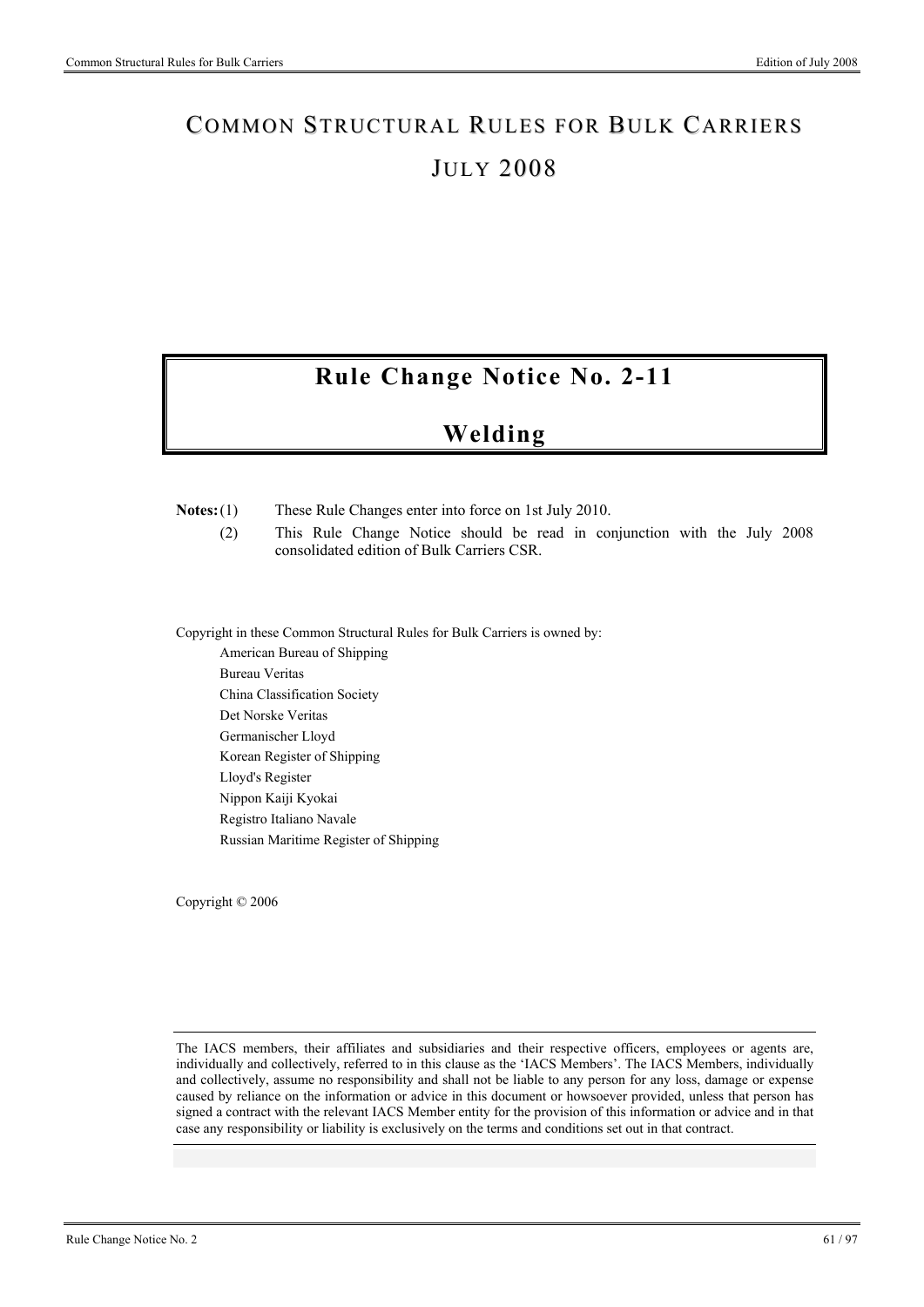// COMMON STRUCTURAL RULES FOR BULK CARRIERS

JULY 2008

# Rule Change Notice No. 2-11

# Welding

**Notes:** (1) These Rule Changes enter into force on 1st July 2010.

(2) This Rule Change Notice should be read in conjunction with the July 2008 consolidated edition of Bulk Carriers CSR.

Copyright in these Common Structural Rules for Bulk Carriers is owned by:

American Bureau of Shipping
Bureau Veritas
China Classification Society
Det Norske Veritas
Germanischer Lloyd
Korean Register of Shipping
Lloyd's Register
Nippon Kaiji Kyokai
Registro Italiano Navale
Russian Maritime Register of Shipping

Copyright © 2006

The IACS members, their affiliates and subsidiaries and their respective officers, employees or agents are, individually and collectively, referred to in this clause as the 'IACS Members'. The IACS Members, individually and collectively, assume no responsibility and shall not be liable to any person for any loss, damage or expense caused by reliance on the information or advice in this document or howsoever provided, unless that person has signed a contract with the relevant IACS Member entity for the provision of this information or advice and in that case any responsibility or liability is exclusively on the terms and conditions set out in that contract.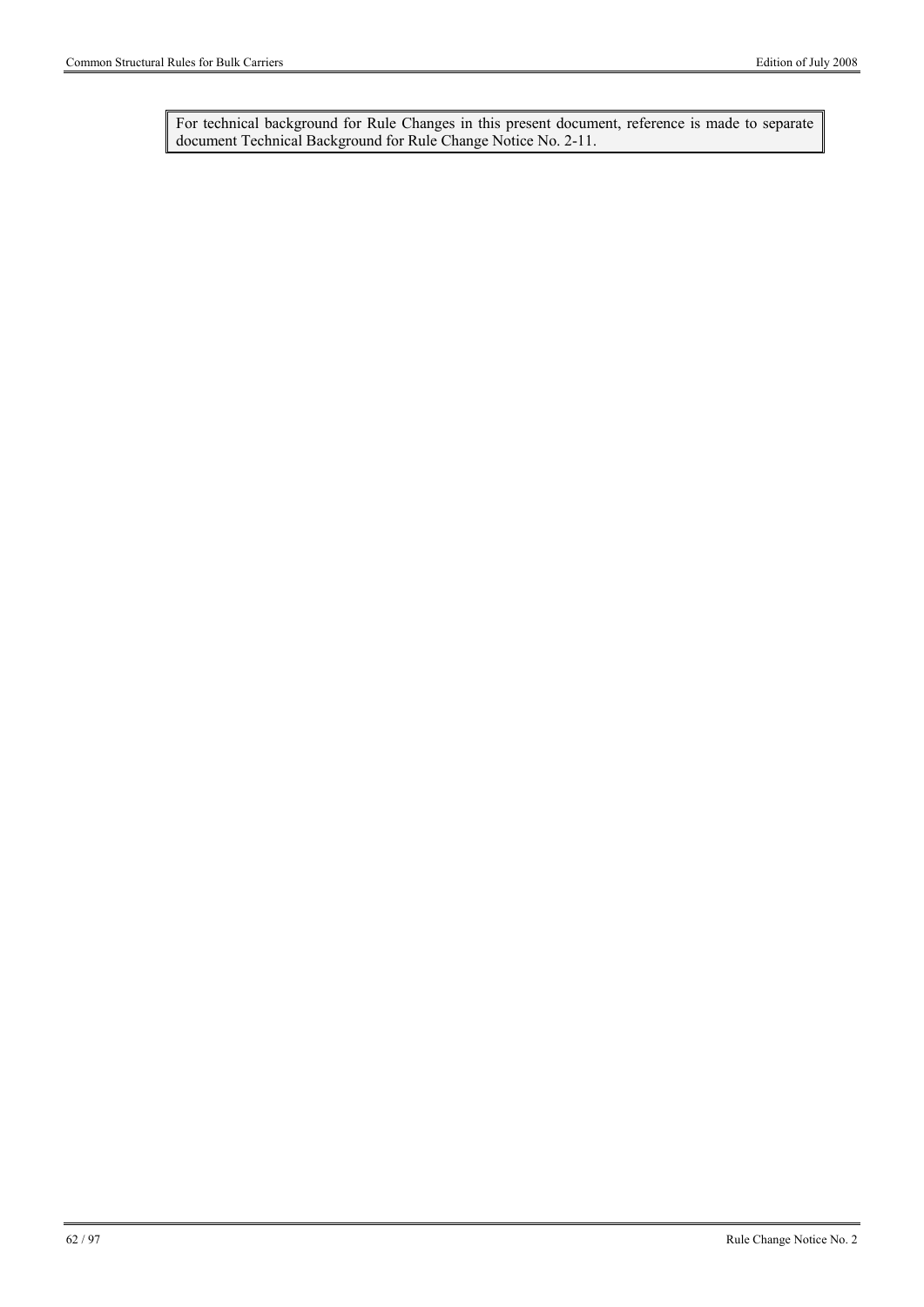For technical background for Rule Changes in this present document, reference is made to separate document Technical Background for Rule Change Notice No. 2-11.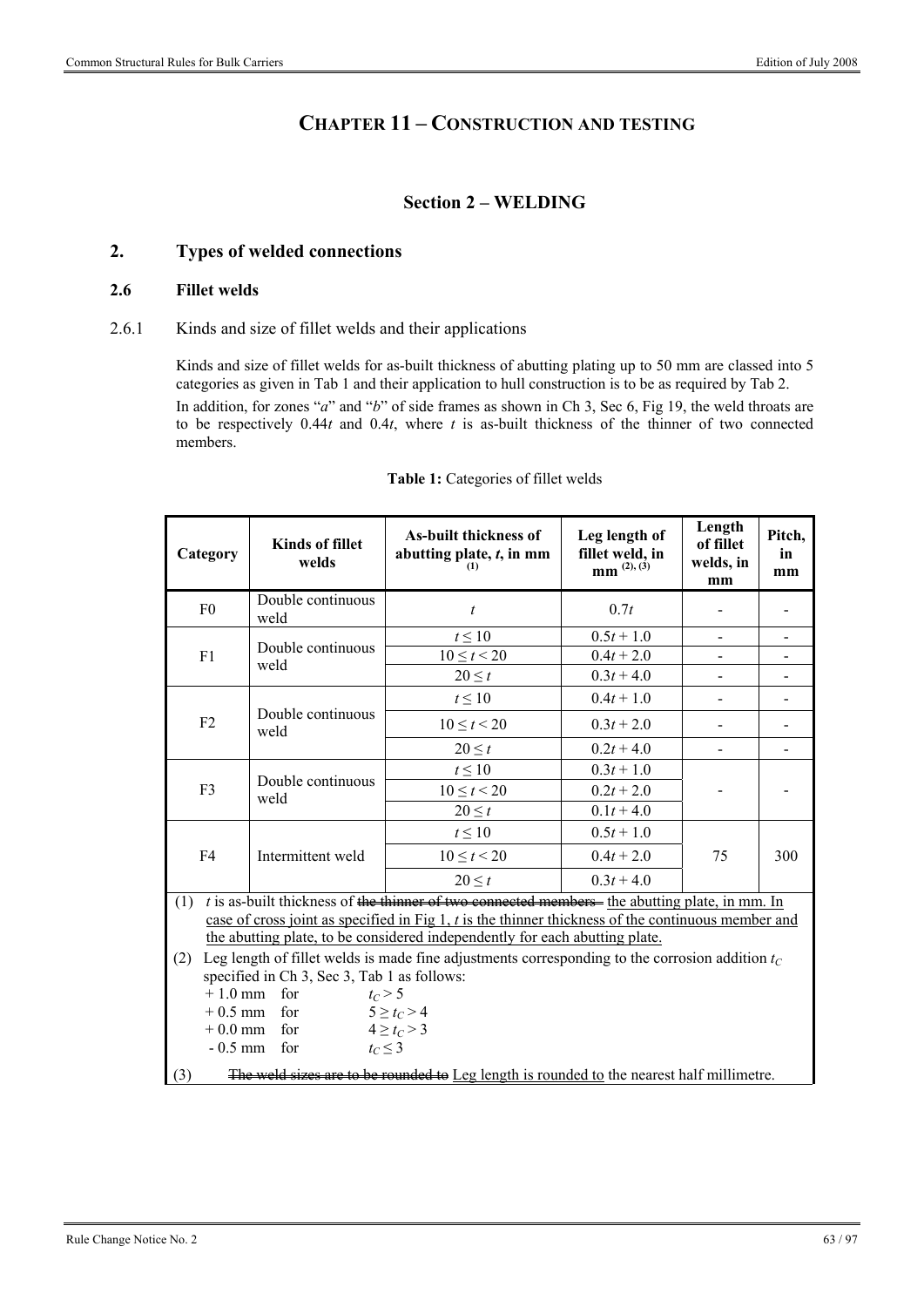# CHAPTER 11 – CONSTRUCTION AND TESTING

## Section 2 – WELDING

## 2. Types of welded connections

### 2.6 Fillet welds

2.6.1 Kinds and size of fillet welds and their applications

Kinds and size of fillet welds for as-built thickness of abutting plating up to 50 mm are classed into 5 categories as given in Tab 1 and their application to hull construction is to be as required by Tab 2.

In addition, for zones "*a*" and "*b*" of side frames as shown in Ch 3, Sec 6, Fig 19, the weld throats are to be respectively $0.44t$ and $0.4t$, where $t$ is as-built thickness of the thinner of two connected members.

**Table 1:** Categories of fillet welds

| Category | Kinds of fillet welds | As-built thickness of abutting plate, $t$, in mm (1) | Leg length of fillet weld, in mm (2), (3) | Length of fillet welds, in mm | Pitch, in mm |
|---|---|---|---|---|---|
| F0 | Double continuous weld | $t$ | $0.7t$ | - | - |
| F1 | Double continuous weld | $t \le 10$ | $0.5t + 1.0$ | - | - |
| | | $10 \le t < 20$ | $0.4t + 2.0$ | - | - |
| | | $20 \le t$ | $0.3t + 4.0$ | - | - |
| F2 | Double continuous weld | $t \le 10$ | $0.4t + 1.0$ | - | - |
| | | $10 \le t < 20$ | $0.3t + 2.0$ | - | - |
| | | $20 \le t$ | $0.2t + 4.0$ | - | - |
| F3 | Double continuous weld | $t \le 10$ | $0.3t + 1.0$ | - | - |
| | | $10 \le t < 20$ | $0.2t + 2.0$ | | |
| | | $20 \le t$ | $0.1t + 4.0$ | | |
| F4 | Intermittent weld | $t \le 10$ | $0.5t + 1.0$ | 75 | 300 |
| | | $10 \le t < 20$ | $0.4t + 2.0$ | | |
| | | $20 \le t$ | $0.3t + 4.0$ | | |

(1) $t$ is as-built thickness of ~~the thinner of two connected members~~ the abutting plate, in mm. In case of cross joint as specified in Fig 1, $t$ is the thinner thickness of the continuous member and the abutting plate, to be considered independently for each abutting plate.

(2) Leg length of fillet welds is made fine adjustments corresponding to the corrosion addition $t_C$ specified in Ch 3, Sec 3, Tab 1 as follows:

- + 1.0 mm for $t_C > 5$
- + 0.5 mm for $5 \ge t_C > 4$
- + 0.0 mm for $4 \ge t_C > 3$
- \- 0.5 mm for $t_C \le 3$

(3) ~~The weld sizes are to be rounded to~~ Leg length is rounded to the nearest half millimetre.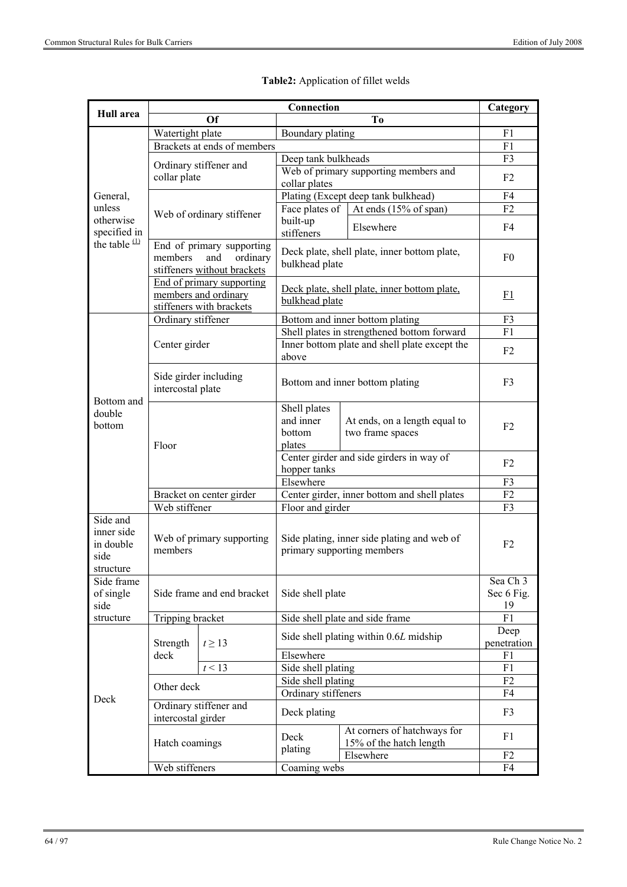**Table2:** Application of fillet welds

| Hull area | Connection | | | | Category |
|---|---|---|---|---|---|
| | Of | | To | | |
| General, unless otherwise specified in the table [(1)] | Watertight plate | | Boundary plating | | F1 |
| | Brackets at ends of members | | | | F1 |
| | Ordinary stiffener and collar plate | | Deep tank bulkheads | | F3 |
| | | | Web of primary supporting members and collar plates | | F2 |
| | Web of ordinary stiffener | | Plating (Except deep tank bulkhead) | | F4 |
| | | | Face plates of built-up stiffeners | At ends (15% of span) | F2 |
| | | | | Elsewhere | F4 |
| | End of primary supporting members and ordinary stiffeners without brackets | | Deck plate, shell plate, inner bottom plate, bulkhead plate | | F0 |
| | End of primary supporting members and ordinary stiffeners with brackets | | Deck plate, shell plate, inner bottom plate, bulkhead plate | | F1 |
| Bottom and double bottom | Ordinary stiffener | | Bottom and inner bottom plating | | F3 |
| | Center girder | | Shell plates in strengthened bottom forward | | F1 |
| | | | Inner bottom plate and shell plate except the above | | F2 |
| | Side girder including intercostal plate | | Bottom and inner bottom plating | | F3 |
| | Floor | | Shell plates and inner bottom plates | At ends, on a length equal to two frame spaces | F2 |
| | | | Center girder and side girders in way of hopper tanks | | F2 |
| | | | Elsewhere | | F3 |
| | Bracket on center girder | | Center girder, inner bottom and shell plates | | F2 |
| | Web stiffener | | Floor and girder | | F3 |
| Side and inner side in double side structure | Web of primary supporting members | | Side plating, inner side plating and web of primary supporting members | | F2 |
| Side frame of single side structure | Side frame and end bracket | | Side shell plate | | Sea Ch 3 Sec 6 Fig. 19 |
| | Tripping bracket | | Side shell plate and side frame | | F1 |
| Deck | Strength deck | $t \geq 13$ | Side shell plating within 0.6*L* midship | | Deep penetration |
| | | | Elsewhere | | F1 |
| | | $t < 13$ | Side shell plating | | F1 |
| | Other deck | | Side shell plating | | F2 |
| | | | Ordinary stiffeners | | F4 |
| | Ordinary stiffener and intercostal girder | | Deck plating | | F3 |
| | Hatch coamings | | Deck plating | At corners of hatchways for 15% of the hatch length | F1 |
| | | | | Elsewhere | F2 |
| | Web stiffeners | | Coaming webs | | F4 |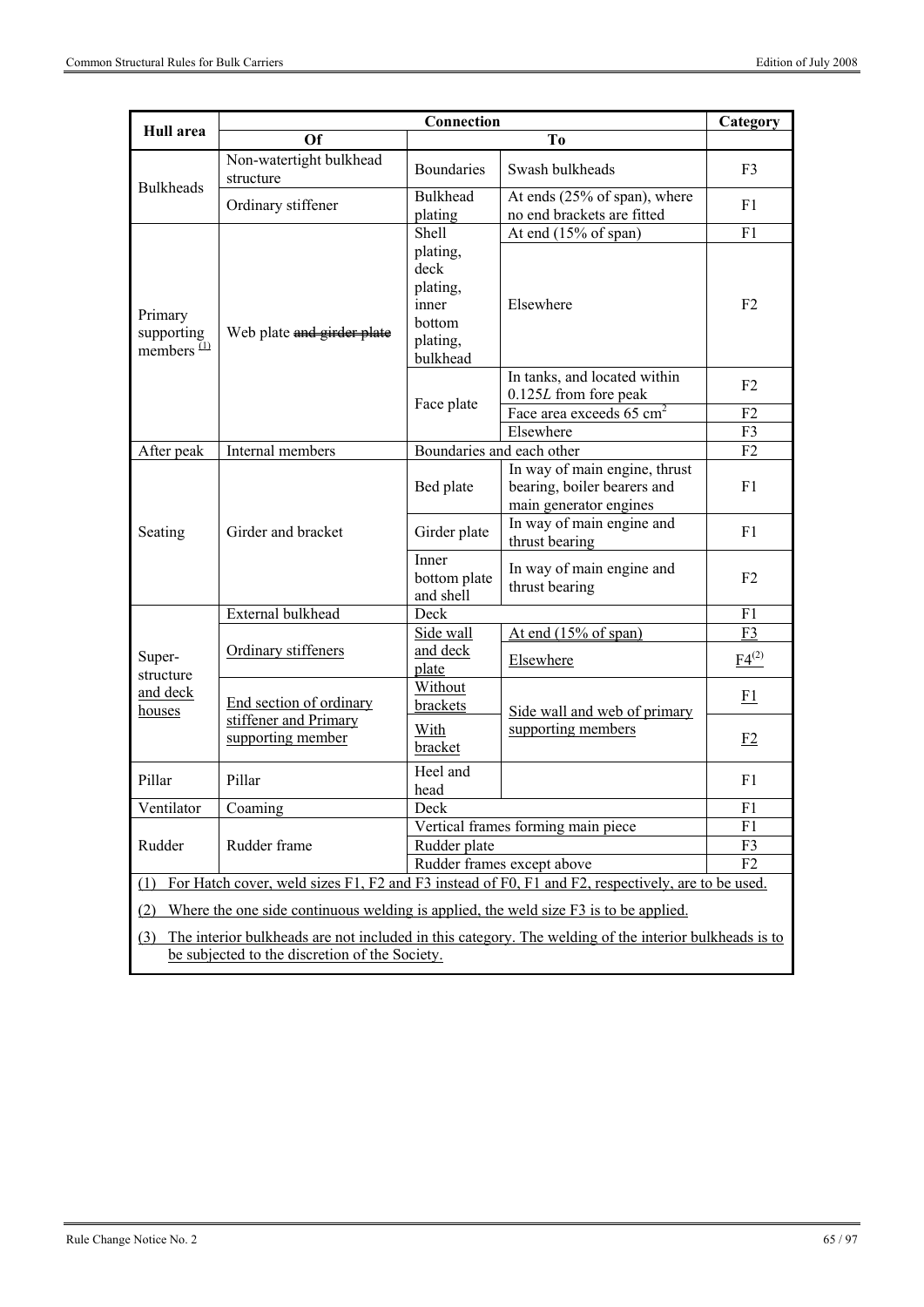| Hull area | Connection | | | Category |
|---|---|---|---|---|
| | Of | To | | |
| Bulkheads | Non-watertight bulkhead structure | Boundaries | Swash bulkheads | F3 |
| | Ordinary stiffener | Bulkhead plating | At ends (25% of span), where no end brackets are fitted | F1 |
| Primary supporting members [(1)] | Web plate ~~and girder plate~~ | Shell plating, deck plating, inner bottom plating, bulkhead | At end (15% of span) | F1 |
| | | | Elsewhere | F2 |
| | | Face plate | In tanks, and located within 0.125*L* from fore peak | F2 |
| | | | Face area exceeds 65 cm$^2$ | F2 |
| | | | Elsewhere | F3 |
| After peak | Internal members | Boundaries and each other | | F2 |
| Seating | Girder and bracket | Bed plate | In way of main engine, thrust bearing, boiler bearers and main generator engines | F1 |
| | | Girder plate | In way of main engine and thrust bearing | F1 |
| | | Inner bottom plate and shell | In way of main engine and thrust bearing | F2 |
| Super-structure and deck houses | External bulkhead | Deck | | F1 |
| | Ordinary stiffeners | Side wall and deck plate | At end (15% of span) | F3 |
| | | | Elsewhere | F4[(2)] |
| | End section of ordinary stiffener and Primary supporting member | Without brackets | Side wall and web of primary supporting members | F1 |
| | | With bracket | | F2 |
| Pillar | Pillar | Heel and head | | F1 |
| Ventilator | Coaming | Deck | | F1 |
| Rudder | Rudder frame | Vertical frames forming main piece | | F1 |
| | | Rudder plate | | F3 |
| | | Rudder frames except above | | F2 |

(1) For Hatch cover, weld sizes F1, F2 and F3 instead of F0, F1 and F2, respectively, are to be used.

(2) Where the one side continuous welding is applied, the weld size F3 is to be applied.

(3) The interior bulkheads are not included in this category. The welding of the interior bulkheads is to be subjected to the discretion of the Society.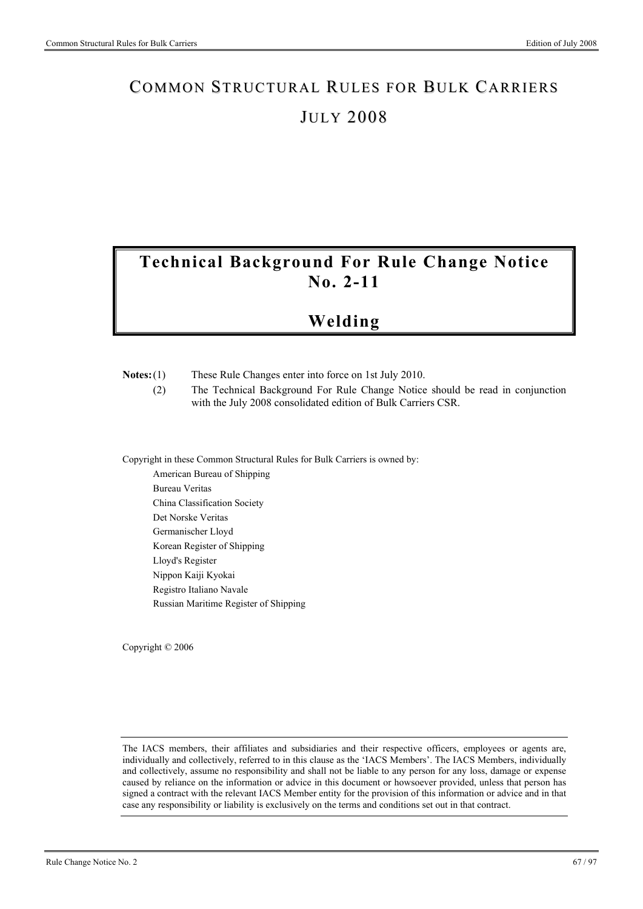# COMMON STRUCTURAL RULES FOR BULK CARRIERS

# JULY 2008

## Technical Background For Rule Change Notice No. 2-11

## Welding

**Notes:** (1) These Rule Changes enter into force on 1st July 2010.

(2) The Technical Background For Rule Change Notice should be read in conjunction with the July 2008 consolidated edition of Bulk Carriers CSR.

Copyright in these Common Structural Rules for Bulk Carriers is owned by:

American Bureau of Shipping
Bureau Veritas
China Classification Society
Det Norske Veritas
Germanischer Lloyd
Korean Register of Shipping
Lloyd's Register
Nippon Kaiji Kyokai
Registro Italiano Navale
Russian Maritime Register of Shipping

Copyright © 2006

The IACS members, their affiliates and subsidiaries and their respective officers, employees or agents are, individually and collectively, referred to in this clause as the 'IACS Members'. The IACS Members, individually and collectively, assume no responsibility and shall not be liable to any person for any loss, damage or expense caused by reliance on the information or advice in this document or howsoever provided, unless that person has signed a contract with the relevant IACS Member entity for the provision of this information or advice and in that case any responsibility or liability is exclusively on the terms and conditions set out in that contract.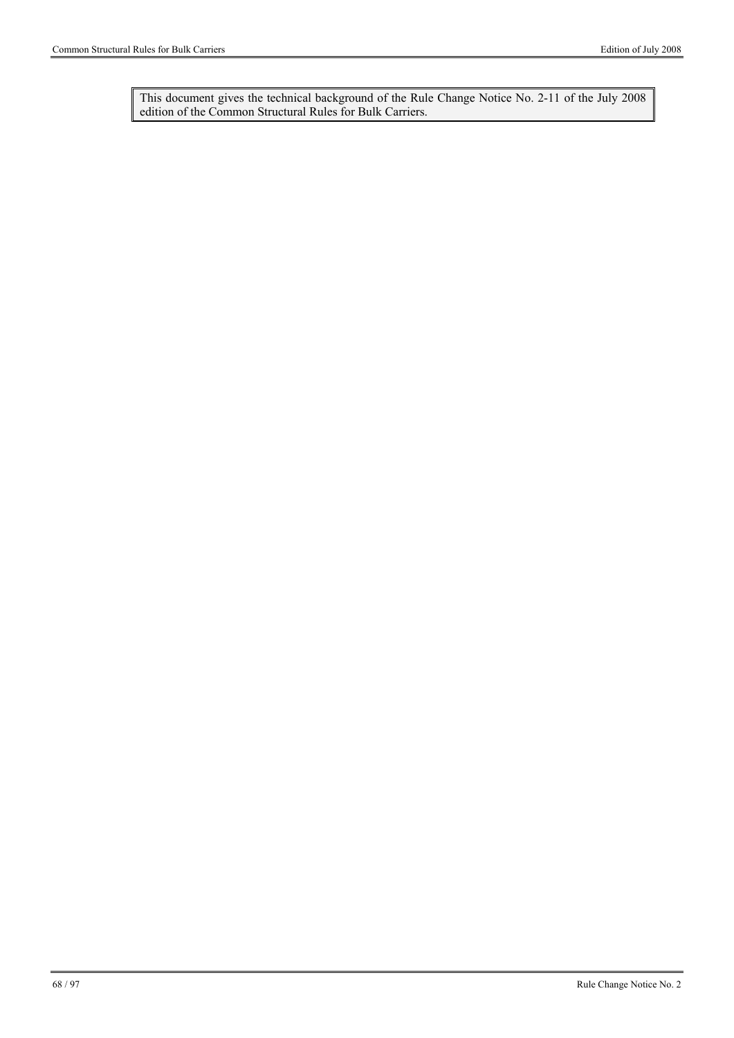This document gives the technical background of the Rule Change Notice No. 2-11 of the July 2008 edition of the Common Structural Rules for Bulk Carriers.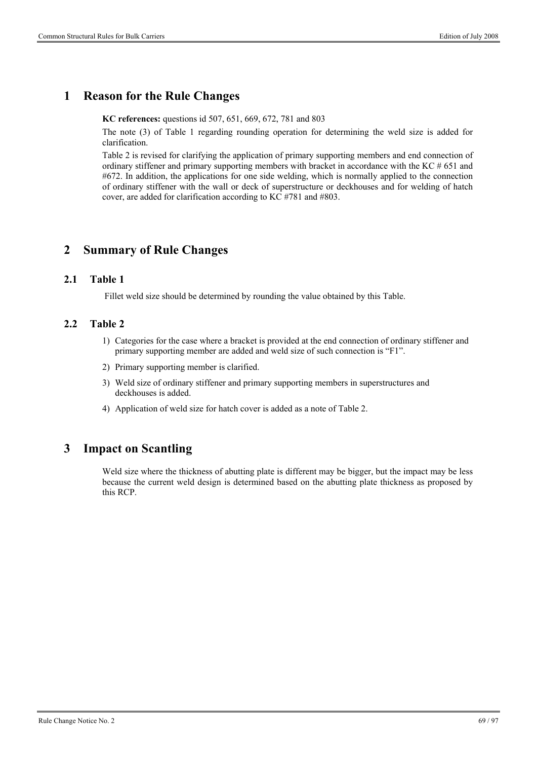# 1 Reason for the Rule Changes

**KC references:** questions id 507, 651, 669, 672, 781 and 803

The note (3) of Table 1 regarding rounding operation for determining the weld size is added for clarification.

Table 2 is revised for clarifying the application of primary supporting members and end connection of ordinary stiffener and primary supporting members with bracket in accordance with the KC # 651 and #672. In addition, the applications for one side welding, which is normally applied to the connection of ordinary stiffener with the wall or deck of superstructure or deckhouses and for welding of hatch cover, are added for clarification according to KC #781 and #803.

# 2 Summary of Rule Changes

## 2.1 Table 1

Fillet weld size should be determined by rounding the value obtained by this Table.

## 2.2 Table 2

1) Categories for the case where a bracket is provided at the end connection of ordinary stiffener and primary supporting member are added and weld size of such connection is "F1".
2) Primary supporting member is clarified.
3) Weld size of ordinary stiffener and primary supporting members in superstructures and deckhouses is added.
4) Application of weld size for hatch cover is added as a note of Table 2.

# 3 Impact on Scantling

Weld size where the thickness of abutting plate is different may be bigger, but the impact may be less because the current weld design is determined based on the abutting plate thickness as proposed by this RCP.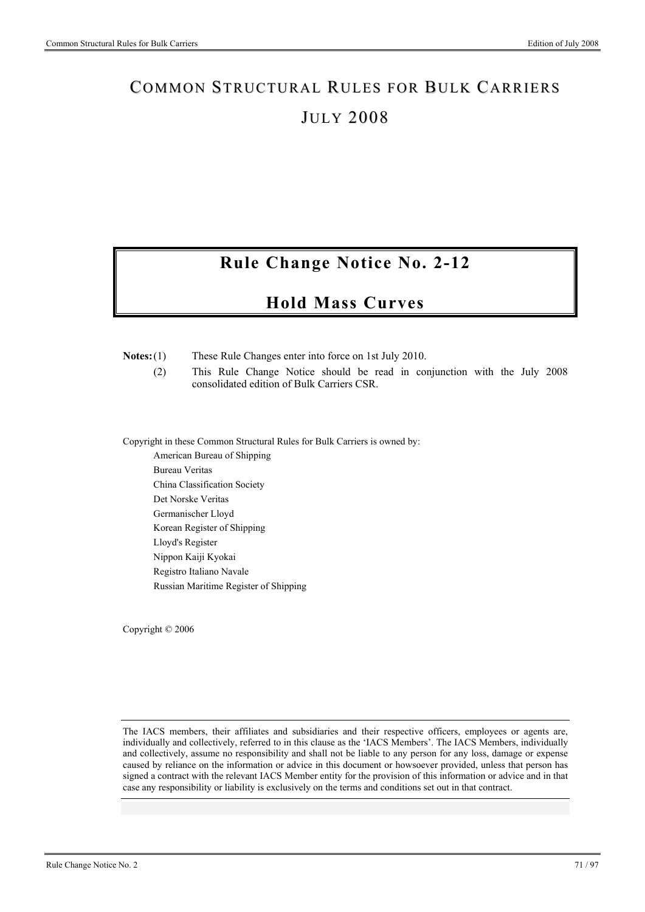# COMMON STRUCTURAL RULES FOR BULK CARRIERS

# JULY 2008

## Rule Change Notice No. 2-12

## Hold Mass Curves

**Notes:** (1) These Rule Changes enter into force on 1st July 2010.

(2) This Rule Change Notice should be read in conjunction with the July 2008 consolidated edition of Bulk Carriers CSR.

Copyright in these Common Structural Rules for Bulk Carriers is owned by:

American Bureau of Shipping
Bureau Veritas
China Classification Society
Det Norske Veritas
Germanischer Lloyd
Korean Register of Shipping
Lloyd's Register
Nippon Kaiji Kyokai
Registro Italiano Navale
Russian Maritime Register of Shipping

Copyright © 2006

The IACS members, their affiliates and subsidiaries and their respective officers, employees or agents are, individually and collectively, referred to in this clause as the 'IACS Members'. The IACS Members, individually and collectively, assume no responsibility and shall not be liable to any person for any loss, damage or expense caused by reliance on the information or advice in this document or howsoever provided, unless that person has signed a contract with the relevant IACS Member entity for the provision of this information or advice and in that case any responsibility or liability is exclusively on the terms and conditions set out in that contract.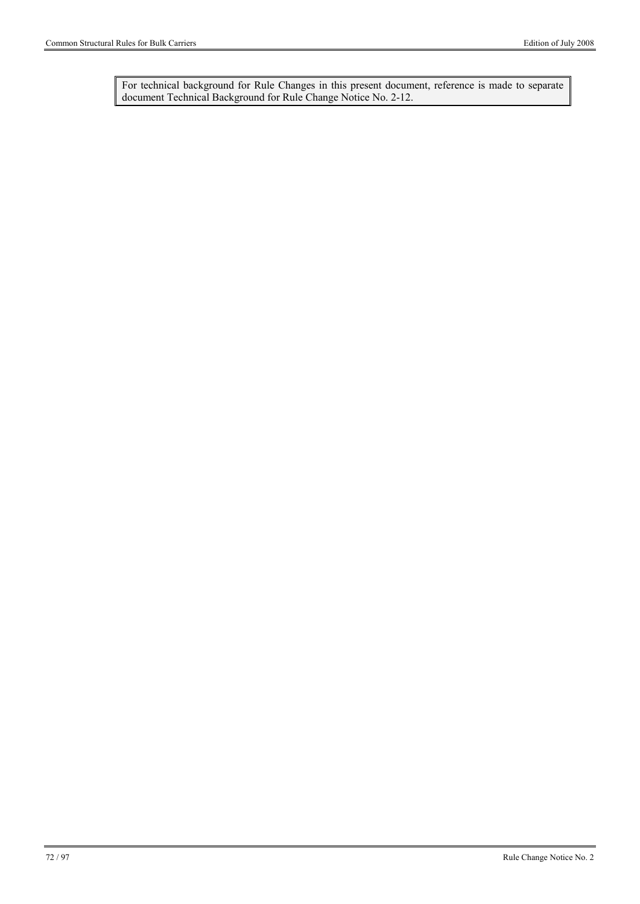For technical background for Rule Changes in this present document, reference is made to separate document Technical Background for Rule Change Notice No. 2-12.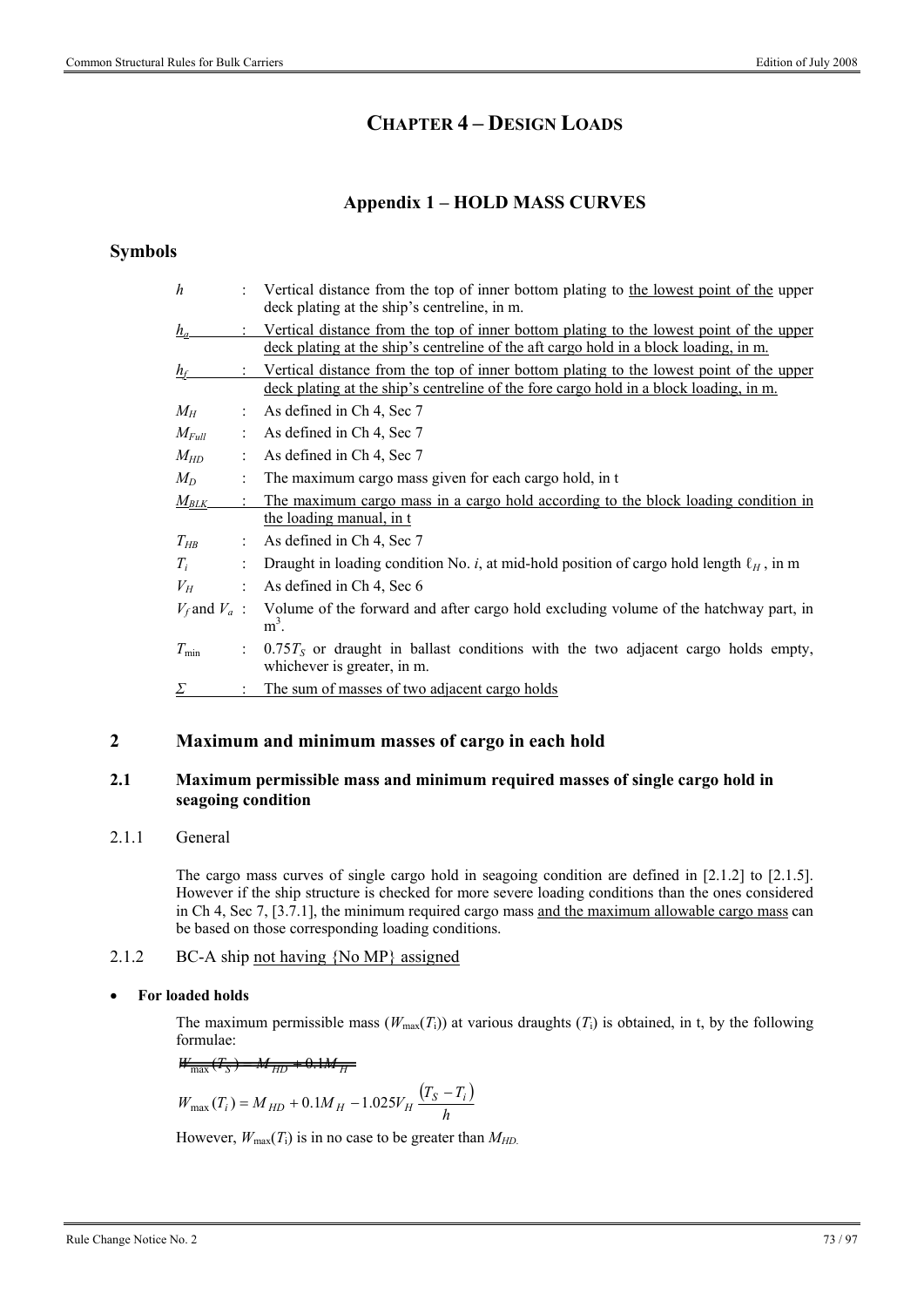# CHAPTER 4 – DESIGN LOADS

## Appendix 1 – HOLD MASS CURVES

### Symbols

| | | |
|---|---|---|
| $h$ | : | Vertical distance from the top of inner bottom plating to the lowest point of the upper deck plating at the ship's centreline, in m. |
| $h_a$ | : | Vertical distance from the top of inner bottom plating to the lowest point of the upper deck plating at the ship's centreline of the aft cargo hold in a block loading, in m. |
| $h_f$ | : | Vertical distance from the top of inner bottom plating to the lowest point of the upper deck plating at the ship's centreline of the fore cargo hold in a block loading, in m. |
| $M_H$ | : | As defined in Ch 4, Sec 7 |
| $M_{Full}$ | : | As defined in Ch 4, Sec 7 |
| $M_{HD}$ | : | As defined in Ch 4, Sec 7 |
| $M_D$ | : | The maximum cargo mass given for each cargo hold, in t |
| $M_{BLK}$ | : | The maximum cargo mass in a cargo hold according to the block loading condition in the loading manual, in t |
| $T_{HB}$ | : | As defined in Ch 4, Sec 7 |
| $T_i$ | : | Draught in loading condition No. $i$, at mid-hold position of cargo hold length $\ell_H$, in m |
| $V_H$ | : | As defined in Ch 4, Sec 6 |
| $V_f$ and $V_a$ | : | Volume of the forward and after cargo hold excluding volume of the hatchway part, in $m^3$. |
| $T_{\min}$ | : | $0.75T_S$ or draught in ballast conditions with the two adjacent cargo holds empty, whichever is greater, in m. |
| $\Sigma$ | : | The sum of masses of two adjacent cargo holds |

## 2 Maximum and minimum masses of cargo in each hold

### 2.1 Maximum permissible mass and minimum required masses of single cargo hold in seagoing condition

#### 2.1.1 General

The cargo mass curves of single cargo hold in seagoing condition are defined in [2.1.2] to [2.1.5]. However if the ship structure is checked for more severe loading conditions than the ones considered in Ch 4, Sec 7, [3.7.1], the minimum required cargo mass and the maximum allowable cargo mass can be based on those corresponding loading conditions.

#### 2.1.2 BC-A ship not having {No MP} assigned

- **For loaded holds**

The maximum permissible mass ($W_{\max}(T_i)$) at various draughts ($T_i$) is obtained, in t, by the following formulae:

~~$W_{\max}(T_S) = M_{HD} + 0.1M_H$~~

$$W_{\max}(T_i) = M_{HD} + 0.1M_H - 1.025V_H \frac{(T_S - T_i)}{h}$$

However, $W_{\max}(T_i)$ is in no case to be greater than $M_{HD}$.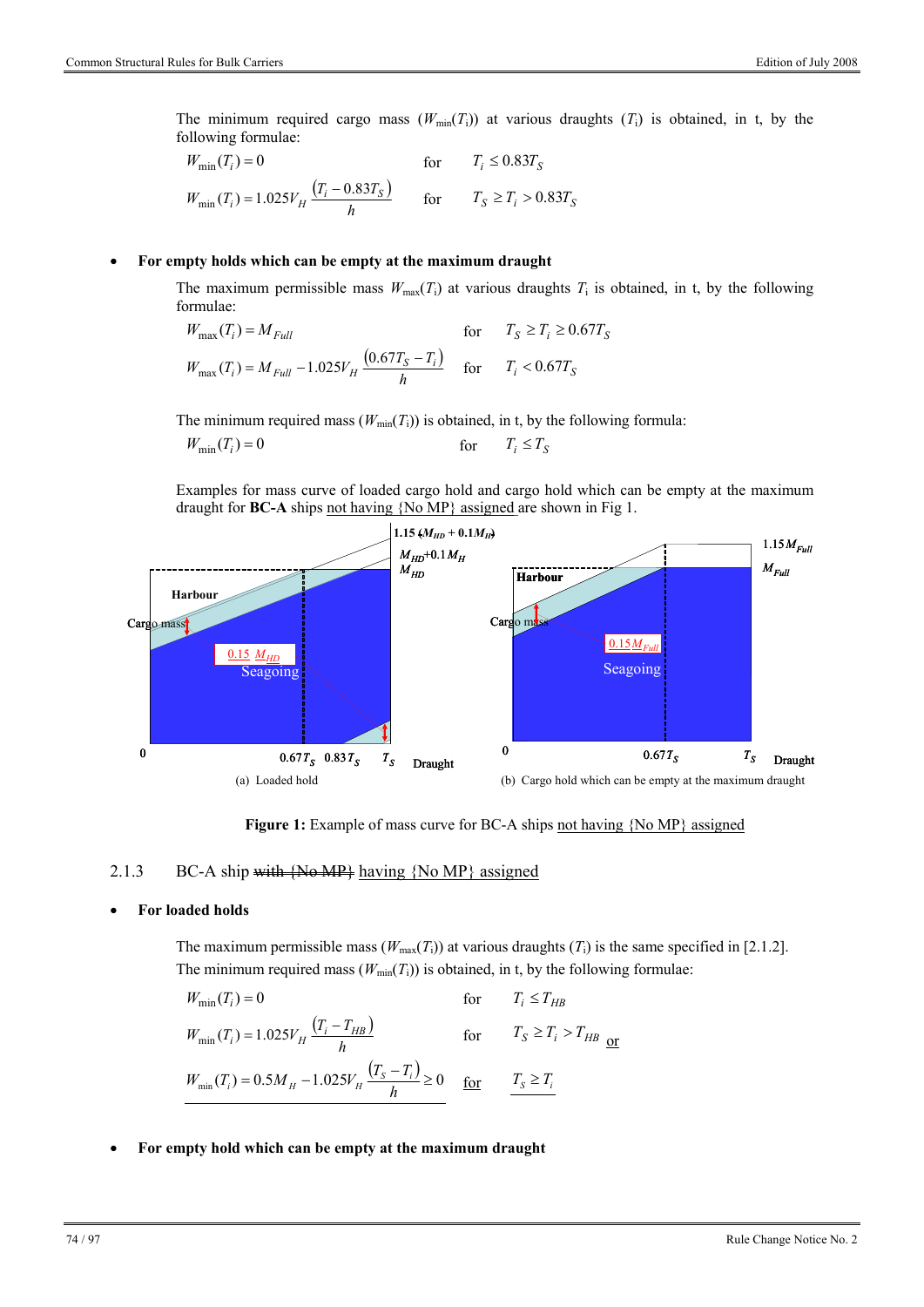The minimum required cargo mass ($W_{min}(T_i)$) at various draughts ($T_i$) is obtained, in t, by the following formulae:

$$W_{min}(T_i) = 0 \qquad \text{for} \qquad T_i \le 0.83T_S$$

$$W_{min}(T_i) = 1.025V_H \frac{(T_i - 0.83T_S)}{h} \qquad \text{for} \qquad T_S \ge T_i > 0.83T_S$$

- **For empty holds which can be empty at the maximum draught**

  The maximum permissible mass $W_{max}(T_i)$ at various draughts $T_i$ is obtained, in t, by the following formulae:

$$W_{max}(T_i) = M_{Full} \qquad \text{for} \qquad T_S \ge T_i \ge 0.67T_S$$

$$W_{max}(T_i) = M_{Full} - 1.025V_H \frac{(0.67T_S - T_i)}{h} \qquad \text{for} \qquad T_i < 0.67T_S$$

  The minimum required mass ($W_{min}(T_i)$) is obtained, in t, by the following formula:

$$W_{min}(T_i) = 0 \qquad \text{for} \qquad T_i \le T_S$$

  Examples for mass curve of loaded cargo hold and cargo hold which can be empty at the maximum draught for **BC-A** ships not having {No MP} assigned are shown in Fig 1.

**Figure 1:** Example of mass curve for BC-A ships not having {No MP} assigned

(a) Loaded hold — (b) Cargo hold which can be empty at the maximum draught

2.1.3 BC-A ship ~~with {No MP}~~ having {No MP} assigned

- **For loaded holds**

  The maximum permissible mass ($W_{max}(T_i)$) at various draughts ($T_i$) is the same specified in [2.1.2].
  The minimum required mass ($W_{min}(T_i)$) is obtained, in t, by the following formulae:

$$W_{min}(T_i) = 0 \qquad \text{for} \qquad T_i \le T_{HB}$$

$$W_{min}(T_i) = 1.025V_H \frac{(T_i - T_{HB})}{h} \qquad \text{for} \qquad T_S \ge T_i > T_{HB} \quad \text{or}$$

$$W_{min}(T_i) = 0.5M_H - 1.025V_H \frac{(T_S - T_i)}{h} \ge 0 \qquad \text{for} \qquad T_S \ge T_i$$

- **For empty hold which can be empty at the maximum draught**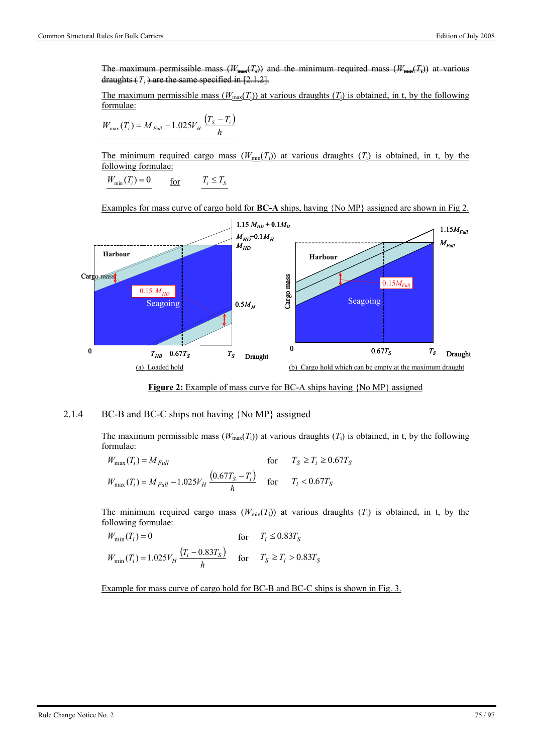~~The maximum permissible mass ($W_{max}(T_i)$) and the minimum required mass ($W_{min}(T_i)$) at various draughts ($T_i$) are the same specified in [2.1.2].~~

The maximum permissible mass ($W_{max}(T_i)$) at various draughts ($T_i$) is obtained, in t, by the following formulae:

$$W_{max}(T_i) = M_{Full} - 1.025 V_H \frac{(T_S - T_i)}{h}$$

The minimum required cargo mass ($W_{min}(T_i)$) at various draughts ($T_i$) is obtained, in t, by the following formulae:

$$W_{min}(T_i) = 0 \qquad \text{for} \qquad T_i \le T_S$$

Examples for mass curve of cargo hold for **BC-A** ships, having {No MP} assigned are shown in Fig 2.

(a) Loaded hold

(b) Cargo hold which can be empty at the maximum draught

**Figure 2:** Example of mass curve for BC-A ships having {No MP} assigned

## 2.1.4 BC-B and BC-C ships not having {No MP} assigned

The maximum permissible mass ($W_{max}(T_i)$) at various draughts ($T_i$) is obtained, in t, by the following formulae:

$$W_{max}(T_i) = M_{Full} \qquad \text{for} \qquad T_S \ge T_i \ge 0.67 T_S$$

$$W_{max}(T_i) = M_{Full} - 1.025 V_H \frac{(0.67 T_S - T_i)}{h} \qquad \text{for} \qquad T_i < 0.67 T_S$$

The minimum required cargo mass ($W_{min}(T_i)$) at various draughts ($T_i$) is obtained, in t, by the following formulae:

$$W_{min}(T_i) = 0 \qquad \text{for} \qquad T_i \le 0.83 T_S$$

$$W_{min}(T_i) = 1.025 V_H \frac{(T_i - 0.83 T_S)}{h} \qquad \text{for} \qquad T_S \ge T_i > 0.83 T_S$$

Example for mass curve of cargo hold for BC-B and BC-C ships is shown in Fig. 3.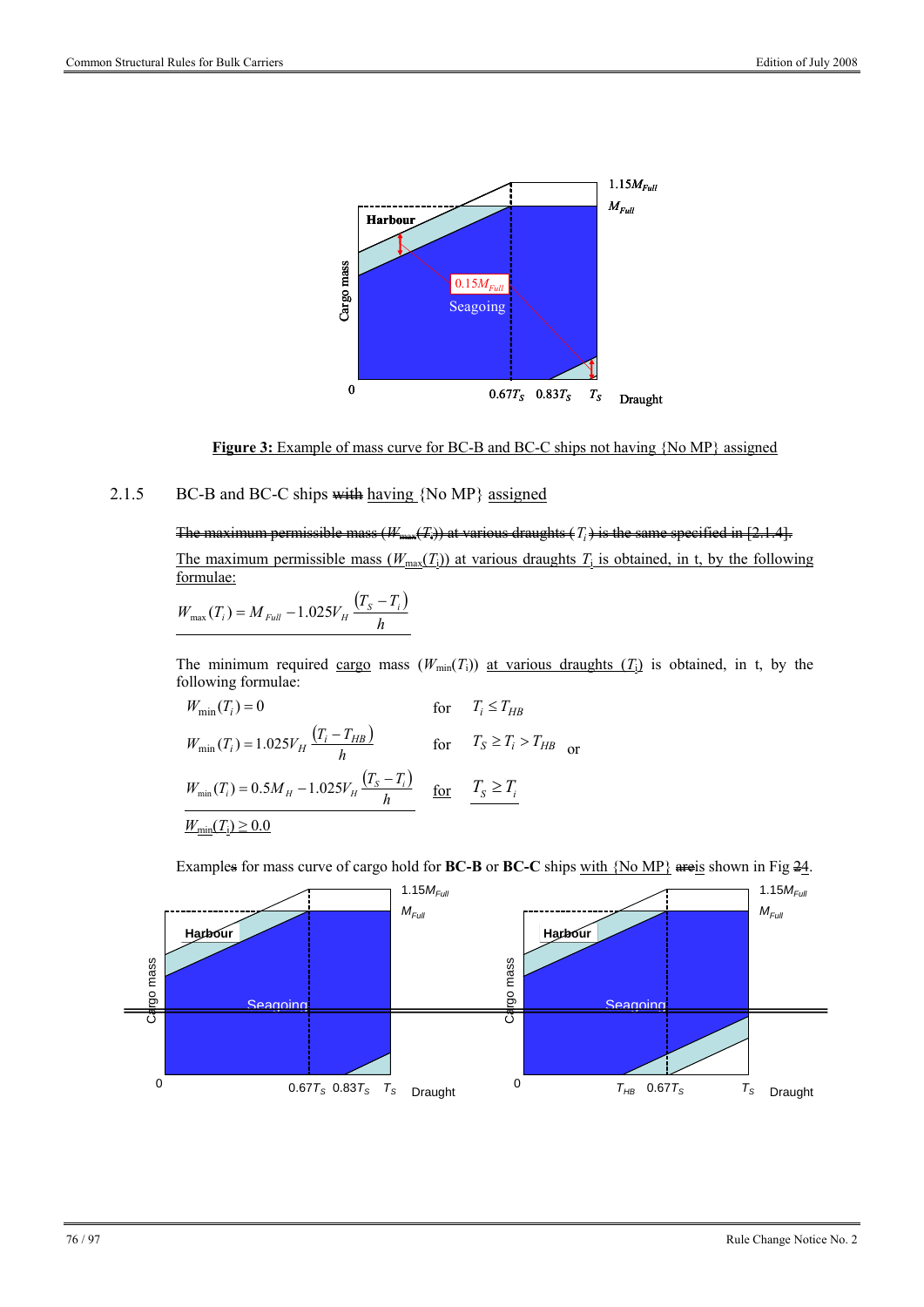**Figure 3:** Example of mass curve for BC-B and BC-C ships not having {No MP} assigned

2.1.5 BC-B and BC-C ships ~~with~~ having {No MP} assigned

~~The maximum permissible mass ($W_{max}(T_i)$) at various draughts ($T_i$) is the same specified in [2.1.4].~~

The maximum permissible mass ($W_{max}(T_i)$) at various draughts $T_i$ is obtained, in t, by the following formulae:

$$W_{\max}(T_i) = M_{Full} - 1.025 V_H \frac{(T_S - T_i)}{h}$$

The minimum required cargo mass ($W_{min}(T_i)$) at various draughts ($T_i$) is obtained, in t, by the following formulae:

$$W_{\min}(T_i) = 0 \quad \text{for} \quad T_i \le T_{HB}$$

$$W_{\min}(T_i) = 1.025 V_H \frac{(T_i - T_{HB})}{h} \quad \text{for} \quad T_S \ge T_i > T_{HB} \quad \text{or}$$

$$W_{\min}(T_i) = 0.5 M_H - 1.025 V_H \frac{(T_S - T_i)}{h} \quad \text{for} \quad T_S \ge T_i$$

$$W_{\min}(T_i) \ge 0.0$$

Example~~s~~ for mass curve of cargo hold for **BC-B** or **BC-C** ships with {No MP} ~~are~~is shown in Fig ~~2~~4.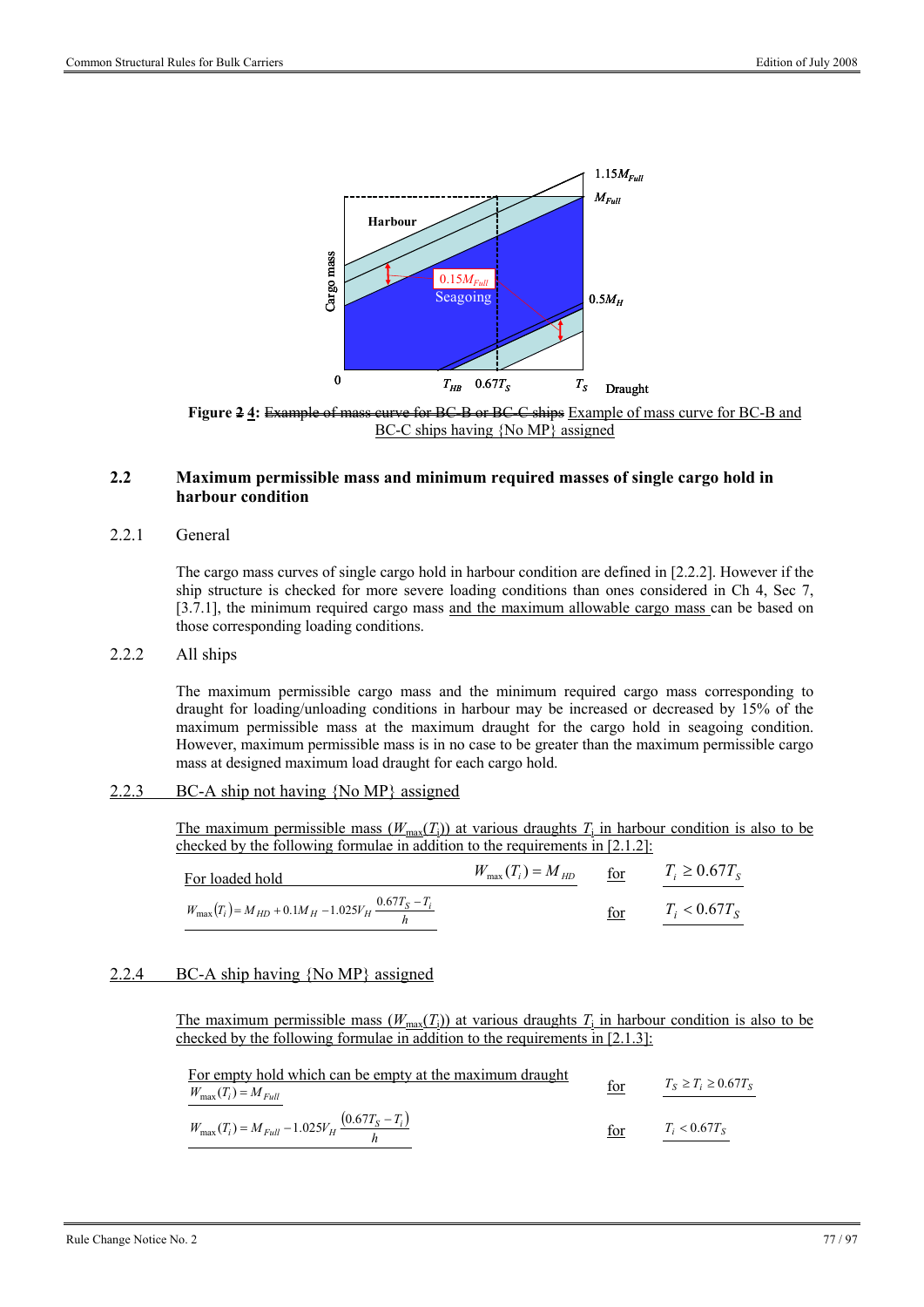Figure ~~2~~ 4: ~~Example of mass curve for BC-B or BC-C ships~~ Example of mass curve for BC-B and BC-C ships having {No MP} assigned

## 2.2 Maximum permissible mass and minimum required masses of single cargo hold in harbour condition

### 2.2.1 General

The cargo mass curves of single cargo hold in harbour condition are defined in [2.2.2]. However if the ship structure is checked for more severe loading conditions than ones considered in Ch 4, Sec 7, [3.7.1], the minimum required cargo mass and the maximum allowable cargo mass can be based on those corresponding loading conditions.

### 2.2.2 All ships

The maximum permissible cargo mass and the minimum required cargo mass corresponding to draught for loading/unloading conditions in harbour may be increased or decreased by 15% of the maximum permissible mass at the maximum draught for the cargo hold in seagoing condition. However, maximum permissible mass is in no case to be greater than the maximum permissible cargo mass at designed maximum load draught for each cargo hold.

### 2.2.3 BC-A ship not having {No MP} assigned

The maximum permissible mass ($W_{max}(T_i)$) at various draughts $T_i$ in harbour condition is also to be checked by the following formulae in addition to the requirements in [2.1.2]:

For loaded hold

$$W_{max}(T_i) = M_{HD} \quad \text{for} \quad T_i \geq 0.67T_S$$

$$W_{max}(T_i) = M_{HD} + 0.1M_H - 1.025V_H \frac{0.67T_S - T_i}{h} \quad \text{for} \quad T_i < 0.67T_S$$

### 2.2.4 BC-A ship having {No MP} assigned

The maximum permissible mass ($W_{max}(T_i)$) at various draughts $T_i$ in harbour condition is also to be checked by the following formulae in addition to the requirements in [2.1.3]:

For empty hold which can be empty at the maximum draught

$$W_{max}(T_i) = M_{Full} \quad \text{for} \quad T_S \geq T_i \geq 0.67T_S$$

$$W_{max}(T_i) = M_{Full} - 1.025V_H \frac{(0.67T_S - T_i)}{h} \quad \text{for} \quad T_i < 0.67T_S$$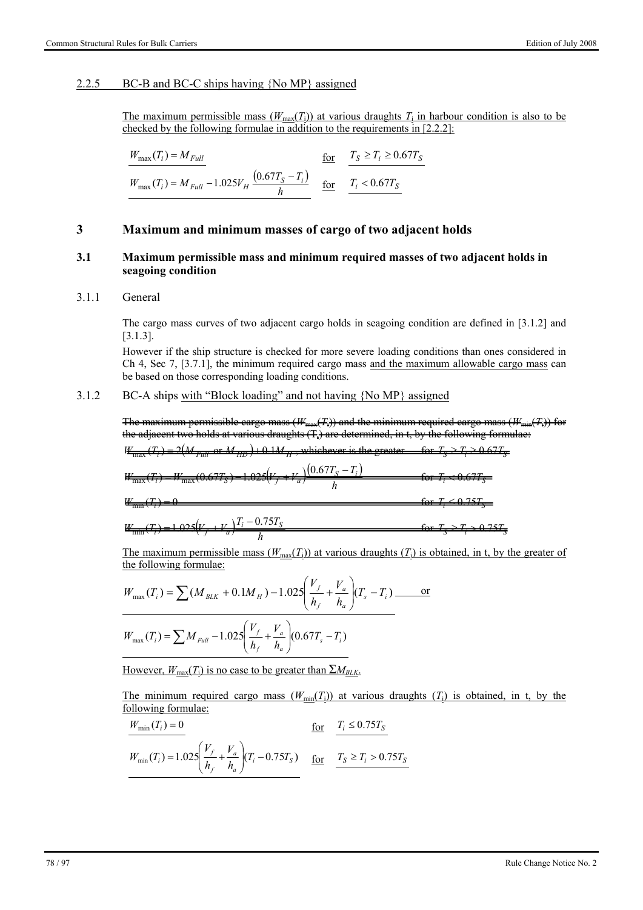#### 2.2.5 BC-B and BC-C ships having {No MP} assigned

The maximum permissible mass ($W_{max}(T_i)$) at various draughts $T_i$ in harbour condition is also to be checked by the following formulae in addition to the requirements in [2.2.2]:

$$W_{max}(T_i) = M_{Full} \quad \text{for} \quad T_S \geq T_i \geq 0.67T_S$$

$$W_{max}(T_i) = M_{Full} - 1.025 V_H \frac{(0.67T_S - T_i)}{h} \quad \text{for} \quad T_i < 0.67T_S$$

## 3 Maximum and minimum masses of cargo of two adjacent holds

### 3.1 Maximum permissible mass and minimum required masses of two adjacent holds in seagoing condition

#### 3.1.1 General

The cargo mass curves of two adjacent cargo holds in seagoing condition are defined in [3.1.2] and [3.1.3].

However if the ship structure is checked for more severe loading conditions than ones considered in Ch 4, Sec 7, [3.7.1], the minimum required cargo mass and the maximum allowable cargo mass can be based on those corresponding loading conditions.

#### 3.1.2 BC-A ships with "Block loading" and not having {No MP} assigned

~~The maximum permissible cargo mass ($W_{max}(T_i)$) and the minimum required cargo mass ($W_{min}(T_i)$) for the adjacent two holds at various draughts ($T_i$) are determined, in t, by the following formulae:~~

~~$W_{max}(T_i) = 2(M_{Full}$ or $M_{HD}) + 0.1M_H$, whichever is the greater — for $T_S \geq T_i \geq 0.67T_S$~~

~~$W_{max}(T_i) = W_{max}(0.67T_S) - 1.025(V_f + V_a)\frac{(0.67T_S - T_i)}{h}$ — for $T_i < 0.67T_S$~~

~~$W_{min}(T_i) = 0$ — for $T_i \leq 0.75T_S$~~

~~$W_{min}(T_i) = 1.025(V_f + V_a)\frac{T_i - 0.75T_S}{h}$ — for $T_S \geq T_i > 0.75T_S$~~

The maximum permissible mass ($W_{max}(T_i)$) at various draughts ($T_i$) is obtained, in t, by the greater of the following formulae:

$$W_{max}(T_i) = \sum (M_{BLK} + 0.1M_H) - 1.025\left(\frac{V_f}{h_f} + \frac{V_a}{h_a}\right)(T_s - T_i) \quad \text{or}$$

$$W_{max}(T_i) = \sum M_{Full} - 1.025\left(\frac{V_f}{h_f} + \frac{V_a}{h_a}\right)(0.67T_s - T_i)$$

However, $W_{max}(T_i)$ is no case to be greater than $\Sigma M_{BLK}$.

The minimum required cargo mass ($W_{min}(T_i)$) at various draughts ($T_i$) is obtained, in t, by the following formulae:

$$W_{min}(T_i) = 0 \quad \text{for} \quad T_i \leq 0.75T_S$$

$$W_{min}(T_i) = 1.025\left(\frac{V_f}{h_f} + \frac{V_a}{h_a}\right)(T_i - 0.75T_S) \quad \text{for} \quad T_S \geq T_i > 0.75T_S$$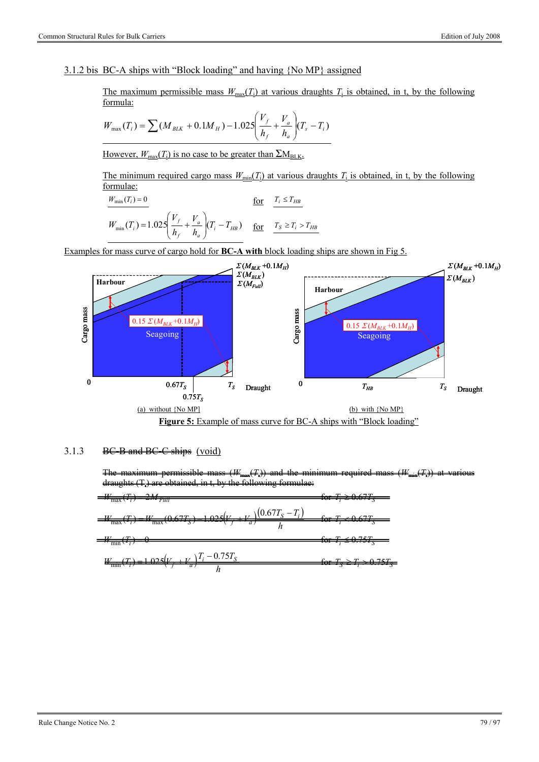### 3.1.2 bis BC-A ships with "Block loading" and having {No MP} assigned

The maximum permissible mass $W_{max}(T_i)$ at various draughts $T_i$ is obtained, in t, by the following formula:

$$W_{max}(T_i) = \sum (M_{BLK} + 0.1M_H) - 1.025\left(\frac{V_f}{h_f} + \frac{V_a}{h_a}\right)(T_s - T_i)$$

However, $W_{max}(T_i)$ is no case to be greater than $\Sigma M_{BLK}$.

The minimum required cargo mass $W_{min}(T_i)$ at various draughts $T_i$ is obtained, in t, by the following formulae:

$$W_{min}(T_i) = 0 \qquad \text{for} \quad T_i \le T_{HB}$$

$$W_{min}(T_i) = 1.025\left(\frac{V_f}{h_f} + \frac{V_a}{h_a}\right)(T_i - T_{HB}) \qquad \text{for} \quad T_S \ge T_i > T_{HB}$$

Examples for mass curve of cargo hold for **BC-A with** block loading ships are shown in Fig 5.

(a) without {No MP}

(b) with {No MP}

**Figure 5:** Example of mass curve for BC-A ships with "Block loading"

### 3.1.3 ~~BC-B and BC-C ships~~ (void)

~~The maximum permissible mass ($W_{max}(T_i)$) and the minimum required mass ($W_{min}(T_i)$) at various draughts ($T_i$) are obtained, in t, by the following formulae:~~

~~$$W_{max}(T_i) = 2M_{Full} \qquad \text{for } T_i \ge 0.67T_S$$~~

~~$$W_{max}(T_i) = W_{max}(0.67T_S) - 1.025(V_f + V_a)\frac{(0.67T_S - T_i)}{h} \qquad \text{for } T_i < 0.67T_S$$~~

~~$$W_{min}(T_i) = 0 \qquad \text{for } T_i \le 0.75T_S$$~~

~~$$W_{min}(T_i) = 1.025(V_f + V_a)\frac{T_i - 0.75T_S}{h} \qquad \text{for } T_S \ge T_i > 0.75T_S$$~~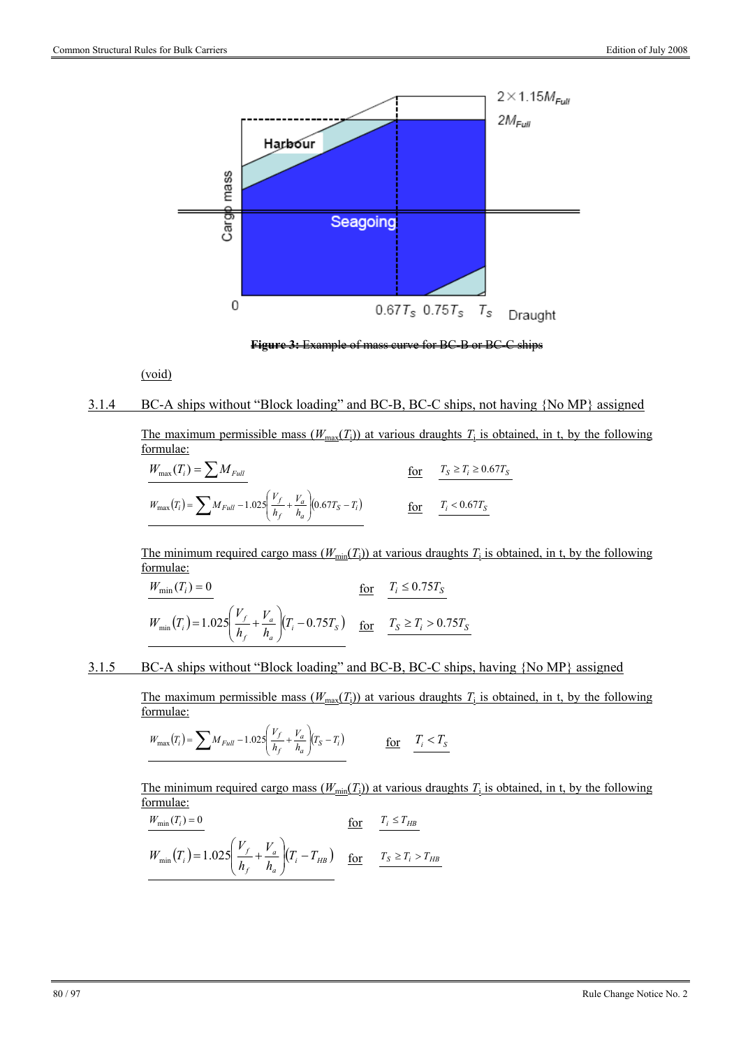Figure 3: Example of mass curve for BC-B or BC-C ships

(void)

### 3.1.4 BC-A ships without "Block loading" and BC-B, BC-C ships, not having {No MP} assigned

The maximum permissible mass ($W_{max}(T_i)$) at various draughts $T_i$ is obtained, in t, by the following formulae:

$$W_{max}(T_i) = \sum M_{Full} \quad \text{for} \quad T_S \geq T_i \geq 0.67T_S$$

$$W_{max}(T_i) = \sum M_{Full} - 1.025\left(\frac{V_f}{h_f} + \frac{V_a}{h_a}\right)(0.67T_S - T_i) \quad \text{for} \quad T_i < 0.67T_S$$

The minimum required cargo mass ($W_{min}(T_i)$) at various draughts $T_i$ is obtained, in t, by the following formulae:

$$W_{min}(T_i) = 0 \quad \text{for} \quad T_i \leq 0.75T_S$$

$$W_{min}(T_i) = 1.025\left(\frac{V_f}{h_f} + \frac{V_a}{h_a}\right)(T_i - 0.75T_S) \quad \text{for} \quad T_S \geq T_i > 0.75T_S$$

### 3.1.5 BC-A ships without "Block loading" and BC-B, BC-C ships, having {No MP} assigned

The maximum permissible mass ($W_{max}(T_i)$) at various draughts $T_i$ is obtained, in t, by the following formulae:

$$W_{max}(T_i) = \sum M_{Full} - 1.025\left(\frac{V_f}{h_f} + \frac{V_a}{h_a}\right)(T_S - T_i) \quad \text{for} \quad T_i < T_S$$

The minimum required cargo mass ($W_{min}(T_i)$) at various draughts $T_i$ is obtained, in t, by the following formulae:

$$W_{min}(T_i) = 0 \quad \text{for} \quad T_i \leq T_{HB}$$

$$W_{min}(T_i) = 1.025\left(\frac{V_f}{h_f} + \frac{V_a}{h_a}\right)(T_i - T_{HB}) \quad \text{for} \quad T_S \geq T_i > T_{HB}$$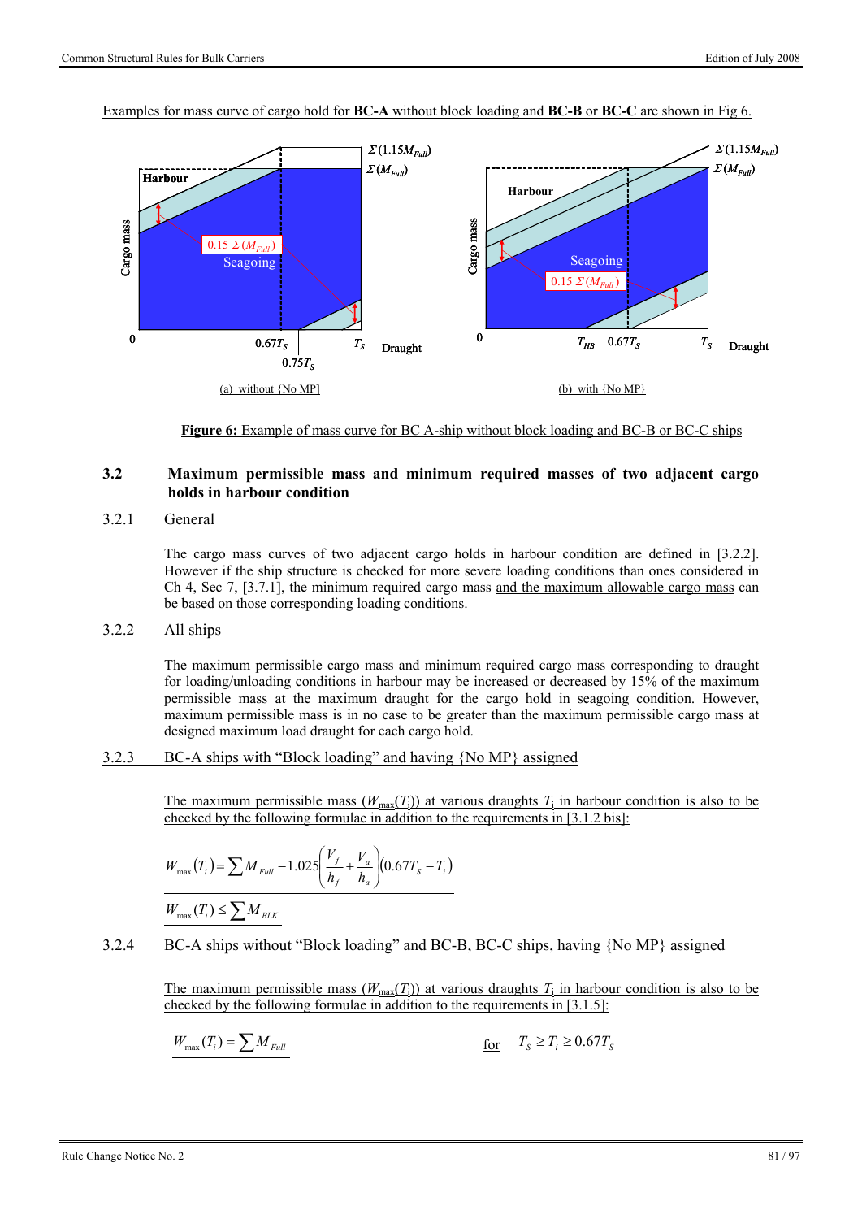Examples for mass curve of cargo hold for **BC-A** without block loading and **BC-B** or **BC-C** are shown in Fig 6.

**Figure 6:** Example of mass curve for BC A-ship without block loading and BC-B or BC-C ships

## 3.2 Maximum permissible mass and minimum required masses of two adjacent cargo holds in harbour condition

### 3.2.1 General

The cargo mass curves of two adjacent cargo holds in harbour condition are defined in [3.2.2]. However if the ship structure is checked for more severe loading conditions than ones considered in Ch 4, Sec 7, [3.7.1], the minimum required cargo mass and the maximum allowable cargo mass can be based on those corresponding loading conditions.

### 3.2.2 All ships

The maximum permissible cargo mass and minimum required cargo mass corresponding to draught for loading/unloading conditions in harbour may be increased or decreased by 15% of the maximum permissible mass at the maximum draught for the cargo hold in seagoing condition. However, maximum permissible mass is in no case to be greater than the maximum permissible cargo mass at designed maximum load draught for each cargo hold.

### 3.2.3 BC-A ships with "Block loading" and having {No MP} assigned

The maximum permissible mass ($W_{max}(T_i)$) at various draughts $T_i$ in harbour condition is also to be checked by the following formulae in addition to the requirements in [3.1.2 bis]:

$$W_{max}(T_i) = \sum M_{Full} - 1.025\left(\frac{V_f}{h_f} + \frac{V_a}{h_a}\right)(0.67T_S - T_i)$$

$$W_{max}(T_i) \leq \sum M_{BLK}$$

### 3.2.4 BC-A ships without "Block loading" and BC-B, BC-C ships, having {No MP} assigned

The maximum permissible mass ($W_{max}(T_i)$) at various draughts $T_i$ in harbour condition is also to be checked by the following formulae in addition to the requirements in [3.1.5]:

$$W_{max}(T_i) = \sum M_{Full} \qquad \text{for} \qquad T_S \geq T_i \geq 0.67T_S$$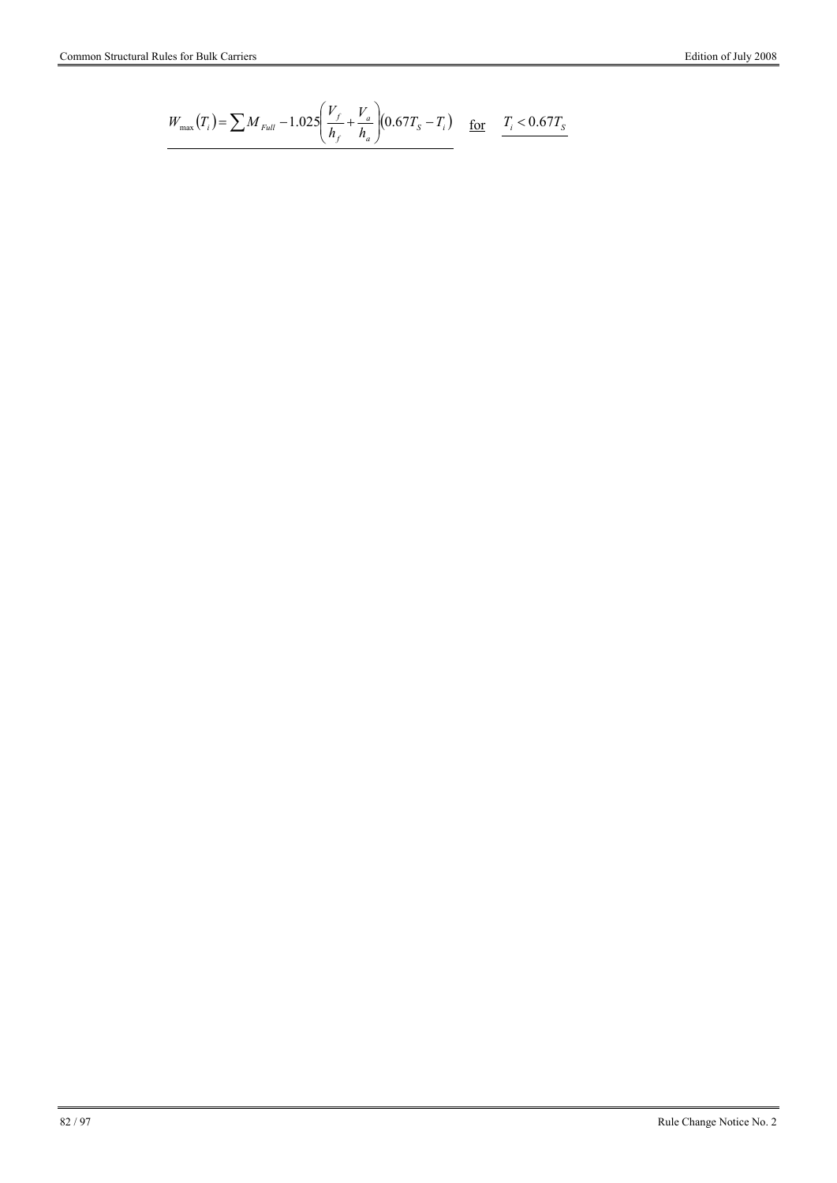$$W_{\max}(T_i) = \sum M_{Full} - 1.025\left(\frac{V_f}{h_f} + \frac{V_a}{h_a}\right)(0.67T_S - T_i) \quad \text{for} \quad T_i < 0.67T_S$$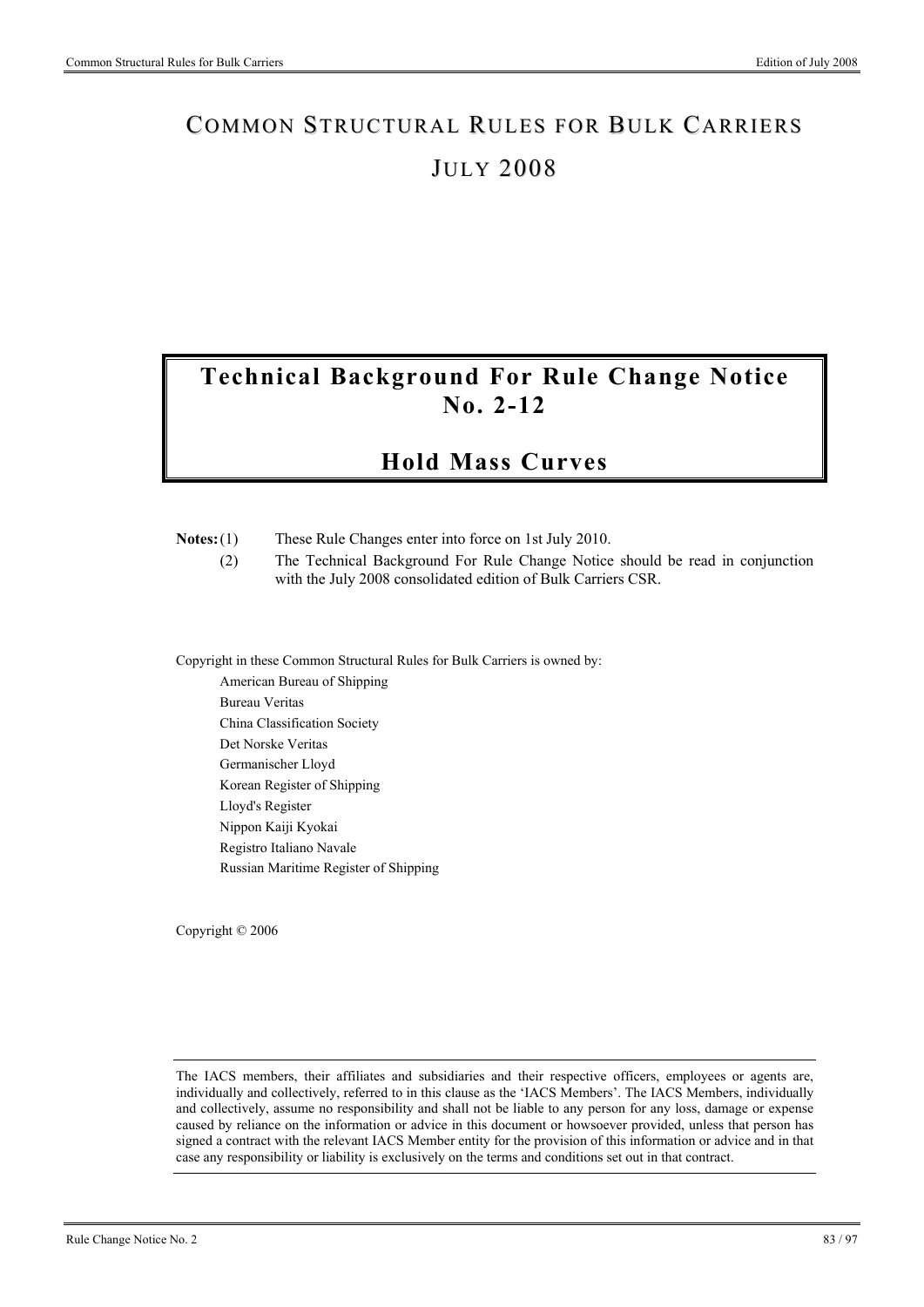# COMMON STRUCTURAL RULES FOR BULK CARRIERS

# JULY 2008

## Technical Background For Rule Change Notice No. 2-12

## Hold Mass Curves

**Notes:** (1) These Rule Changes enter into force on 1st July 2010.

(2) The Technical Background For Rule Change Notice should be read in conjunction with the July 2008 consolidated edition of Bulk Carriers CSR.

Copyright in these Common Structural Rules for Bulk Carriers is owned by:

American Bureau of Shipping
Bureau Veritas
China Classification Society
Det Norske Veritas
Germanischer Lloyd
Korean Register of Shipping
Lloyd's Register
Nippon Kaiji Kyokai
Registro Italiano Navale
Russian Maritime Register of Shipping

Copyright © 2006

The IACS members, their affiliates and subsidiaries and their respective officers, employees or agents are, individually and collectively, referred to in this clause as the 'IACS Members'. The IACS Members, individually and collectively, assume no responsibility and shall not be liable to any person for any loss, damage or expense caused by reliance on the information or advice in this document or howsoever provided, unless that person has signed a contract with the relevant IACS Member entity for the provision of this information or advice and in that case any responsibility or liability is exclusively on the terms and conditions set out in that contract.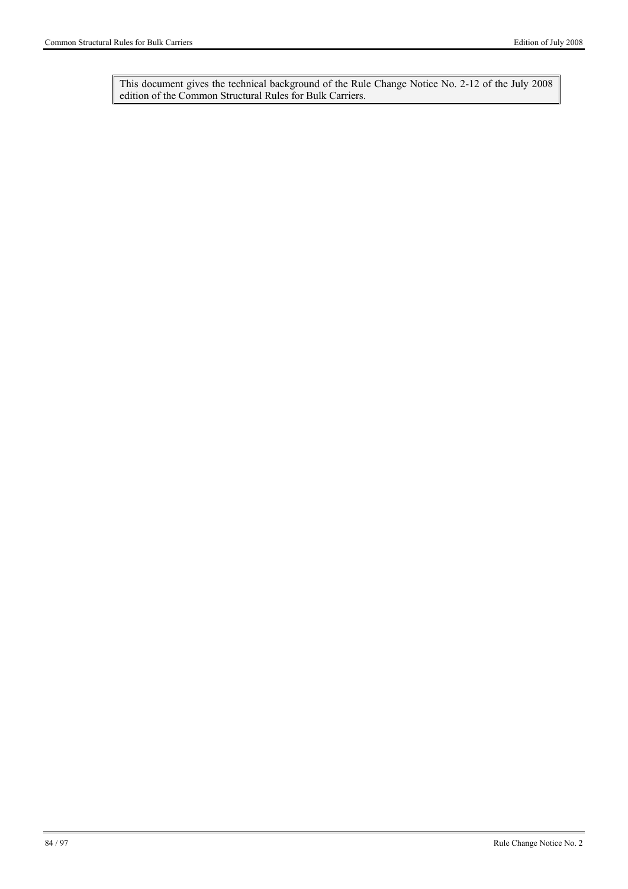This document gives the technical background of the Rule Change Notice No. 2-12 of the July 2008 edition of the Common Structural Rules for Bulk Carriers.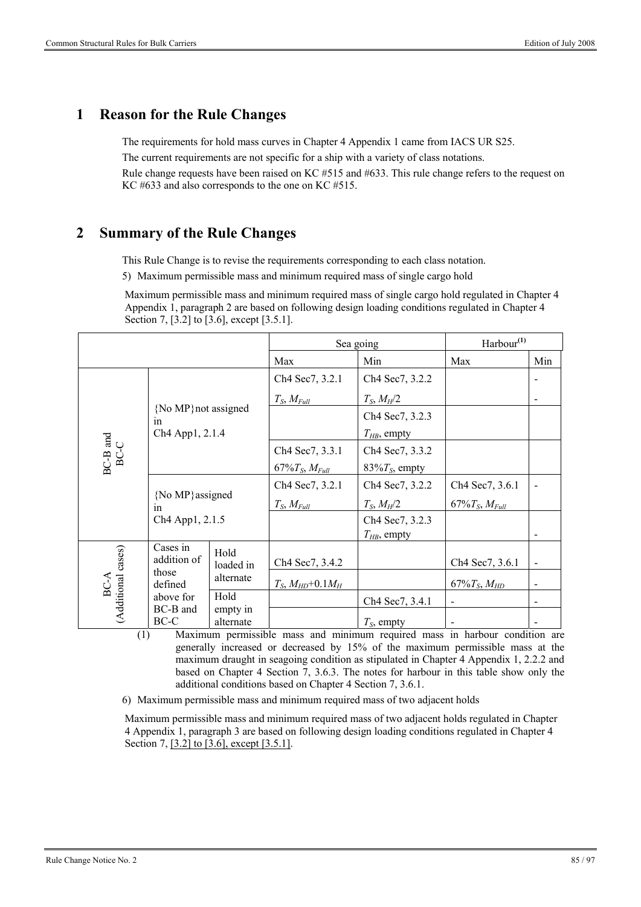# 1 Reason for the Rule Changes

The requirements for hold mass curves in Chapter 4 Appendix 1 came from IACS UR S25.

The current requirements are not specific for a ship with a variety of class notations.

Rule change requests have been raised on KC #515 and #633. This rule change refers to the request on KC #633 and also corresponds to the one on KC #515.

# 2 Summary of the Rule Changes

This Rule Change is to revise the requirements corresponding to each class notation.

5) Maximum permissible mass and minimum required mass of single cargo hold

Maximum permissible mass and minimum required mass of single cargo hold regulated in Chapter 4 Appendix 1, paragraph 2 are based on following design loading conditions regulated in Chapter 4 Section 7, [3.2] to [3.6], except [3.5.1].

| | | | Sea going | | Harbour(1) | |
|---|---|---|---|---|---|---|
| | | | Max | Min | Max | Min |
| BC-B and BC-C | {No MP}not assigned in Ch4 App1, 2.1.4 | | Ch4 Sec7, 3.2.1 | Ch4 Sec7, 3.2.2 | | - |
| | | | $T_S$, $M_{Full}$ | $T_S$, $M_H/2$ | | - |
| | | | | Ch4 Sec7, 3.2.3 | | |
| | | | | $T_{HB}$, empty | | |
| | | | Ch4 Sec7, 3.3.1 | Ch4 Sec7, 3.3.2 | | |
| | | | 67%$T_S$, $M_{Full}$ | 83%$T_S$, empty | | |
| | {No MP}assigned in Ch4 App1, 2.1.5 | | Ch4 Sec7, 3.2.1 | Ch4 Sec7, 3.2.2 | Ch4 Sec7, 3.6.1 | - |
| | | | $T_S$, $M_{Full}$ | $T_S$, $M_H/2$ | 67%$T_S$, $M_{Full}$ | |
| | | | | Ch4 Sec7, 3.2.3 | | |
| | | | | $T_{HB}$, empty | | - |
| BC-A (Additional cases) | Cases in addition of those defined above for BC-B and BC-C | Hold loaded in alternate | Ch4 Sec7, 3.4.2 | | Ch4 Sec7, 3.6.1 | - |
| | | | $T_S$, $M_{HD}$+0.1$M_H$ | | 67%$T_S$, $M_{HD}$ | - |
| | | Hold empty in alternate | | Ch4 Sec7, 3.4.1 | - | - |
| | | | | $T_S$, empty | - | - |

(1) Maximum permissible mass and minimum required mass in harbour condition are generally increased or decreased by 15% of the maximum permissible mass at the maximum draught in seagoing condition as stipulated in Chapter 4 Appendix 1, 2.2.2 and based on Chapter 4 Section 7, 3.6.3. The notes for harbour in this table show only the additional conditions based on Chapter 4 Section 7, 3.6.1.

6) Maximum permissible mass and minimum required mass of two adjacent holds

Maximum permissible mass and minimum required mass of two adjacent holds regulated in Chapter 4 Appendix 1, paragraph 3 are based on following design loading conditions regulated in Chapter 4 Section 7, [3.2] to [3.6], except [3.5.1].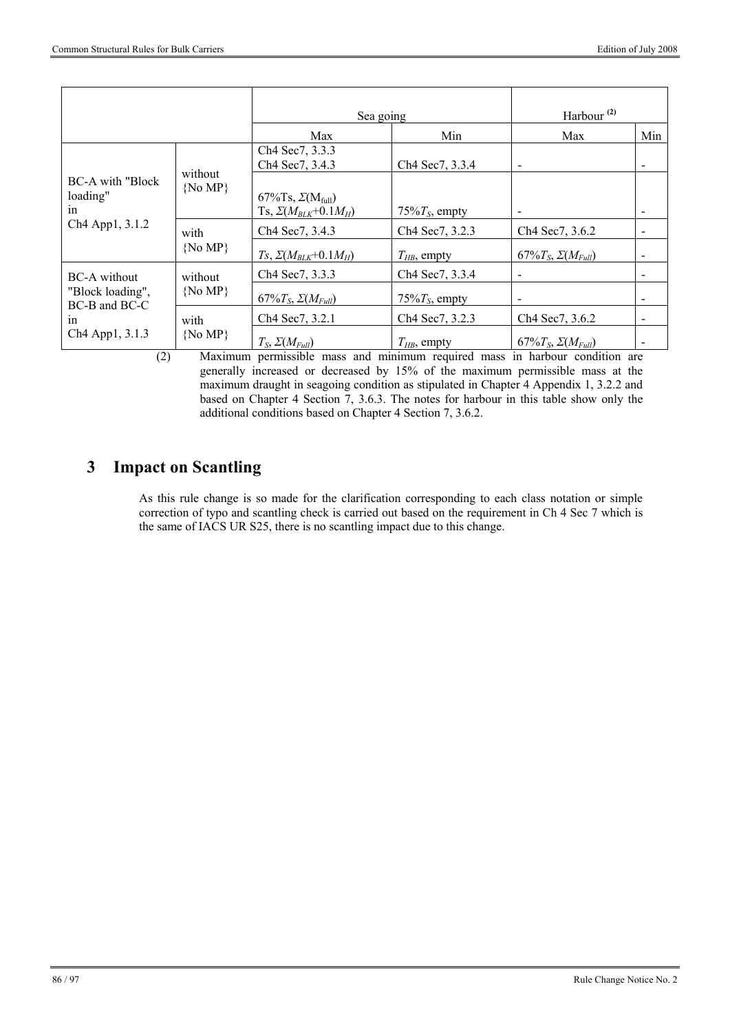| | | Sea going | | Harbour (2) | |
|---|---|---|---|---|---|
| | | Max | Min | Max | Min |
| BC-A with "Block loading" in Ch4 App1, 3.1.2 | without {No MP} | Ch4 Sec7, 3.3.3<br>Ch4 Sec7, 3.4.3 | Ch4 Sec7, 3.3.4 | - | - |
| | | 67%Ts, $\Sigma(M_{full})$<br>Ts, $\Sigma(M_{BLK}+0.1M_H)$ | 75%$T_S$, empty | - | - |
| | with {No MP} | Ch4 Sec7, 3.4.3 | Ch4 Sec7, 3.2.3 | Ch4 Sec7, 3.6.2 | - |
| | | $Ts$, $\Sigma(M_{BLK}+0.1M_H)$ | $T_{HB}$, empty | 67%$T_S$, $\Sigma(M_{Full})$ | - |
| BC-A without "Block loading", BC-B and BC-C in Ch4 App1, 3.1.3 | without {No MP} | Ch4 Sec7, 3.3.3 | Ch4 Sec7, 3.3.4 | - | - |
| | | 67%$T_S$, $\Sigma(M_{Full})$ | 75%$T_S$, empty | - | - |
| | with {No MP} | Ch4 Sec7, 3.2.1 | Ch4 Sec7, 3.2.3 | Ch4 Sec7, 3.6.2 | - |
| | | $T_S$, $\Sigma(M_{Full})$ | $T_{HB}$, empty | 67%$T_S$, $\Sigma(M_{Full})$ | - |

(2) Maximum permissible mass and minimum required mass in harbour condition are generally increased or decreased by 15% of the maximum permissible mass at the maximum draught in seagoing condition as stipulated in Chapter 4 Appendix 1, 3.2.2 and based on Chapter 4 Section 7, 3.6.3. The notes for harbour in this table show only the additional conditions based on Chapter 4 Section 7, 3.6.2.

# 3 Impact on Scantling

As this rule change is so made for the clarification corresponding to each class notation or simple correction of typo and scantling check is carried out based on the requirement in Ch 4 Sec 7 which is the same of IACS UR S25, there is no scantling impact due to this change.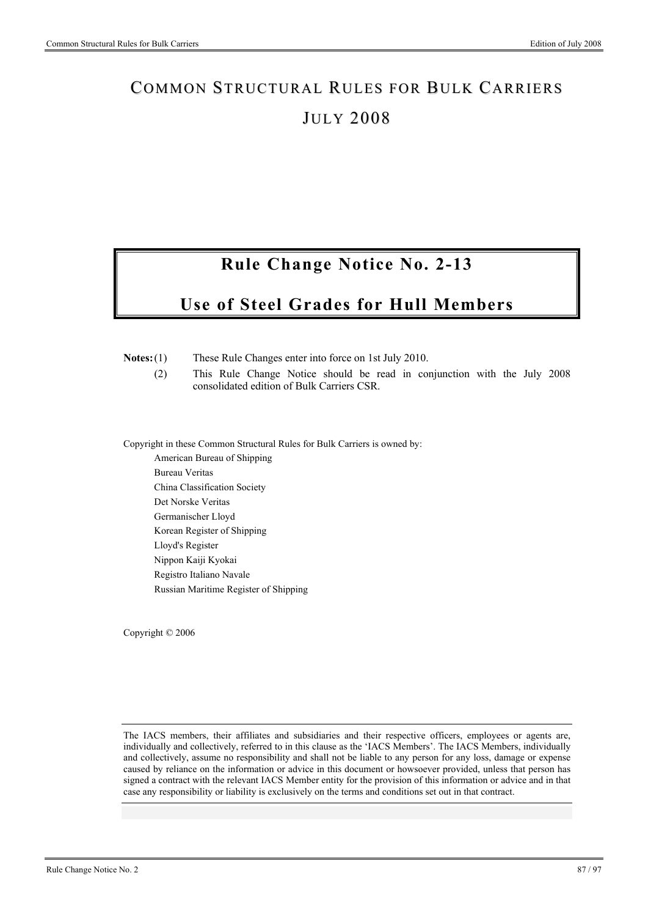# COMMON STRUCTURAL RULES FOR BULK CARRIERS

# JULY 2008

## Rule Change Notice No. 2-13

## Use of Steel Grades for Hull Members

**Notes:** (1) These Rule Changes enter into force on 1st July 2010.

(2) This Rule Change Notice should be read in conjunction with the July 2008 consolidated edition of Bulk Carriers CSR.

Copyright in these Common Structural Rules for Bulk Carriers is owned by:

American Bureau of Shipping
Bureau Veritas
China Classification Society
Det Norske Veritas
Germanischer Lloyd
Korean Register of Shipping
Lloyd's Register
Nippon Kaiji Kyokai
Registro Italiano Navale
Russian Maritime Register of Shipping

Copyright © 2006

The IACS members, their affiliates and subsidiaries and their respective officers, employees or agents are, individually and collectively, referred to in this clause as the 'IACS Members'. The IACS Members, individually and collectively, assume no responsibility and shall not be liable to any person for any loss, damage or expense caused by reliance on the information or advice in this document or howsoever provided, unless that person has signed a contract with the relevant IACS Member entity for the provision of this information or advice and in that case any responsibility or liability is exclusively on the terms and conditions set out in that contract.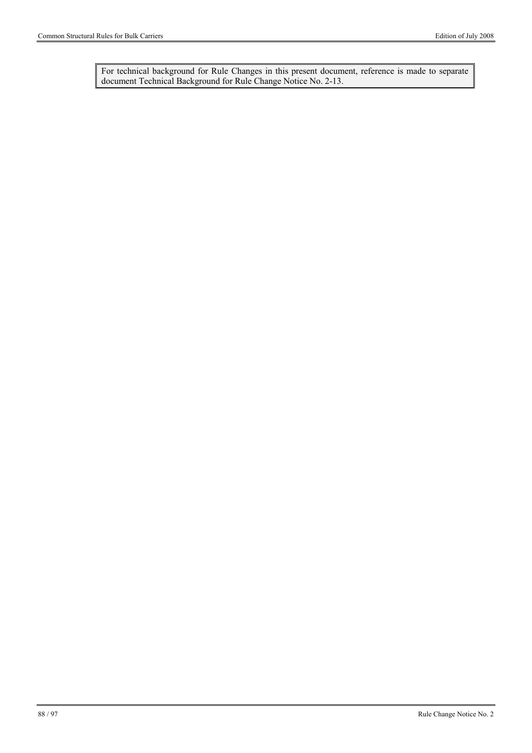For technical background for Rule Changes in this present document, reference is made to separate document Technical Background for Rule Change Notice No. 2-13.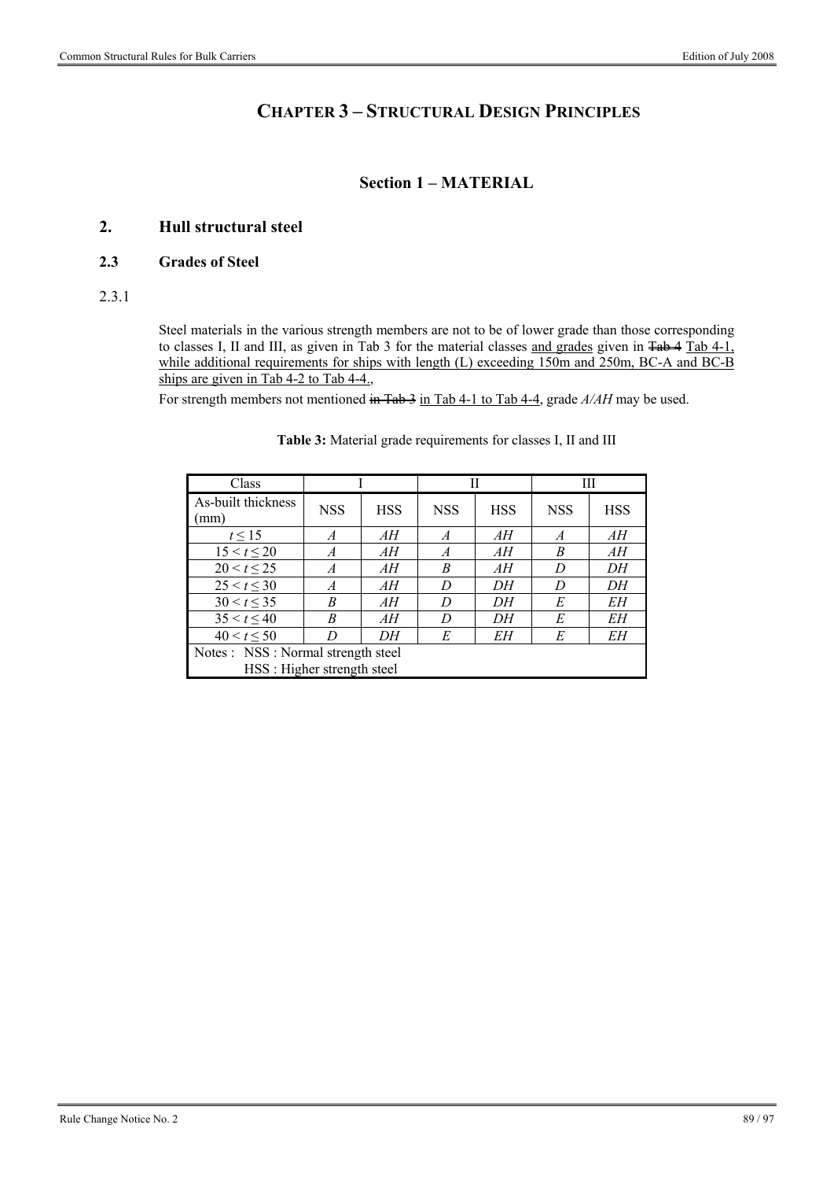# CHAPTER 3 – STRUCTURAL DESIGN PRINCIPLES

## Section 1 – MATERIAL

### 2. Hull structural steel

#### 2.3 Grades of Steel

2.3.1

Steel materials in the various strength members are not to be of lower grade than those corresponding to classes I, II and III, as given in Tab 3 for the material classes and grades given in ~~Tab 4~~ Tab 4-1, while additional requirements for ships with length (L) exceeding 150m and 250m, BC-A and BC-B ships are given in Tab 4-2 to Tab 4-4.,

For strength members not mentioned ~~in Tab 3~~ in Tab 4-1 to Tab 4-4, grade *A/AH* may be used.

**Table 3:** Material grade requirements for classes I, II and III

| Class | I | | II | | III | |
|---|---|---|---|---|---|---|
| As-built thickness (mm) | NSS | HSS | NSS | HSS | NSS | HSS |
| $t \leq 15$ | *A* | *AH* | *A* | *AH* | *A* | *AH* |
| $15 < t \leq 20$ | *A* | *AH* | *A* | *AH* | *B* | *AH* |
| $20 < t \leq 25$ | *A* | *AH* | *B* | *AH* | *D* | *DH* |
| $25 < t \leq 30$ | *A* | *AH* | *D* | *DH* | *D* | *DH* |
| $30 < t \leq 35$ | *B* | *AH* | *D* | *DH* | *E* | *EH* |
| $35 < t \leq 40$ | *B* | *AH* | *D* | *DH* | *E* | *EH* |
| $40 < t \leq 50$ | *D* | *DH* | *E* | *EH* | *E* | *EH* |

Notes : NSS : Normal strength steel
HSS : Higher strength steel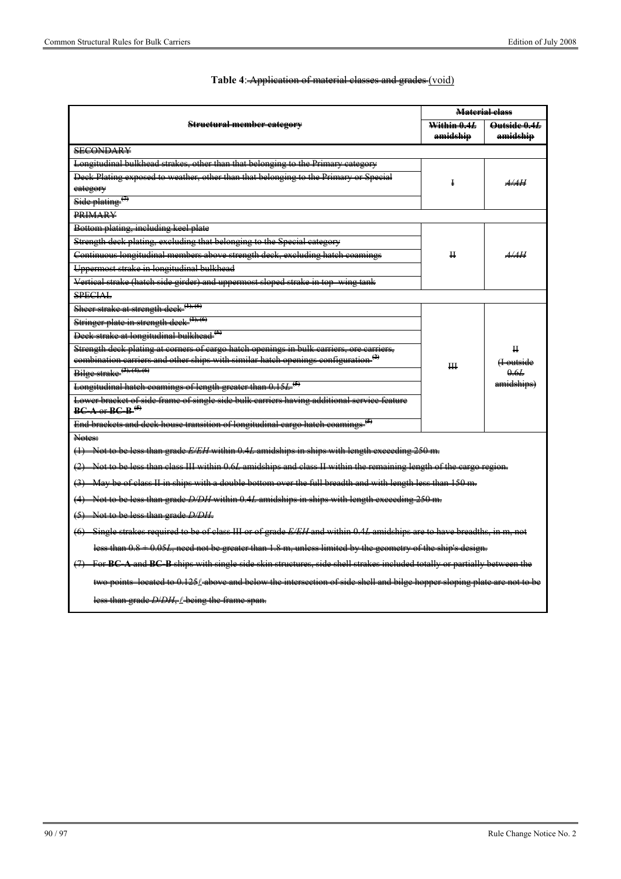**Table 4**: ~~Application of material classes and grades~~ (void)

| ~~Structural member category~~ | ~~Material class~~ | |
|---|---|---|
| | ~~Within 0.4$L$ amidship~~ | ~~Outside 0.4$L$ amidship~~ |
| ~~SECONDARY~~ | | |
| ~~Longitudinal bulkhead strakes, other than that belonging to the Primary category~~ | ~~I~~ | ~~*A/AH*~~ |
| ~~Deck Plating exposed to weather, other than that belonging to the Primary or Special category~~ | | |
| ~~Side plating~~ ~~(7)~~ | | |
| ~~PRIMARY~~ | | |
| ~~Bottom plating, including keel plate~~ | ~~II~~ | ~~*A/AH*~~ |
| ~~Strength deck plating, excluding that belonging to the Special category~~ | | |
| ~~Continuous longitudinal members above strength deck, excluding hatch coamings~~ | | |
| ~~Uppermost strake in longitudinal bulkhead~~ | | |
| ~~Vertical strake (hatch side girder) and uppermost sloped strake in top-wing tank~~ | | |
| ~~SPECIAL~~ | | |
| ~~Sheer strake at strength deck~~ ~~(1), (6)~~ | ~~III~~ | ~~II (I outside 0.6$L$ amidships)~~ |
| ~~Stringer plate in strength deck~~ ~~(1), (6)~~ | | |
| ~~Deck strake at longitudinal bulkhead~~ ~~(6)~~ | | |
| ~~Strength deck plating at corners of cargo hatch openings in bulk carriers, ore carriers, combination carriers and other ships with similar hatch openings configuration~~ ~~(2)~~ | | |
| ~~Bilge strake~~ ~~(3), (4), (6)~~ | | |
| ~~Longitudinal hatch coamings of length greater than 0.15$L$~~ ~~(5)~~ | | |
| ~~Lower bracket of side frame of single side bulk carriers having additional service feature **BC-A** or **BC-B**~~ ~~(5)~~ | | |
| ~~End brackets and deck house transition of longitudinal cargo hatch coamings~~ ~~(5)~~ | | |

~~Notes:~~

~~(1) Not to be less than grade *E/EH* within 0.4$L$ amidships in ships with length exceeding 250 m.~~

~~(2) Not to be less than class III within 0.6$L$ amidships and class II within the remaining length of the cargo region.~~

~~(3) May be of class II in ships with a double bottom over the full breadth and with length less than 150 m.~~

~~(4) Not to be less than grade *D/DH* within 0.4$L$ amidships in ships with length exceeding 250 m.~~

~~(5) Not to be less than grade *D/DH*.~~

~~(6) Single strakes required to be of class III or of grade *E/EH* and within 0.4$L$ amidships are to have breadths, in m, not less than 0.8 + 0.005$L$, need not be greater than 1.8 m, unless limited by the geometry of the ship's design.~~

~~(7) For **BC-A** and **BC-B** ships with single side skin structures, side shell strakes included totally or partially between the two points located to 0.125$\ell$ above and below the intersection of side shell and bilge hopper sloping plate are not to be less than grade *D/DH*, $\ell$ being the frame span.~~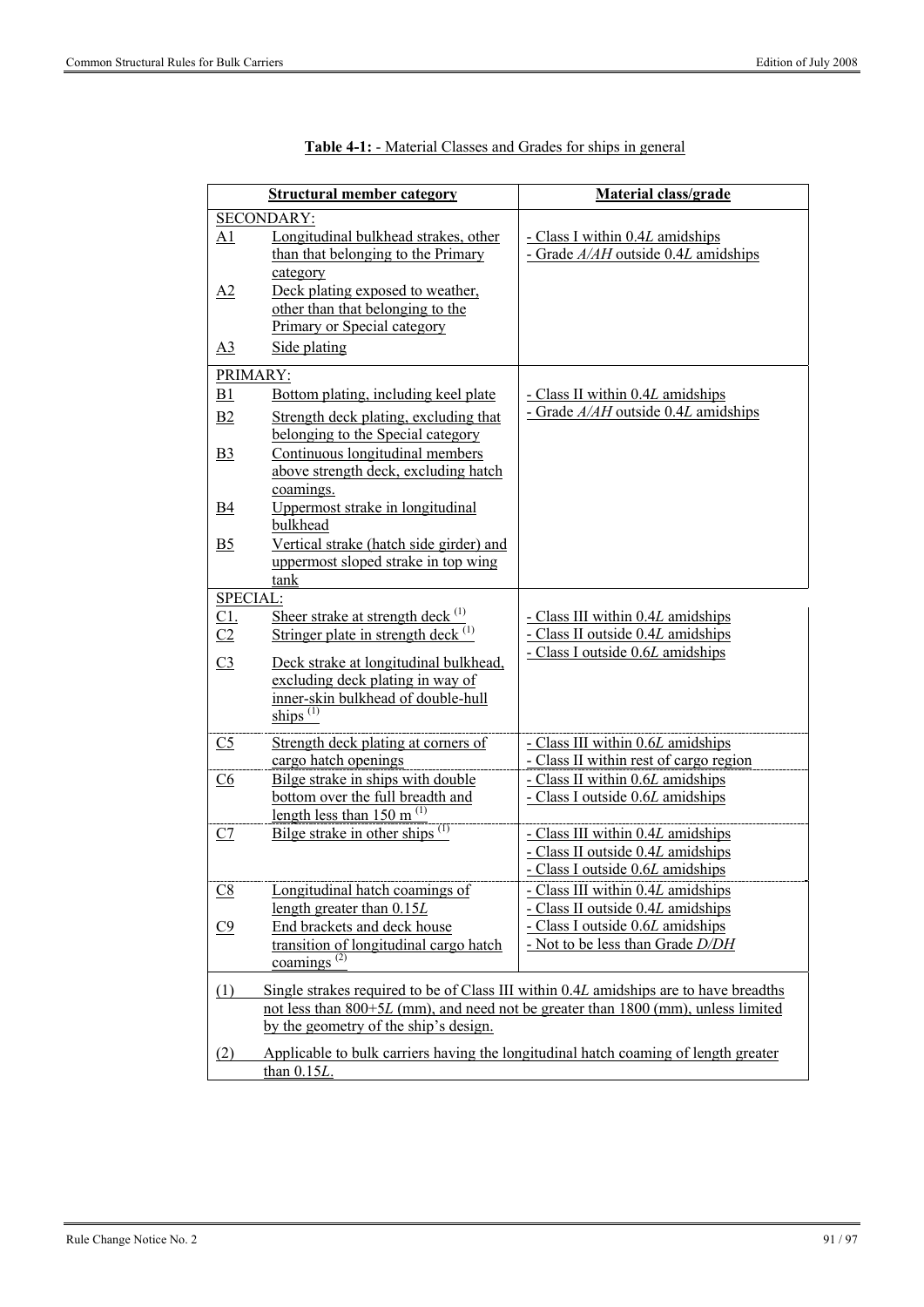**Table 4-1:** - Material Classes and Grades for ships in general

| Structural member category | Material class/grade |
|---|---|
| SECONDARY:<br>A1 Longitudinal bulkhead strakes, other than that belonging to the Primary category<br>A2 Deck plating exposed to weather, other than that belonging to the Primary or Special category<br>A3 Side plating | - Class I within 0.4*L* amidships<br>- Grade *A/AH* outside 0.4*L* amidships |
| PRIMARY:<br>B1 Bottom plating, including keel plate<br>B2 Strength deck plating, excluding that belonging to the Special category<br>B3 Continuous longitudinal members above strength deck, excluding hatch coamings.<br>B4 Uppermost strake in longitudinal bulkhead<br>B5 Vertical strake (hatch side girder) and uppermost sloped strake in top wing tank | - Class II within 0.4*L* amidships<br>- Grade *A/AH* outside 0.4*L* amidships |
| SPECIAL:<br>C1. Sheer strake at strength deck (1)<br>C2 Stringer plate in strength deck (1)<br>C3 Deck strake at longitudinal bulkhead, excluding deck plating in way of inner-skin bulkhead of double-hull ships (1) | - Class III within 0.4*L* amidships<br>- Class II outside 0.4*L* amidships<br>- Class I outside 0.6*L* amidships |
| C5 Strength deck plating at corners of cargo hatch openings | - Class III within 0.6*L* amidships<br>- Class II within rest of cargo region |
| C6 Bilge strake in ships with double bottom over the full breadth and length less than 150 m (1) | - Class II within 0.6*L* amidships<br>- Class I outside 0.6*L* amidships |
| C7 Bilge strake in other ships (1) | - Class III within 0.4*L* amidships<br>- Class II outside 0.4*L* amidships<br>- Class I outside 0.6*L* amidships |
| C8 Longitudinal hatch coamings of length greater than 0.15*L*<br>C9 End brackets and deck house transition of longitudinal cargo hatch coamings (2) | - Class III within 0.4*L* amidships<br>- Class II outside 0.4*L* amidships<br>- Class I outside 0.6*L* amidships<br>- Not to be less than Grade *D/DH* |

(1) Single strakes required to be of Class III within 0.4*L* amidships are to have breadths not less than 800+5*L* (mm), and need not be greater than 1800 (mm), unless limited by the geometry of the ship's design.

(2) Applicable to bulk carriers having the longitudinal hatch coaming of length greater than 0.15*L*.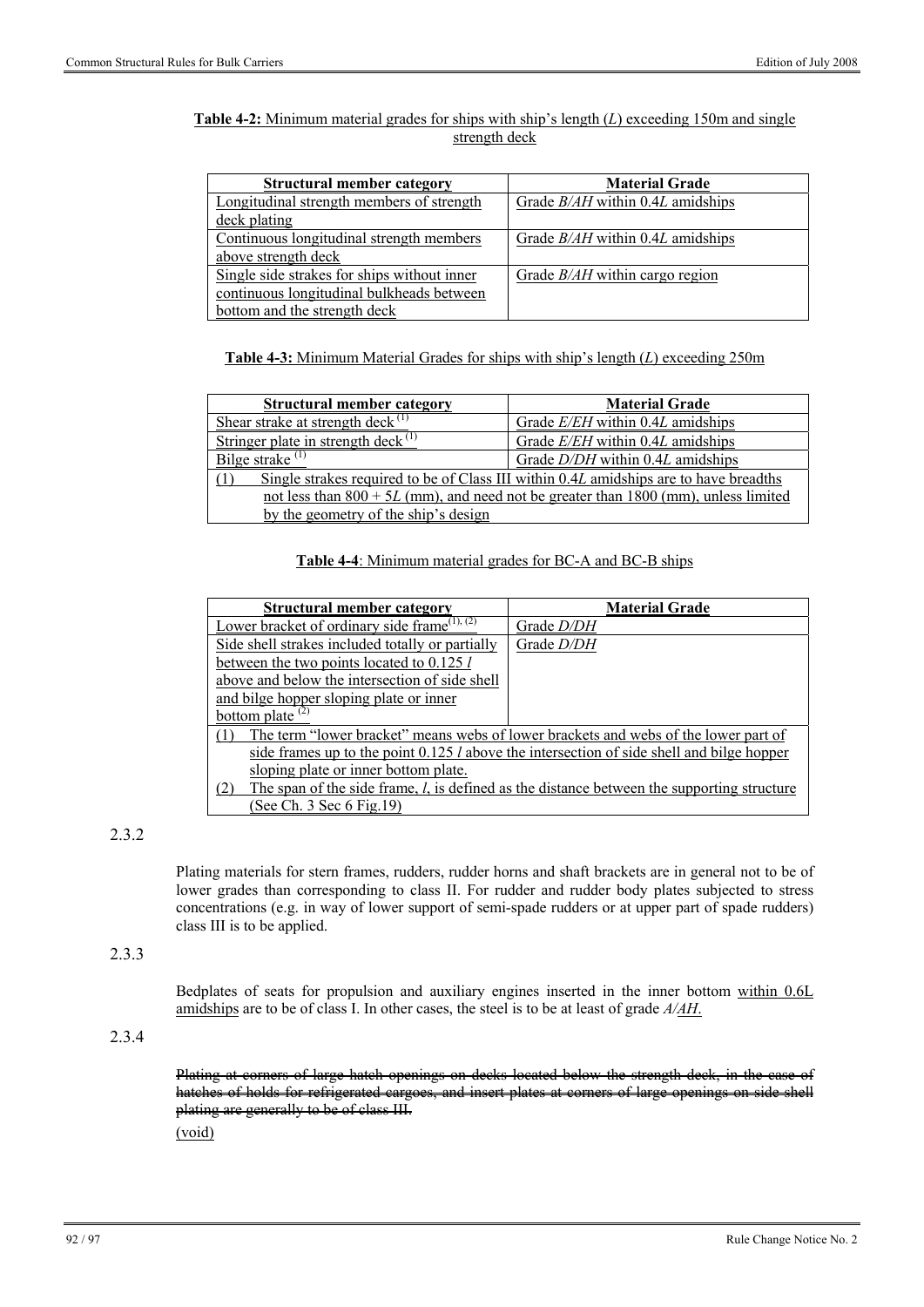**Table 4-2:** Minimum material grades for ships with ship's length ($L$) exceeding 150m and single strength deck

| Structural member category | Material Grade |
|---|---|
| Longitudinal strength members of strength deck plating | Grade *B/AH* within 0.4$L$ amidships |
| Continuous longitudinal strength members above strength deck | Grade *B/AH* within 0.4$L$ amidships |
| Single side strakes for ships without inner continuous longitudinal bulkheads between bottom and the strength deck | Grade *B/AH* within cargo region |

**Table 4-3:** Minimum Material Grades for ships with ship's length ($L$) exceeding 250m

| Structural member category | Material Grade |
|---|---|
| Shear strake at strength deck (1) | Grade *E/EH* within 0.4$L$ amidships |
| Stringer plate in strength deck (1) | Grade *E/EH* within 0.4$L$ amidships |
| Bilge strake (1) | Grade *D/DH* within 0.4$L$ amidships |
| (1) Single strakes required to be of Class III within 0.4$L$ amidships are to have breadths not less than 800 + 5$L$ (mm), and need not be greater than 1800 (mm), unless limited by the geometry of the ship's design | |

**Table 4-4**: Minimum material grades for BC-A and BC-B ships

| Structural member category | Material Grade |
|---|---|
| Lower bracket of ordinary side frame (1), (2) | Grade *D/DH* |
| Side shell strakes included totally or partially between the two points located to 0.125 $l$ above and below the intersection of side shell and bilge hopper sloping plate or inner bottom plate (2) | Grade *D/DH* |
| (1) The term "lower bracket" means webs of lower brackets and webs of the lower part of side frames up to the point 0.125 $l$ above the intersection of side shell and bilge hopper sloping plate or inner bottom plate.<br>(2) The span of the side frame, $l$, is defined as the distance between the supporting structure (See Ch. 3 Sec 6 Fig.19) | |

2.3.2

Plating materials for stern frames, rudders, rudder horns and shaft brackets are in general not to be of lower grades than corresponding to class II. For rudder and rudder body plates subjected to stress concentrations (e.g. in way of lower support of semi-spade rudders or at upper part of spade rudders) class III is to be applied.

2.3.3

Bedplates of seats for propulsion and auxiliary engines inserted in the inner bottom within 0.6L amidships are to be of class I. In other cases, the steel is to be at least of grade *A/AH*.

2.3.4

~~Plating at corners of large hatch openings on decks located below the strength deck, in the case of hatches of holds for refrigerated cargoes, and insert plates at corners of large openings on side shell plating are generally to be of class III.~~

(void)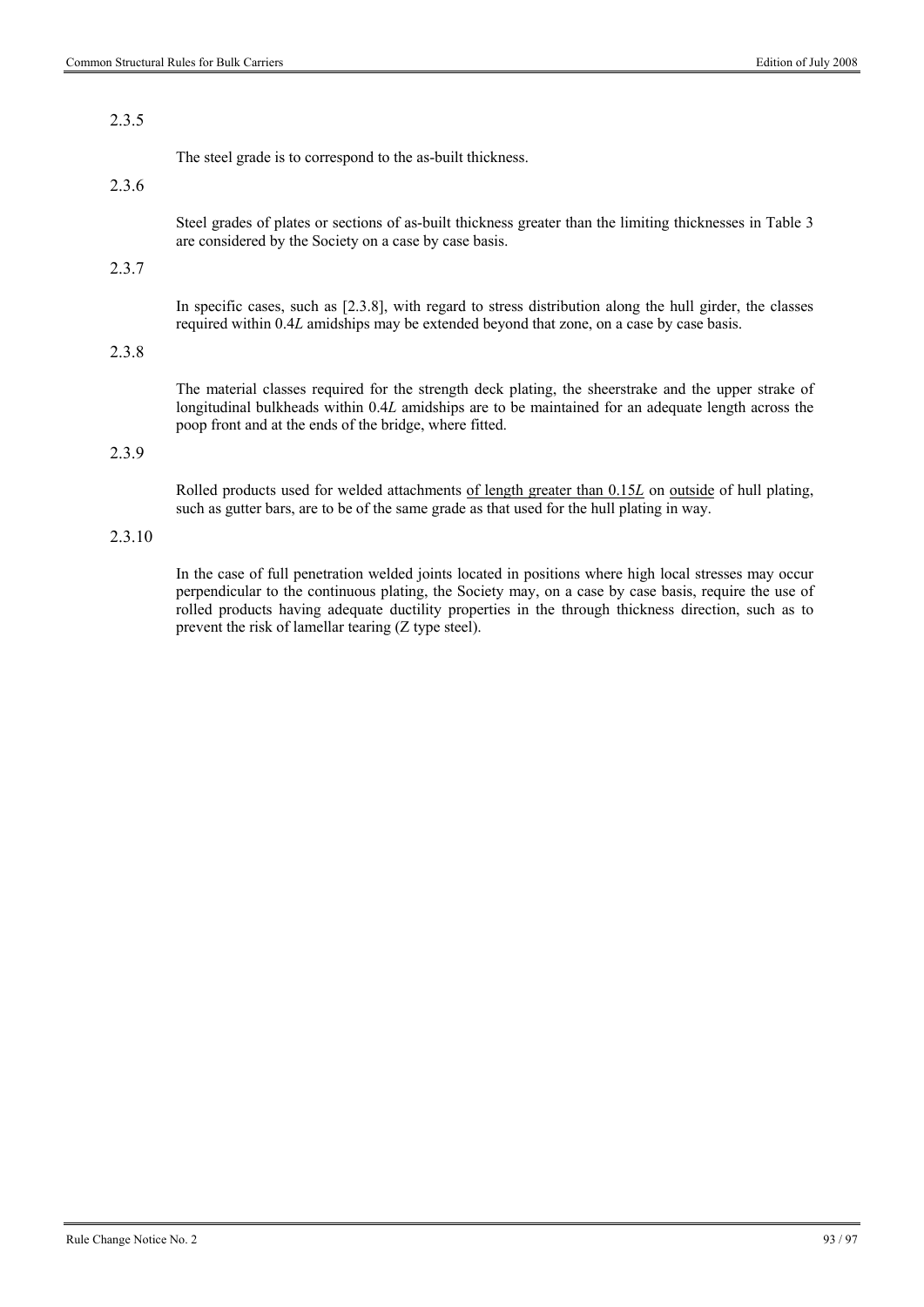2.3.5

The steel grade is to correspond to the as-built thickness.

2.3.6

Steel grades of plates or sections of as-built thickness greater than the limiting thicknesses in Table 3 are considered by the Society on a case by case basis.

2.3.7

In specific cases, such as [2.3.8], with regard to stress distribution along the hull girder, the classes required within 0.4*L* amidships may be extended beyond that zone, on a case by case basis.

2.3.8

The material classes required for the strength deck plating, the sheerstrake and the upper strake of longitudinal bulkheads within 0.4*L* amidships are to be maintained for an adequate length across the poop front and at the ends of the bridge, where fitted.

2.3.9

Rolled products used for welded attachments <u>of length greater than 0.15*L*</u> on <u>outside</u> of hull plating, such as gutter bars, are to be of the same grade as that used for the hull plating in way.

2.3.10

In the case of full penetration welded joints located in positions where high local stresses may occur perpendicular to the continuous plating, the Society may, on a case by case basis, require the use of rolled products having adequate ductility properties in the through thickness direction, such as to prevent the risk of lamellar tearing (Z type steel).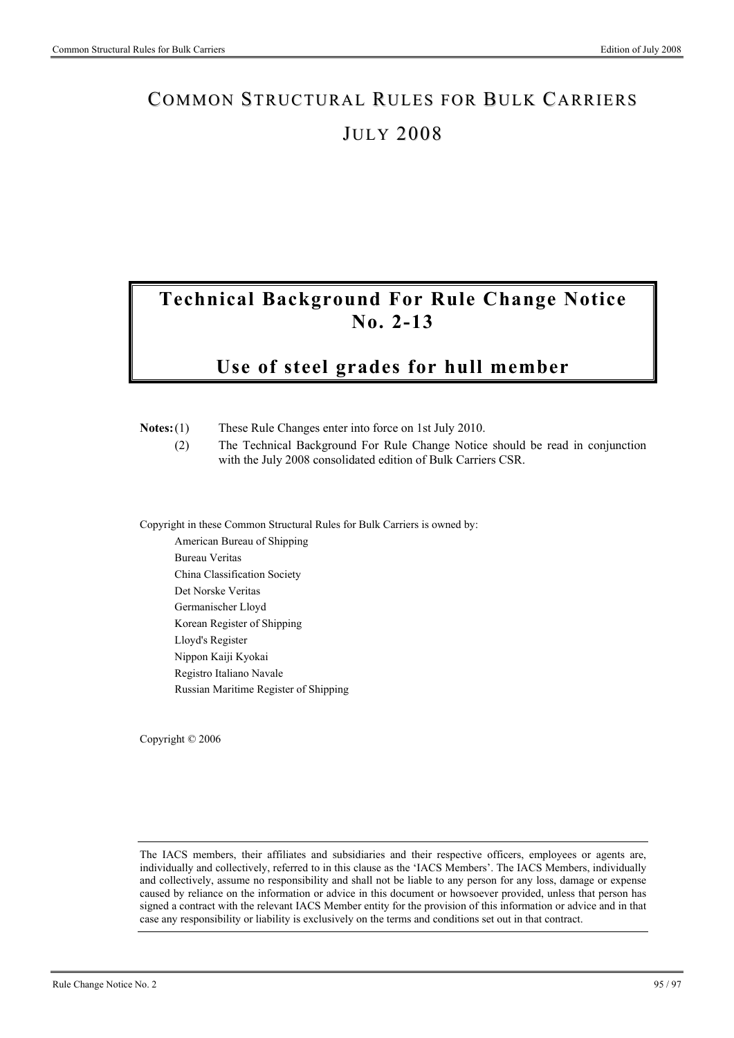# COMMON STRUCTURAL RULES FOR BULK CARRIERS

# JULY 2008

## Technical Background For Rule Change Notice No. 2-13

## Use of steel grades for hull member

**Notes:** (1) These Rule Changes enter into force on 1st July 2010.

(2) The Technical Background For Rule Change Notice should be read in conjunction with the July 2008 consolidated edition of Bulk Carriers CSR.

Copyright in these Common Structural Rules for Bulk Carriers is owned by:

American Bureau of Shipping
Bureau Veritas
China Classification Society
Det Norske Veritas
Germanischer Lloyd
Korean Register of Shipping
Lloyd's Register
Nippon Kaiji Kyokai
Registro Italiano Navale
Russian Maritime Register of Shipping

Copyright © 2006

The IACS members, their affiliates and subsidiaries and their respective officers, employees or agents are, individually and collectively, referred to in this clause as the 'IACS Members'. The IACS Members, individually and collectively, assume no responsibility and shall not be liable to any person for any loss, damage or expense caused by reliance on the information or advice in this document or howsoever provided, unless that person has signed a contract with the relevant IACS Member entity for the provision of this information or advice and in that case any responsibility or liability is exclusively on the terms and conditions set out in that contract.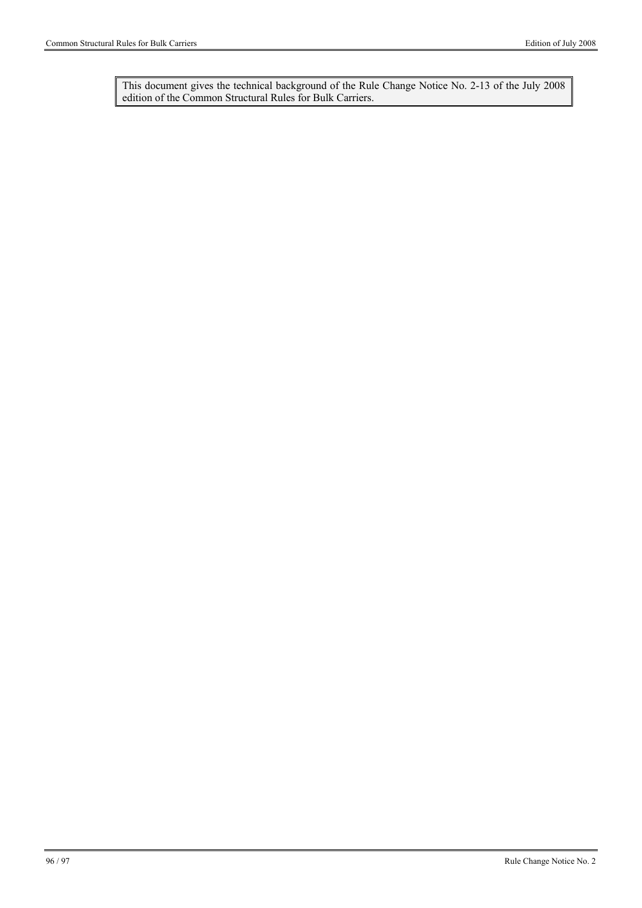This document gives the technical background of the Rule Change Notice No. 2-13 of the July 2008 edition of the Common Structural Rules for Bulk Carriers.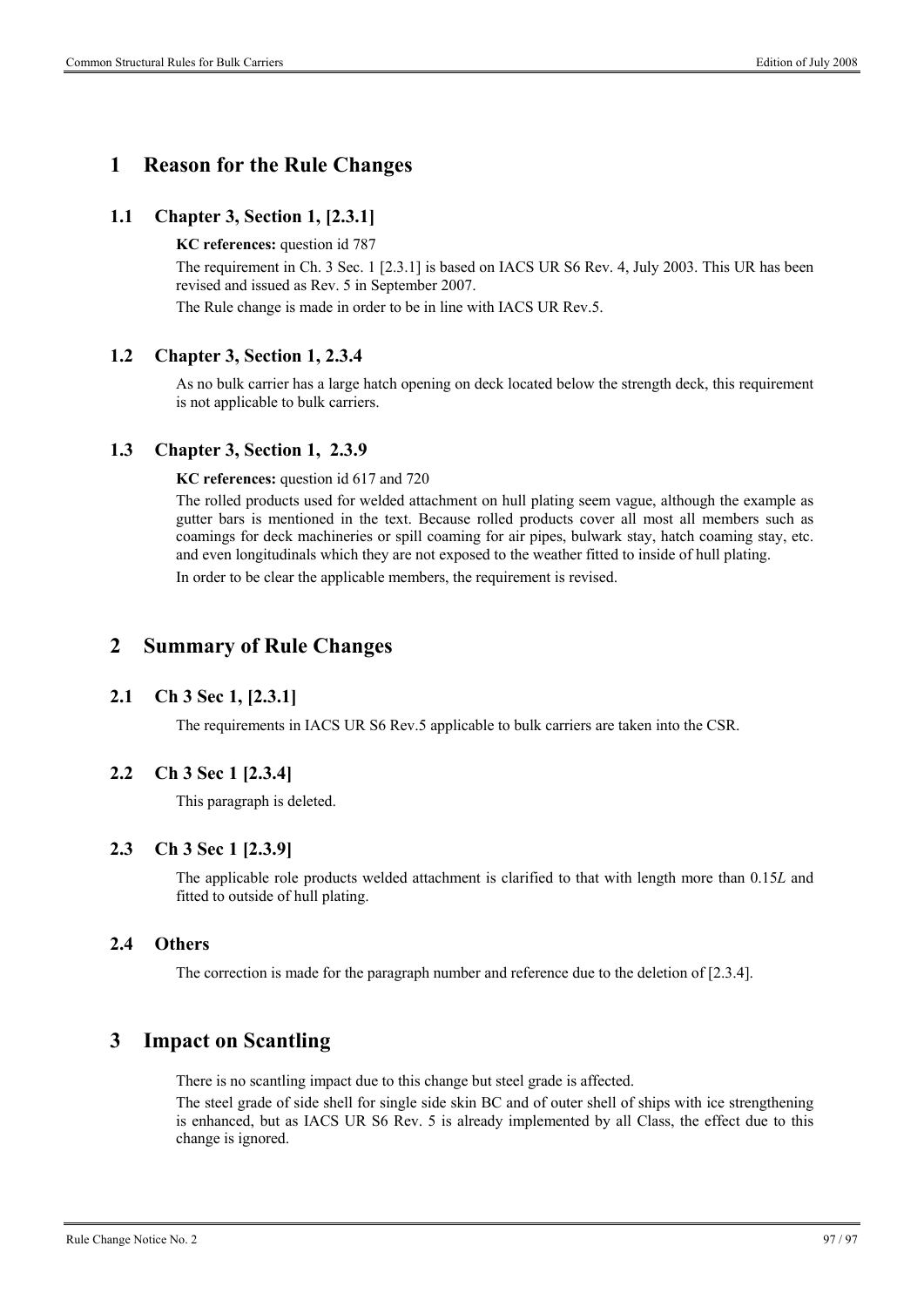## 1 Reason for the Rule Changes

### 1.1 Chapter 3, Section 1, [2.3.1]

**KC references:** question id 787

The requirement in Ch. 3 Sec. 1 [2.3.1] is based on IACS UR S6 Rev. 4, July 2003. This UR has been revised and issued as Rev. 5 in September 2007.

The Rule change is made in order to be in line with IACS UR Rev.5.

### 1.2 Chapter 3, Section 1, 2.3.4

As no bulk carrier has a large hatch opening on deck located below the strength deck, this requirement is not applicable to bulk carriers.

### 1.3 Chapter 3, Section 1, 2.3.9

**KC references:** question id 617 and 720

The rolled products used for welded attachment on hull plating seem vague, although the example as gutter bars is mentioned in the text. Because rolled products cover all most all members such as coamings for deck machineries or spill coaming for air pipes, bulwark stay, hatch coaming stay, etc. and even longitudinals which they are not exposed to the weather fitted to inside of hull plating.

In order to be clear the applicable members, the requirement is revised.

## 2 Summary of Rule Changes

### 2.1 Ch 3 Sec 1, [2.3.1]

The requirements in IACS UR S6 Rev.5 applicable to bulk carriers are taken into the CSR.

### 2.2 Ch 3 Sec 1 [2.3.4]

This paragraph is deleted.

### 2.3 Ch 3 Sec 1 [2.3.9]

The applicable role products welded attachment is clarified to that with length more than 0.15*L* and fitted to outside of hull plating.

### 2.4 Others

The correction is made for the paragraph number and reference due to the deletion of [2.3.4].

## 3 Impact on Scantling

There is no scantling impact due to this change but steel grade is affected.

The steel grade of side shell for single side skin BC and of outer shell of ships with ice strengthening is enhanced, but as IACS UR S6 Rev. 5 is already implemented by all Class, the effect due to this change is ignored.